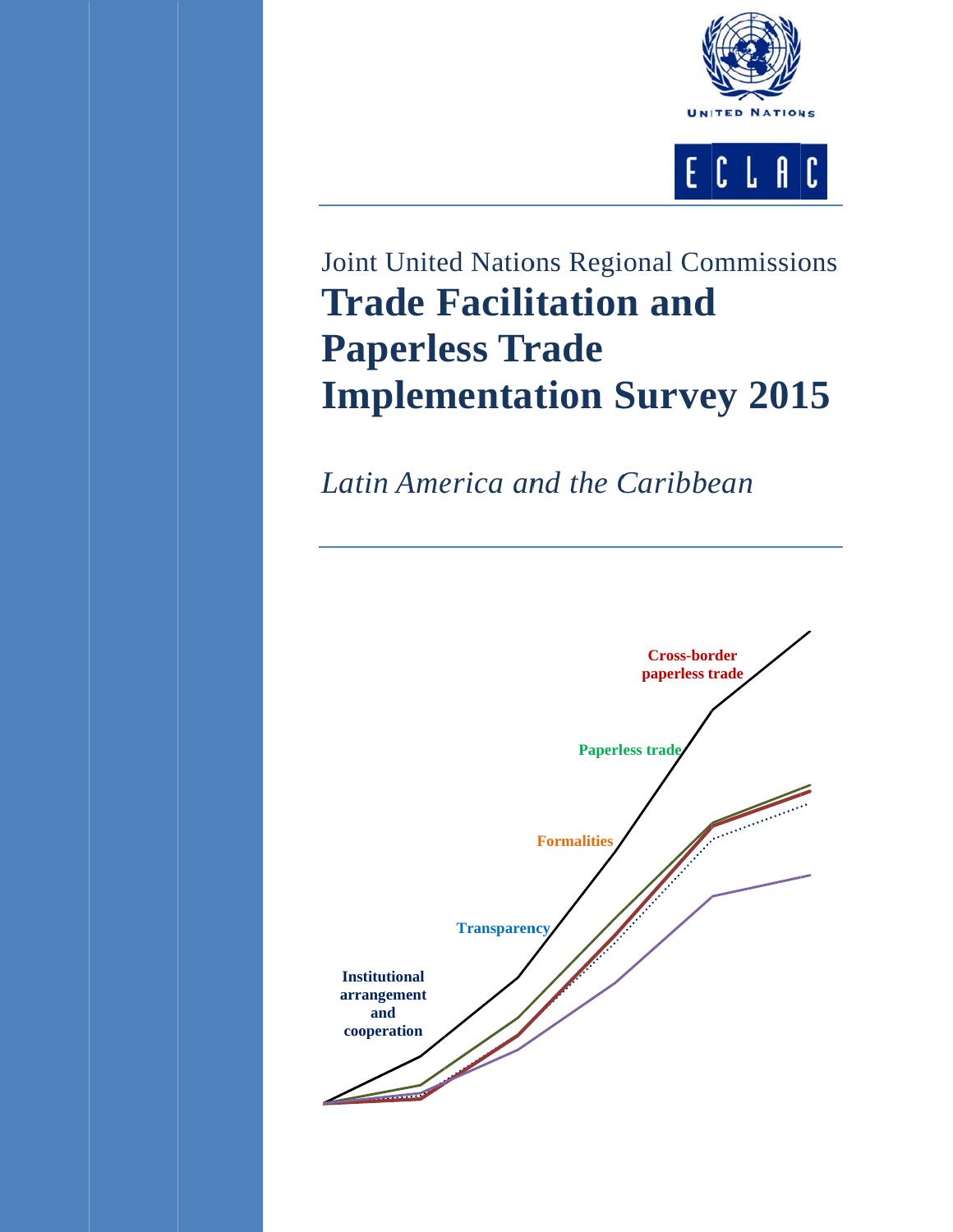UNITED NATIONS

ECLAC

Joint United Nations Regional Commissions

# Trade Facilitation and Paperless Trade Implementation Survey 2015

*Latin America and the Caribbean*

**Cross-border paperless trade**

**Paperless trade**

**Formalities**

**Transparency**

**Institutional arrangement and cooperation**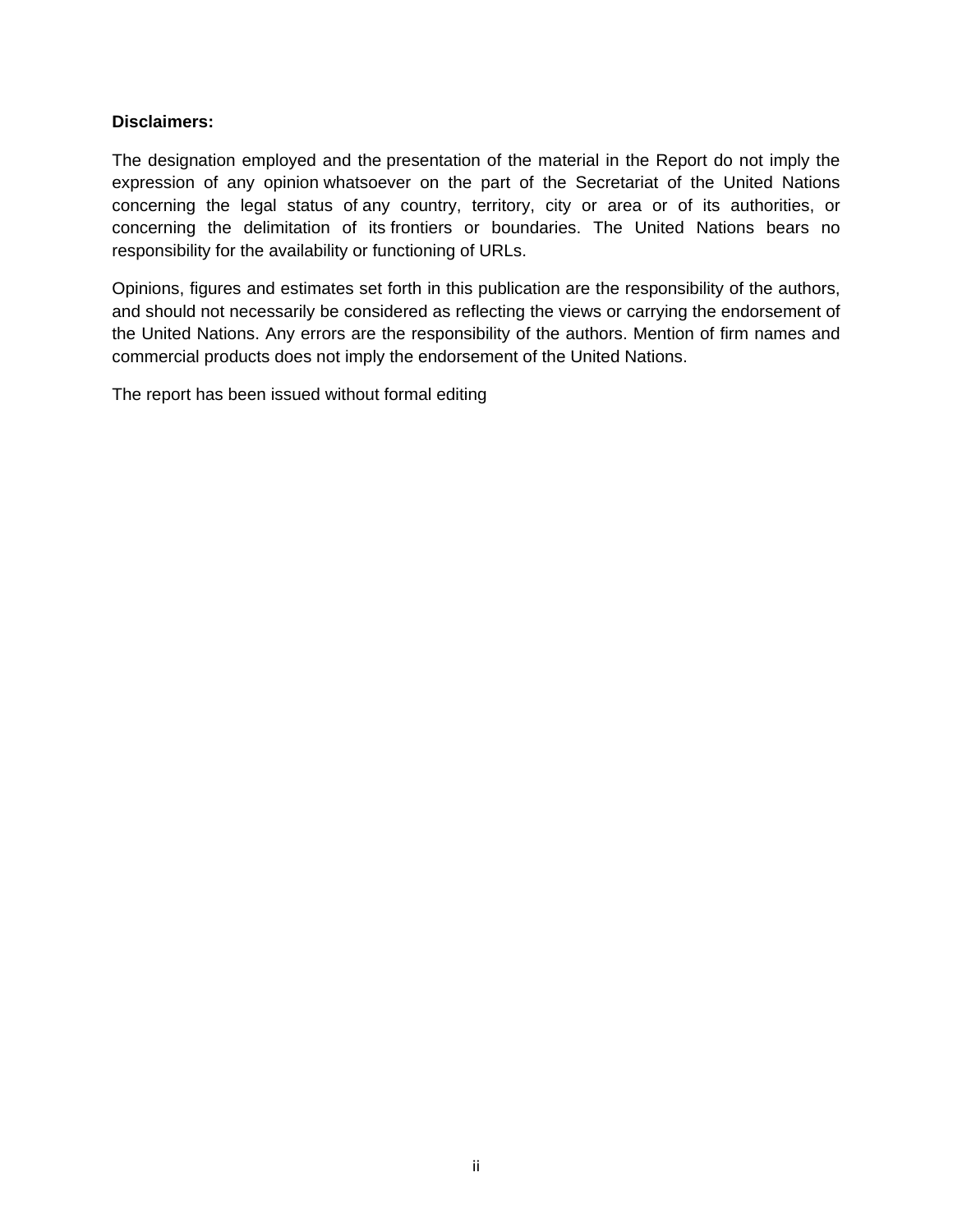**Disclaimers:**

The designation employed and the presentation of the material in the Report do not imply the expression of any opinion whatsoever on the part of the Secretariat of the United Nations concerning the legal status of any country, territory, city or area or of its authorities, or concerning the delimitation of its frontiers or boundaries. The United Nations bears no responsibility for the availability or functioning of URLs.

Opinions, figures and estimates set forth in this publication are the responsibility of the authors, and should not necessarily be considered as reflecting the views or carrying the endorsement of the United Nations. Any errors are the responsibility of the authors. Mention of firm names and commercial products does not imply the endorsement of the United Nations.

The report has been issued without formal editing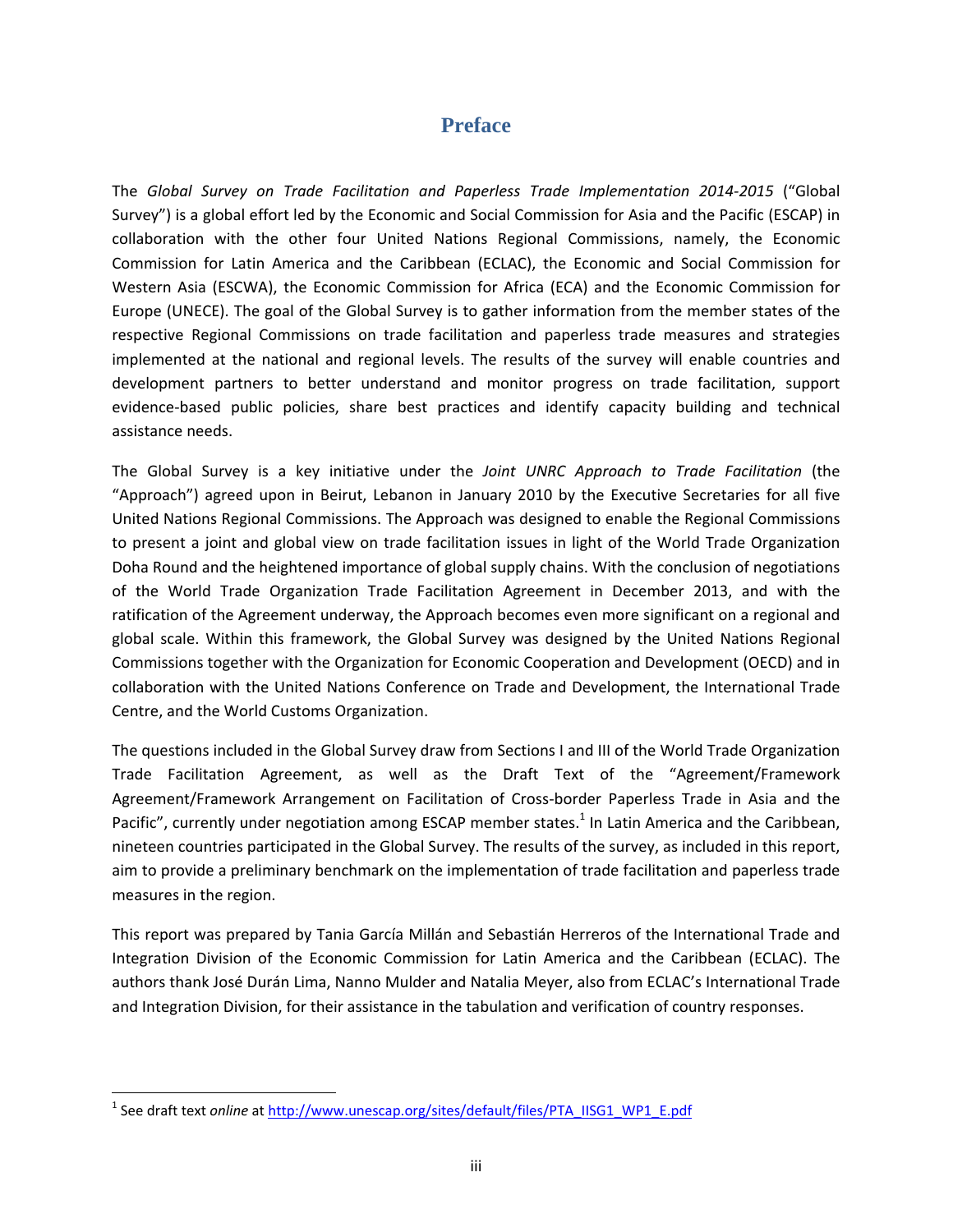# Preface

The *Global Survey on Trade Facilitation and Paperless Trade Implementation 2014-2015* ("Global Survey") is a global effort led by the Economic and Social Commission for Asia and the Pacific (ESCAP) in collaboration with the other four United Nations Regional Commissions, namely, the Economic Commission for Latin America and the Caribbean (ECLAC), the Economic and Social Commission for Western Asia (ESCWA), the Economic Commission for Africa (ECA) and the Economic Commission for Europe (UNECE). The goal of the Global Survey is to gather information from the member states of the respective Regional Commissions on trade facilitation and paperless trade measures and strategies implemented at the national and regional levels. The results of the survey will enable countries and development partners to better understand and monitor progress on trade facilitation, support evidence-based public policies, share best practices and identify capacity building and technical assistance needs.

The Global Survey is a key initiative under the *Joint UNRC Approach to Trade Facilitation* (the "Approach") agreed upon in Beirut, Lebanon in January 2010 by the Executive Secretaries for all five United Nations Regional Commissions. The Approach was designed to enable the Regional Commissions to present a joint and global view on trade facilitation issues in light of the World Trade Organization Doha Round and the heightened importance of global supply chains. With the conclusion of negotiations of the World Trade Organization Trade Facilitation Agreement in December 2013, and with the ratification of the Agreement underway, the Approach becomes even more significant on a regional and global scale. Within this framework, the Global Survey was designed by the United Nations Regional Commissions together with the Organization for Economic Cooperation and Development (OECD) and in collaboration with the United Nations Conference on Trade and Development, the International Trade Centre, and the World Customs Organization.

The questions included in the Global Survey draw from Sections I and III of the World Trade Organization Trade Facilitation Agreement, as well as the Draft Text of the "Agreement/Framework Agreement/Framework Arrangement on Facilitation of Cross-border Paperless Trade in Asia and the Pacific", currently under negotiation among ESCAP member states.[1] In Latin America and the Caribbean, nineteen countries participated in the Global Survey. The results of the survey, as included in this report, aim to provide a preliminary benchmark on the implementation of trade facilitation and paperless trade measures in the region.

This report was prepared by Tania García Millán and Sebastián Herreros of the International Trade and Integration Division of the Economic Commission for Latin America and the Caribbean (ECLAC). The authors thank José Durán Lima, Nanno Mulder and Natalia Meyer, also from ECLAC's International Trade and Integration Division, for their assistance in the tabulation and verification of country responses.

---

[1] See draft text *online* at http://www.unescap.org/sites/default/files/PTA_IISG1_WP1_E.pdf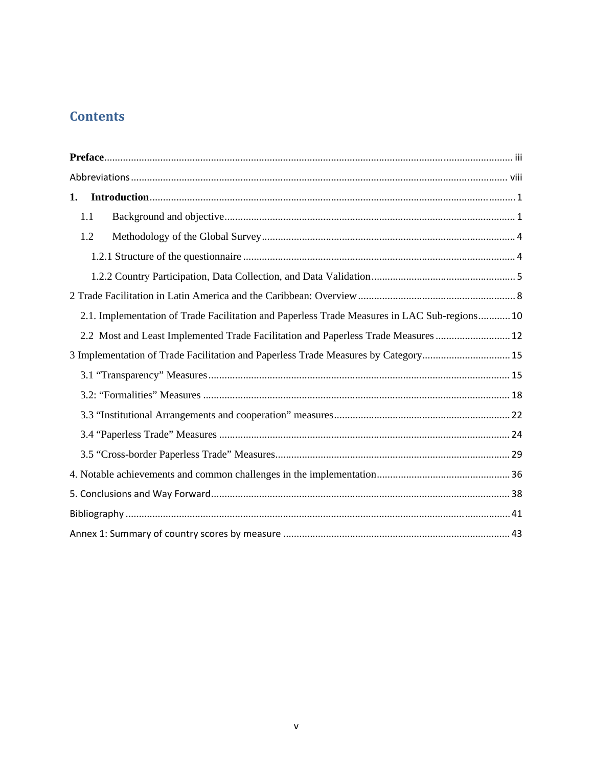# Contents

**Preface** ... iii

Abbreviations ... viii

**1. Introduction** ... 1

- 1.1 Background and objective ... 1
- 1.2 Methodology of the Global Survey ... 4
  - 1.2.1 Structure of the questionnaire ... 4
  - 1.2.2 Country Participation, Data Collection, and Data Validation ... 5

2 Trade Facilitation in Latin America and the Caribbean: Overview ... 8

- 2.1. Implementation of Trade Facilitation and Paperless Trade Measures in LAC Sub-regions ... 10
- 2.2 Most and Least Implemented Trade Facilitation and Paperless Trade Measures ... 12

3 Implementation of Trade Facilitation and Paperless Trade Measures by Category ... 15

- 3.1 "Transparency" Measures ... 15
- 3.2: "Formalities" Measures ... 18
- 3.3 "Institutional Arrangements and cooperation" measures ... 22
- 3.4 "Paperless Trade" Measures ... 24
- 3.5 "Cross-border Paperless Trade" Measures ... 29

4. Notable achievements and common challenges in the implementation ... 36

5. Conclusions and Way Forward ... 38

Bibliography ... 41

Annex 1: Summary of country scores by measure ... 43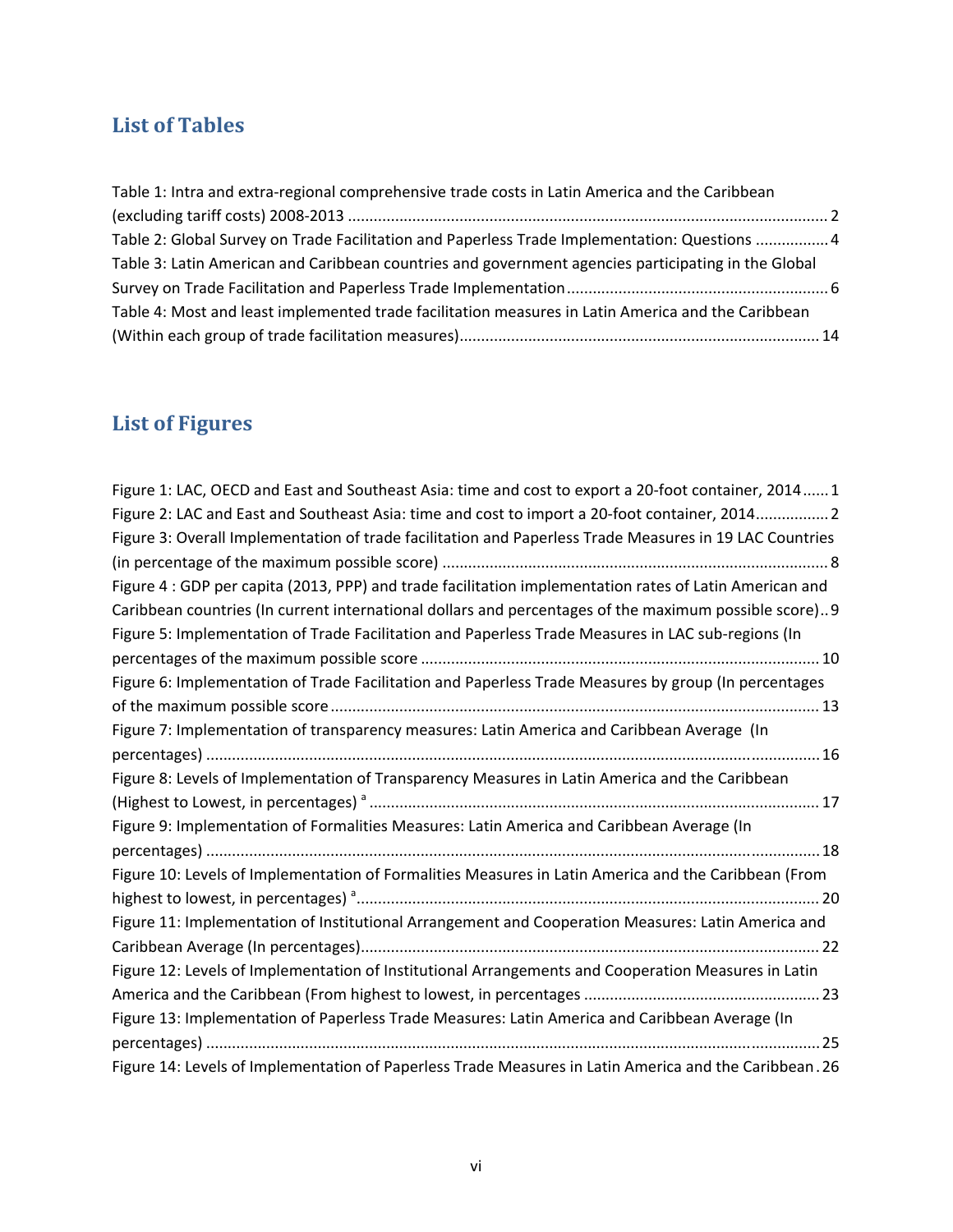## List of Tables

Table 1: Intra and extra-regional comprehensive trade costs in Latin America and the Caribbean (excluding tariff costs) 2008-2013 ............................................................................................................. 2
Table 2: Global Survey on Trade Facilitation and Paperless Trade Implementation: Questions ................. 4
Table 3: Latin American and Caribbean countries and government agencies participating in the Global Survey on Trade Facilitation and Paperless Trade Implementation ............................................................ 6
Table 4: Most and least implemented trade facilitation measures in Latin America and the Caribbean (Within each group of trade facilitation measures).................................................................................. 14

## List of Figures

Figure 1: LAC, OECD and East and Southeast Asia: time and cost to export a 20-foot container, 2014 ...... 1
Figure 2: LAC and East and Southeast Asia: time and cost to import a 20-foot container, 2014................. 2
Figure 3: Overall Implementation of trade facilitation and Paperless Trade Measures in 19 LAC Countries (in percentage of the maximum possible score) ........................................................................................ 8
Figure 4 : GDP per capita (2013, PPP) and trade facilitation implementation rates of Latin American and Caribbean countries (In current international dollars and percentages of the maximum possible score).. 9
Figure 5: Implementation of Trade Facilitation and Paperless Trade Measures in LAC sub-regions (In percentages of the maximum possible score ........................................................................................... 10
Figure 6: Implementation of Trade Facilitation and Paperless Trade Measures by group (In percentages of the maximum possible score ................................................................................................................. 13
Figure 7: Implementation of transparency measures: Latin America and Caribbean Average (In percentages) ............................................................................................................................................ 16
Figure 8: Levels of Implementation of Transparency Measures in Latin America and the Caribbean (Highest to Lowest, in percentages) [a] ........................................................................................................ 17
Figure 9: Implementation of Formalities Measures: Latin America and Caribbean Average (In percentages) ............................................................................................................................................ 18
Figure 10: Levels of Implementation of Formalities Measures in Latin America and the Caribbean (From highest to lowest, in percentages) [a] .......................................................................................................... 20
Figure 11: Implementation of Institutional Arrangement and Cooperation Measures: Latin America and Caribbean Average (In percentages)......................................................................................................... 22
Figure 12: Levels of Implementation of Institutional Arrangements and Cooperation Measures in Latin America and the Caribbean (From highest to lowest, in percentages ...................................................... 23
Figure 13: Implementation of Paperless Trade Measures: Latin America and Caribbean Average (In percentages) ............................................................................................................................................ 25
Figure 14: Levels of Implementation of Paperless Trade Measures in Latin America and the Caribbean . 26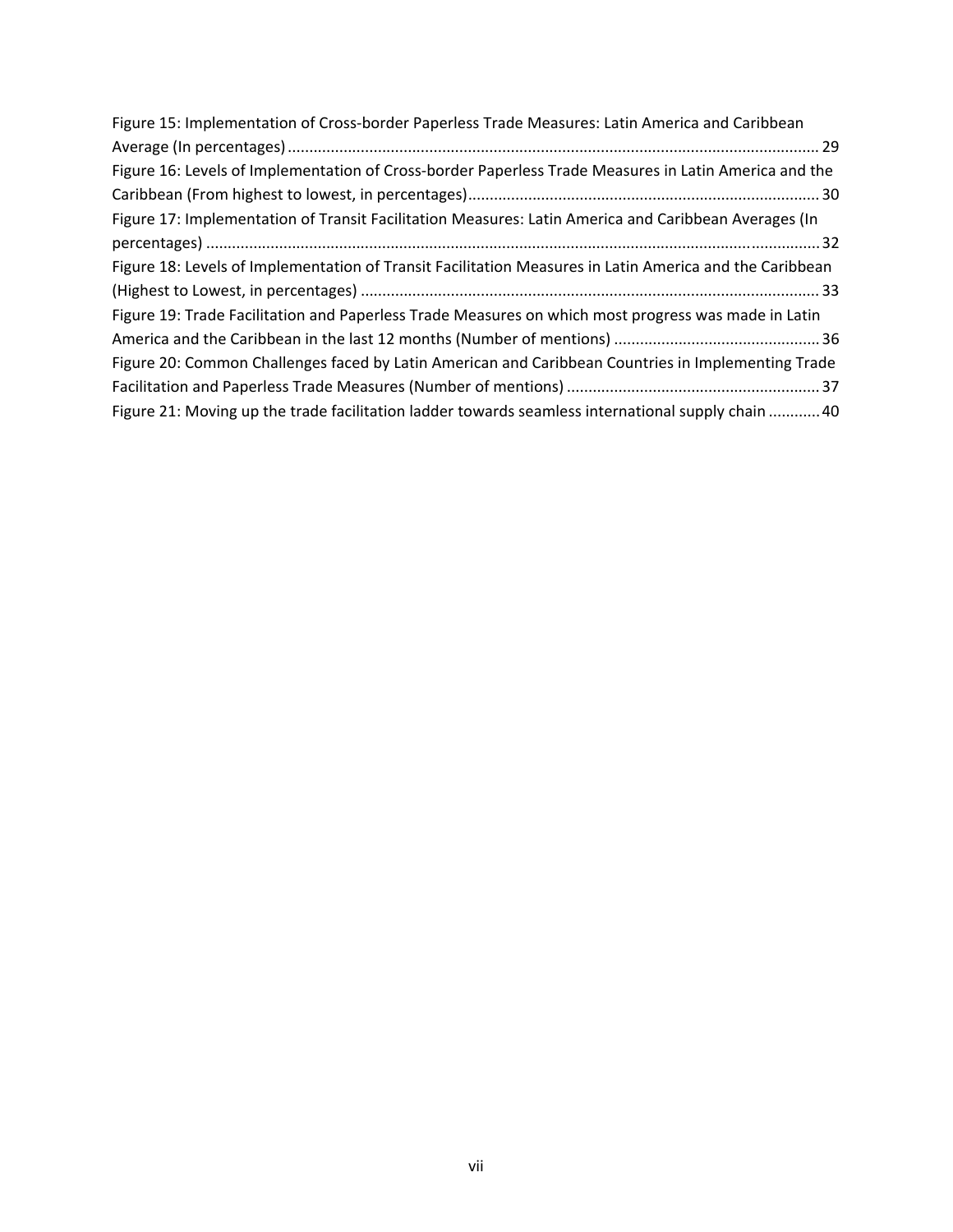Figure 15: Implementation of Cross-border Paperless Trade Measures: Latin America and Caribbean Average (In percentages) ............................................................................................................................ 29

Figure 16: Levels of Implementation of Cross-border Paperless Trade Measures in Latin America and the Caribbean (From highest to lowest, in percentages) ................................................................................. 30

Figure 17: Implementation of Transit Facilitation Measures: Latin America and Caribbean Averages (In percentages) ............................................................................................................................................. 32

Figure 18: Levels of Implementation of Transit Facilitation Measures in Latin America and the Caribbean (Highest to Lowest, in percentages) .......................................................................................................... 33

Figure 19: Trade Facilitation and Paperless Trade Measures on which most progress was made in Latin America and the Caribbean in the last 12 months (Number of mentions) ................................................ 36

Figure 20: Common Challenges faced by Latin American and Caribbean Countries in Implementing Trade Facilitation and Paperless Trade Measures (Number of mentions) ........................................................... 37

Figure 21: Moving up the trade facilitation ladder towards seamless international supply chain ............ 40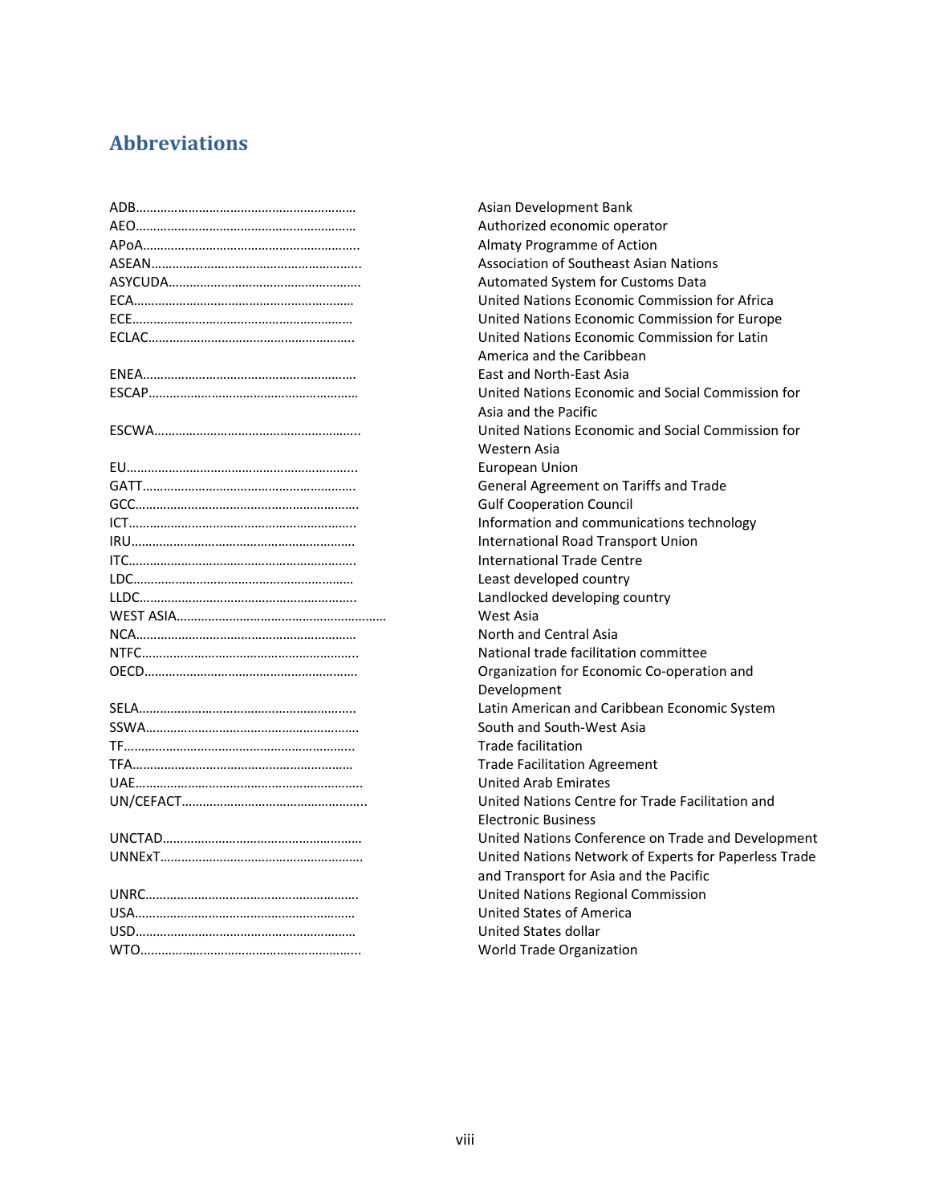## Abbreviations

| | |
|---|---|
| ADB | Asian Development Bank |
| AEO | Authorized economic operator |
| APoA | Almaty Programme of Action |
| ASEAN | Association of Southeast Asian Nations |
| ASYCUDA | Automated System for Customs Data |
| ECA | United Nations Economic Commission for Africa |
| ECE | United Nations Economic Commission for Europe |
| ECLAC | United Nations Economic Commission for Latin America and the Caribbean |
| ENEA | East and North-East Asia |
| ESCAP | United Nations Economic and Social Commission for Asia and the Pacific |
| ESCWA | United Nations Economic and Social Commission for Western Asia |
| EU | European Union |
| GATT | General Agreement on Tariffs and Trade |
| GCC | Gulf Cooperation Council |
| ICT | Information and communications technology |
| IRU | International Road Transport Union |
| ITC | International Trade Centre |
| LDC | Least developed country |
| LLDC | Landlocked developing country |
| WEST ASIA | West Asia |
| NCA | North and Central Asia |
| NTFC | National trade facilitation committee |
| OECD | Organization for Economic Co-operation and Development |
| SELA | Latin American and Caribbean Economic System |
| SSWA | South and South-West Asia |
| TF | Trade facilitation |
| TFA | Trade Facilitation Agreement |
| UAE | United Arab Emirates |
| UN/CEFACT | United Nations Centre for Trade Facilitation and Electronic Business |
| UNCTAD | United Nations Conference on Trade and Development |
| UNNExT | United Nations Network of Experts for Paperless Trade and Transport for Asia and the Pacific |
| UNRC | United Nations Regional Commission |
| USA | United States of America |
| USD | United States dollar |
| WTO | World Trade Organization |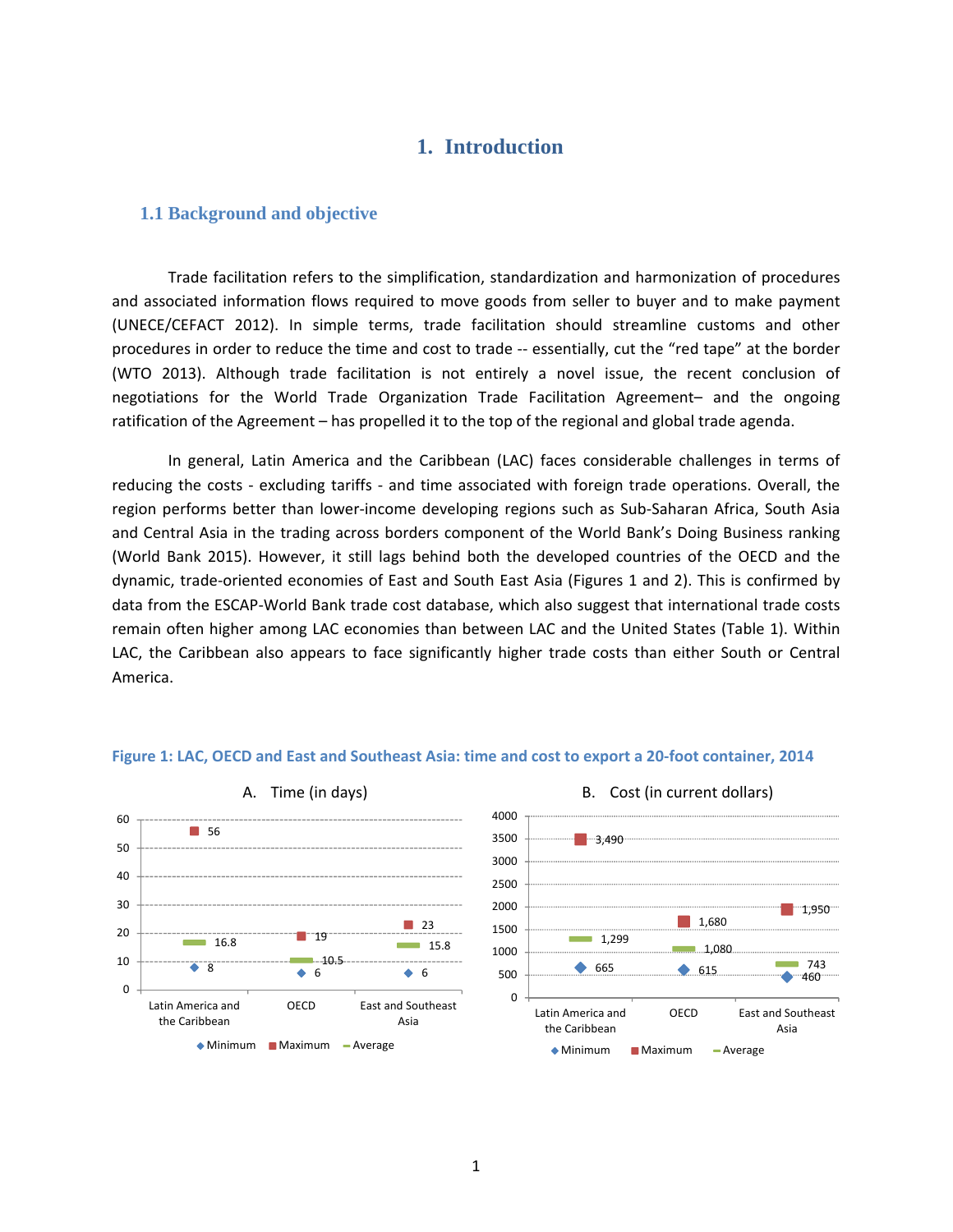# 1. Introduction

## 1.1 Background and objective

Trade facilitation refers to the simplification, standardization and harmonization of procedures and associated information flows required to move goods from seller to buyer and to make payment (UNECE/CEFACT 2012). In simple terms, trade facilitation should streamline customs and other procedures in order to reduce the time and cost to trade -- essentially, cut the "red tape" at the border (WTO 2013). Although trade facilitation is not entirely a novel issue, the recent conclusion of negotiations for the World Trade Organization Trade Facilitation Agreement– and the ongoing ratification of the Agreement – has propelled it to the top of the regional and global trade agenda.

In general, Latin America and the Caribbean (LAC) faces considerable challenges in terms of reducing the costs - excluding tariffs - and time associated with foreign trade operations. Overall, the region performs better than lower-income developing regions such as Sub-Saharan Africa, South Asia and Central Asia in the trading across borders component of the World Bank's Doing Business ranking (World Bank 2015). However, it still lags behind both the developed countries of the OECD and the dynamic, trade-oriented economies of East and South East Asia (Figures 1 and 2). This is confirmed by data from the ESCAP-World Bank trade cost database, which also suggest that international trade costs remain often higher among LAC economies than between LAC and the United States (Table 1). Within LAC, the Caribbean also appears to face significantly higher trade costs than either South or Central America.

**Figure 1: LAC, OECD and East and Southeast Asia: time and cost to export a 20-foot container, 2014**

A. Time (in days)

| | Minimum | Maximum | Average |
|---|---|---|---|
| Latin America and the Caribbean | 8 | 56 | 16.8 |
| OECD | 6 | 19 | 10.5 |
| East and Southeast Asia | 6 | 23 | 15.8 |

B. Cost (in current dollars)

| | Minimum | Maximum | Average |
|---|---|---|---|
| Latin America and the Caribbean | 665 | 3,490 | 1,299 |
| OECD | 615 | 1,680 | 1,080 |
| East and Southeast Asia | 460 | 1,950 | 743 |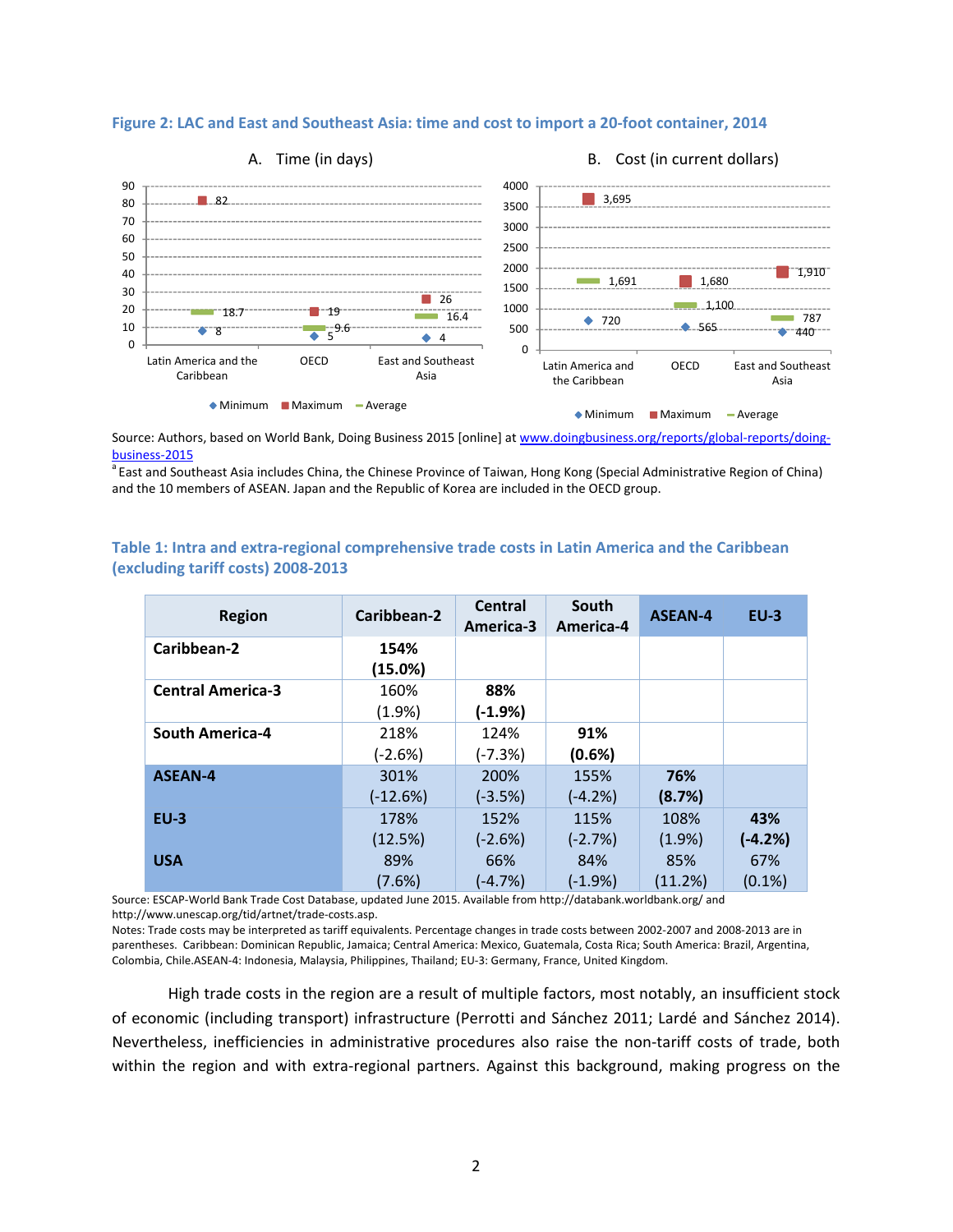**Figure 2: LAC and East and Southeast Asia: time and cost to import a 20-foot container, 2014**

A. Time (in days)

| | Minimum | Maximum | Average |
|---|---|---|---|
| Latin America and the Caribbean | 8 | 82 | 18.7 |
| OECD | 5 | 19 | 9.6 |
| East and Southeast Asia | 4 | 26 | 16.4 |

B. Cost (in current dollars)

| | Minimum | Maximum | Average |
|---|---|---|---|
| Latin America and the Caribbean | 720 | 3,695 | 1,691 |
| OECD | 565 | 1,680 | 1,100 |
| East and Southeast Asia | 440 | 1,910 | 787 |

Source: Authors, based on World Bank, Doing Business 2015 [online] at www.doingbusiness.org/reports/global-reports/doing-business-2015

[a] East and Southeast Asia includes China, the Chinese Province of Taiwan, Hong Kong (Special Administrative Region of China) and the 10 members of ASEAN. Japan and the Republic of Korea are included in the OECD group.

**Table 1: Intra and extra-regional comprehensive trade costs in Latin America and the Caribbean (excluding tariff costs) 2008-2013**

| Region | Caribbean-2 | Central America-3 | South America-4 | ASEAN-4 | EU-3 |
|---|---|---|---|---|---|
| **Caribbean-2** | **154% (15.0%)** | | | | |
| **Central America-3** | 160% (1.9%) | **88% (-1.9%)** | | | |
| **South America-4** | 218% (-2.6%) | 124% (-7.3%) | **91% (0.6%)** | | |
| **ASEAN-4** | 301% (-12.6%) | 200% (-3.5%) | 155% (-4.2%) | **76% (8.7%)** | |
| **EU-3** | 178% (12.5%) | 152% (-2.6%) | 115% (-2.7%) | 108% (1.9%) | **43% (-4.2%)** |
| **USA** | 89% (7.6%) | 66% (-4.7%) | 84% (-1.9%) | 85% (11.2%) | 67% (0.1%) |

Source: ESCAP-World Bank Trade Cost Database, updated June 2015. Available from http://databank.worldbank.org/ and http://www.unescap.org/tid/artnet/trade-costs.asp.
Notes: Trade costs may be interpreted as tariff equivalents. Percentage changes in trade costs between 2002-2007 and 2008-2013 are in parentheses. Caribbean: Dominican Republic, Jamaica; Central America: Mexico, Guatemala, Costa Rica; South America: Brazil, Argentina, Colombia, Chile.ASEAN-4: Indonesia, Malaysia, Philippines, Thailand; EU-3: Germany, France, United Kingdom.

High trade costs in the region are a result of multiple factors, most notably, an insufficient stock of economic (including transport) infrastructure (Perrotti and Sánchez 2011; Lardé and Sánchez 2014). Nevertheless, inefficiencies in administrative procedures also raise the non-tariff costs of trade, both within the region and with extra-regional partners. Against this background, making progress on the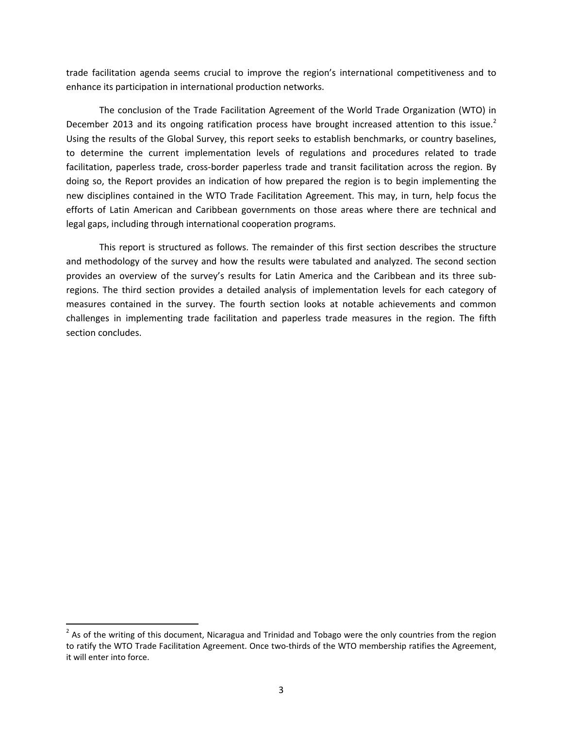trade facilitation agenda seems crucial to improve the region's international competitiveness and to enhance its participation in international production networks.

The conclusion of the Trade Facilitation Agreement of the World Trade Organization (WTO) in December 2013 and its ongoing ratification process have brought increased attention to this issue.[2] Using the results of the Global Survey, this report seeks to establish benchmarks, or country baselines, to determine the current implementation levels of regulations and procedures related to trade facilitation, paperless trade, cross-border paperless trade and transit facilitation across the region. By doing so, the Report provides an indication of how prepared the region is to begin implementing the new disciplines contained in the WTO Trade Facilitation Agreement. This may, in turn, help focus the efforts of Latin American and Caribbean governments on those areas where there are technical and legal gaps, including through international cooperation programs.

This report is structured as follows. The remainder of this first section describes the structure and methodology of the survey and how the results were tabulated and analyzed. The second section provides an overview of the survey's results for Latin America and the Caribbean and its three sub-regions. The third section provides a detailed analysis of implementation levels for each category of measures contained in the survey. The fourth section looks at notable achievements and common challenges in implementing trade facilitation and paperless trade measures in the region. The fifth section concludes.

[2] As of the writing of this document, Nicaragua and Trinidad and Tobago were the only countries from the region to ratify the WTO Trade Facilitation Agreement. Once two-thirds of the WTO membership ratifies the Agreement, it will enter into force.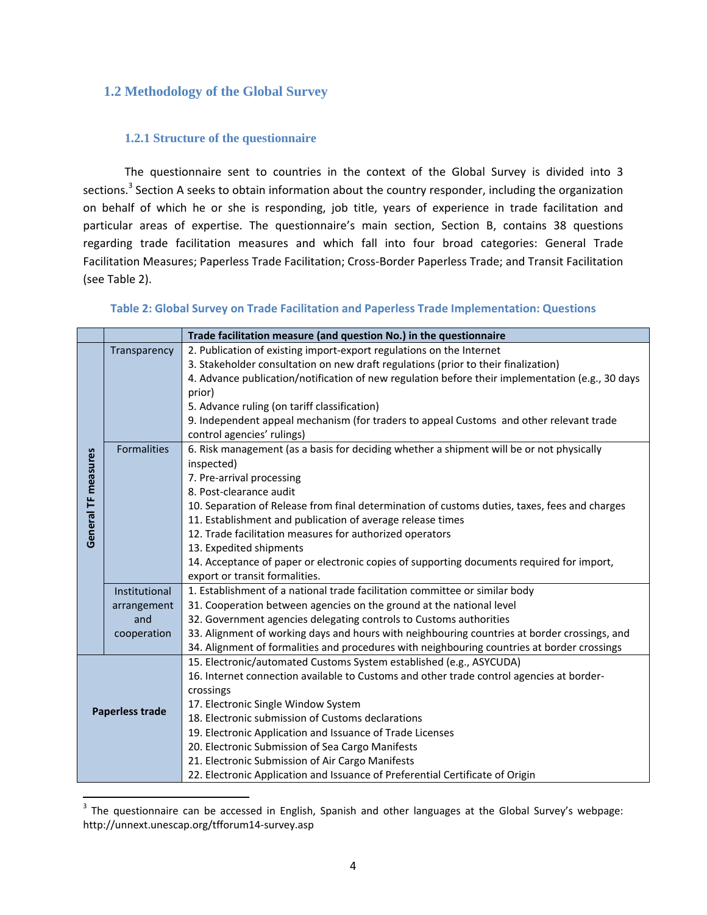## 1.2 Methodology of the Global Survey

### 1.2.1 Structure of the questionnaire

The questionnaire sent to countries in the context of the Global Survey is divided into 3 sections.[3] Section A seeks to obtain information about the country responder, including the organization on behalf of which he or she is responding, job title, years of experience in trade facilitation and particular areas of expertise. The questionnaire's main section, Section B, contains 38 questions regarding trade facilitation measures and which fall into four broad categories: General Trade Facilitation Measures; Paperless Trade Facilitation; Cross-Border Paperless Trade; and Transit Facilitation (see Table 2).

**Table 2: Global Survey on Trade Facilitation and Paperless Trade Implementation: Questions**

| | | Trade facilitation measure (and question No.) in the questionnaire |
|---|---|---|
| General TF measures | Transparency | 2. Publication of existing import-export regulations on the Internet<br>3. Stakeholder consultation on new draft regulations (prior to their finalization)<br>4. Advance publication/notification of new regulation before their implementation (e.g., 30 days prior)<br>5. Advance ruling (on tariff classification)<br>9. Independent appeal mechanism (for traders to appeal Customs and other relevant trade control agencies' rulings) |
| | Formalities | 6. Risk management (as a basis for deciding whether a shipment will be or not physically inspected)<br>7. Pre-arrival processing<br>8. Post-clearance audit<br>10. Separation of Release from final determination of customs duties, taxes, fees and charges<br>11. Establishment and publication of average release times<br>12. Trade facilitation measures for authorized operators<br>13. Expedited shipments<br>14. Acceptance of paper or electronic copies of supporting documents required for import, export or transit formalities. |
| | Institutional arrangement and cooperation | 1. Establishment of a national trade facilitation committee or similar body<br>31. Cooperation between agencies on the ground at the national level<br>32. Government agencies delegating controls to Customs authorities<br>33. Alignment of working days and hours with neighbouring countries at border crossings, and<br>34. Alignment of formalities and procedures with neighbouring countries at border crossings |
| Paperless trade | | 15. Electronic/automated Customs System established (e.g., ASYCUDA)<br>16. Internet connection available to Customs and other trade control agencies at border-crossings<br>17. Electronic Single Window System<br>18. Electronic submission of Customs declarations<br>19. Electronic Application and Issuance of Trade Licenses<br>20. Electronic Submission of Sea Cargo Manifests<br>21. Electronic Submission of Air Cargo Manifests<br>22. Electronic Application and Issuance of Preferential Certificate of Origin |

[3] The questionnaire can be accessed in English, Spanish and other languages at the Global Survey's webpage: http://unnext.unescap.org/tfforum14-survey.asp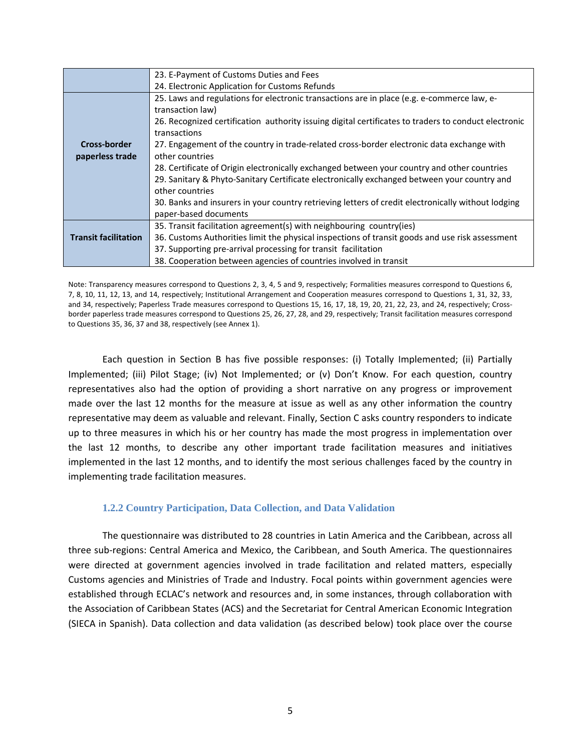| | |
|---|---|
| | 23. E-Payment of Customs Duties and Fees<br>24. Electronic Application for Customs Refunds |
| **Cross-border paperless trade** | 25. Laws and regulations for electronic transactions are in place (e.g. e-commerce law, e-transaction law)<br>26. Recognized certification authority issuing digital certificates to traders to conduct electronic transactions<br>27. Engagement of the country in trade-related cross-border electronic data exchange with other countries<br>28. Certificate of Origin electronically exchanged between your country and other countries<br>29. Sanitary & Phyto-Sanitary Certificate electronically exchanged between your country and other countries<br>30. Banks and insurers in your country retrieving letters of credit electronically without lodging paper-based documents |
| **Transit facilitation** | 35. Transit facilitation agreement(s) with neighbouring country(ies)<br>36. Customs Authorities limit the physical inspections of transit goods and use risk assessment<br>37. Supporting pre-arrival processing for transit facilitation<br>38. Cooperation between agencies of countries involved in transit |

Note: Transparency measures correspond to Questions 2, 3, 4, 5 and 9, respectively; Formalities measures correspond to Questions 6, 7, 8, 10, 11, 12, 13, and 14, respectively; Institutional Arrangement and Cooperation measures correspond to Questions 1, 31, 32, 33, and 34, respectively; Paperless Trade measures correspond to Questions 15, 16, 17, 18, 19, 20, 21, 22, 23, and 24, respectively; Cross-border paperless trade measures correspond to Questions 25, 26, 27, 28, and 29, respectively; Transit facilitation measures correspond to Questions 35, 36, 37 and 38, respectively (see Annex 1).

Each question in Section B has five possible responses: (i) Totally Implemented; (ii) Partially Implemented; (iii) Pilot Stage; (iv) Not Implemented; or (v) Don't Know. For each question, country representatives also had the option of providing a short narrative on any progress or improvement made over the last 12 months for the measure at issue as well as any other information the country representative may deem as valuable and relevant. Finally, Section C asks country responders to indicate up to three measures in which his or her country has made the most progress in implementation over the last 12 months, to describe any other important trade facilitation measures and initiatives implemented in the last 12 months, and to identify the most serious challenges faced by the country in implementing trade facilitation measures.

### 1.2.2 Country Participation, Data Collection, and Data Validation

The questionnaire was distributed to 28 countries in Latin America and the Caribbean, across all three sub-regions: Central America and Mexico, the Caribbean, and South America. The questionnaires were directed at government agencies involved in trade facilitation and related matters, especially Customs agencies and Ministries of Trade and Industry. Focal points within government agencies were established through ECLAC's network and resources and, in some instances, through collaboration with the Association of Caribbean States (ACS) and the Secretariat for Central American Economic Integration (SIECA in Spanish). Data collection and data validation (as described below) took place over the course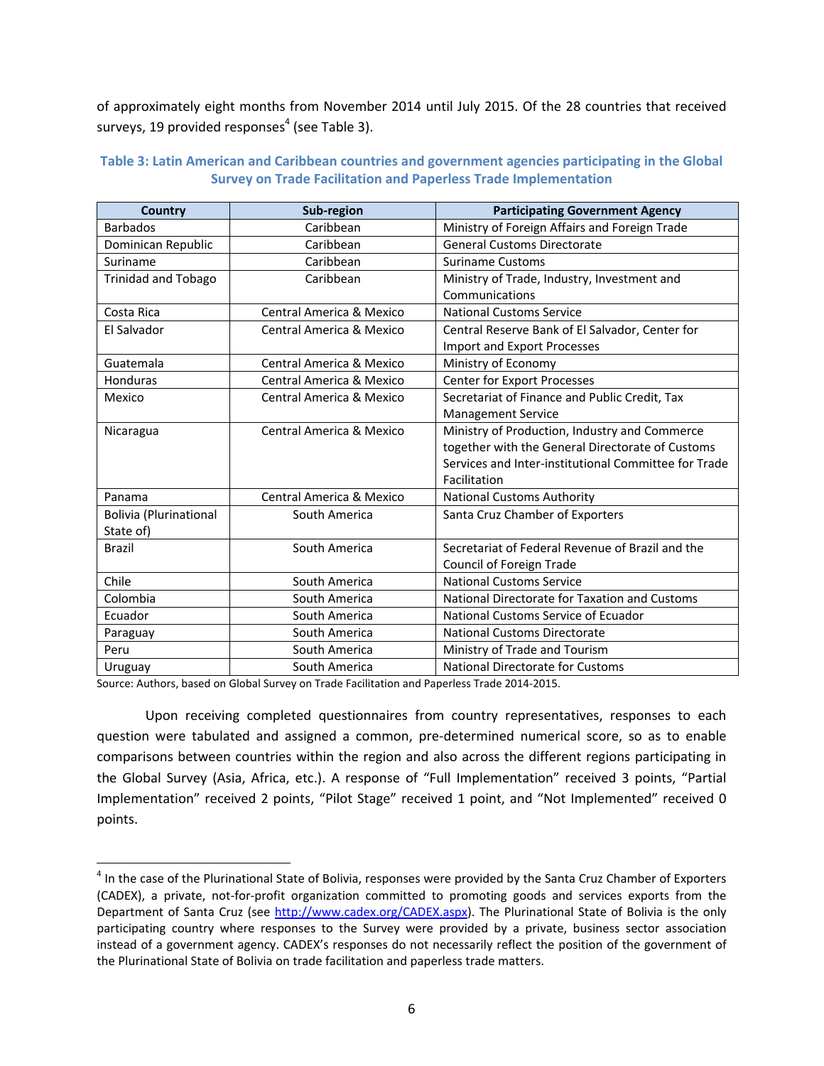of approximately eight months from November 2014 until July 2015. Of the 28 countries that received surveys, 19 provided responses[4] (see Table 3).

**Table 3: Latin American and Caribbean countries and government agencies participating in the Global Survey on Trade Facilitation and Paperless Trade Implementation**

| Country | Sub-region | Participating Government Agency |
|---|---|---|
| Barbados | Caribbean | Ministry of Foreign Affairs and Foreign Trade |
| Dominican Republic | Caribbean | General Customs Directorate |
| Suriname | Caribbean | Suriname Customs |
| Trinidad and Tobago | Caribbean | Ministry of Trade, Industry, Investment and Communications |
| Costa Rica | Central America & Mexico | National Customs Service |
| El Salvador | Central America & Mexico | Central Reserve Bank of El Salvador, Center for Import and Export Processes |
| Guatemala | Central America & Mexico | Ministry of Economy |
| Honduras | Central America & Mexico | Center for Export Processes |
| Mexico | Central America & Mexico | Secretariat of Finance and Public Credit, Tax Management Service |
| Nicaragua | Central America & Mexico | Ministry of Production, Industry and Commerce together with the General Directorate of Customs Services and Inter-institutional Committee for Trade Facilitation |
| Panama | Central America & Mexico | National Customs Authority |
| Bolivia (Plurinational State of) | South America | Santa Cruz Chamber of Exporters |
| Brazil | South America | Secretariat of Federal Revenue of Brazil and the Council of Foreign Trade |
| Chile | South America | National Customs Service |
| Colombia | South America | National Directorate for Taxation and Customs |
| Ecuador | South America | National Customs Service of Ecuador |
| Paraguay | South America | National Customs Directorate |
| Peru | South America | Ministry of Trade and Tourism |
| Uruguay | South America | National Directorate for Customs |

Source: Authors, based on Global Survey on Trade Facilitation and Paperless Trade 2014-2015.

Upon receiving completed questionnaires from country representatives, responses to each question were tabulated and assigned a common, pre-determined numerical score, so as to enable comparisons between countries within the region and also across the different regions participating in the Global Survey (Asia, Africa, etc.). A response of "Full Implementation" received 3 points, "Partial Implementation" received 2 points, "Pilot Stage" received 1 point, and "Not Implemented" received 0 points.

[4] In the case of the Plurinational State of Bolivia, responses were provided by the Santa Cruz Chamber of Exporters (CADEX), a private, not-for-profit organization committed to promoting goods and services exports from the Department of Santa Cruz (see http://www.cadex.org/CADEX.aspx). The Plurinational State of Bolivia is the only participating country where responses to the Survey were provided by a private, business sector association instead of a government agency. CADEX's responses do not necessarily reflect the position of the government of the Plurinational State of Bolivia on trade facilitation and paperless trade matters.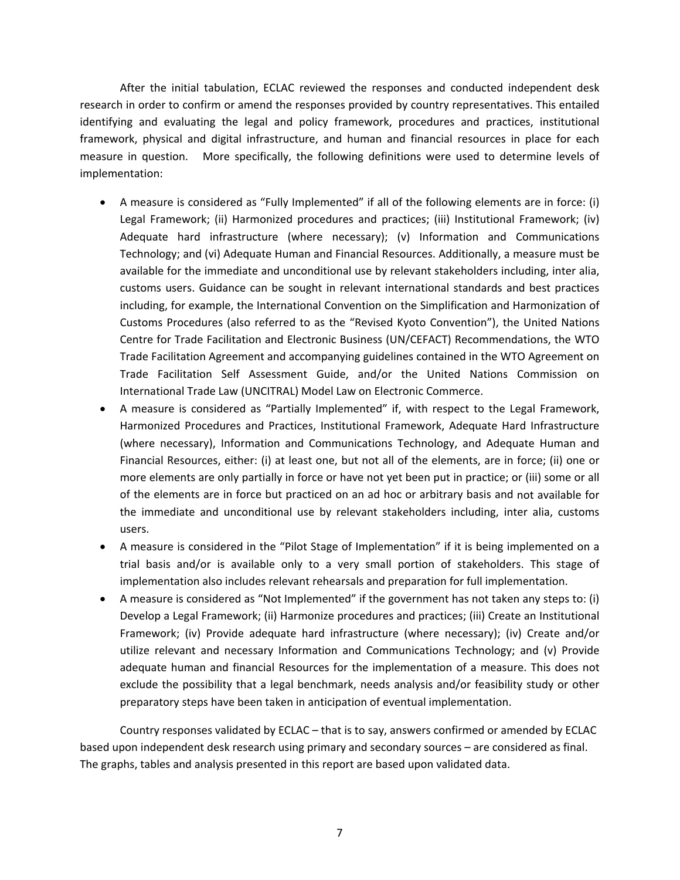After the initial tabulation, ECLAC reviewed the responses and conducted independent desk research in order to confirm or amend the responses provided by country representatives. This entailed identifying and evaluating the legal and policy framework, procedures and practices, institutional framework, physical and digital infrastructure, and human and financial resources in place for each measure in question. More specifically, the following definitions were used to determine levels of implementation:

- A measure is considered as "Fully Implemented" if all of the following elements are in force: (i) Legal Framework; (ii) Harmonized procedures and practices; (iii) Institutional Framework; (iv) Adequate hard infrastructure (where necessary); (v) Information and Communications Technology; and (vi) Adequate Human and Financial Resources. Additionally, a measure must be available for the immediate and unconditional use by relevant stakeholders including, inter alia, customs users. Guidance can be sought in relevant international standards and best practices including, for example, the International Convention on the Simplification and Harmonization of Customs Procedures (also referred to as the "Revised Kyoto Convention"), the United Nations Centre for Trade Facilitation and Electronic Business (UN/CEFACT) Recommendations, the WTO Trade Facilitation Agreement and accompanying guidelines contained in the WTO Agreement on Trade Facilitation Self Assessment Guide, and/or the United Nations Commission on International Trade Law (UNCITRAL) Model Law on Electronic Commerce.
- A measure is considered as "Partially Implemented" if, with respect to the Legal Framework, Harmonized Procedures and Practices, Institutional Framework, Adequate Hard Infrastructure (where necessary), Information and Communications Technology, and Adequate Human and Financial Resources, either: (i) at least one, but not all of the elements, are in force; (ii) one or more elements are only partially in force or have not yet been put in practice; or (iii) some or all of the elements are in force but practiced on an ad hoc or arbitrary basis and not available for the immediate and unconditional use by relevant stakeholders including, inter alia, customs users.
- A measure is considered in the "Pilot Stage of Implementation" if it is being implemented on a trial basis and/or is available only to a very small portion of stakeholders. This stage of implementation also includes relevant rehearsals and preparation for full implementation.
- A measure is considered as "Not Implemented" if the government has not taken any steps to: (i) Develop a Legal Framework; (ii) Harmonize procedures and practices; (iii) Create an Institutional Framework; (iv) Provide adequate hard infrastructure (where necessary); (iv) Create and/or utilize relevant and necessary Information and Communications Technology; and (v) Provide adequate human and financial Resources for the implementation of a measure. This does not exclude the possibility that a legal benchmark, needs analysis and/or feasibility study or other preparatory steps have been taken in anticipation of eventual implementation.

Country responses validated by ECLAC – that is to say, answers confirmed or amended by ECLAC based upon independent desk research using primary and secondary sources – are considered as final. The graphs, tables and analysis presented in this report are based upon validated data.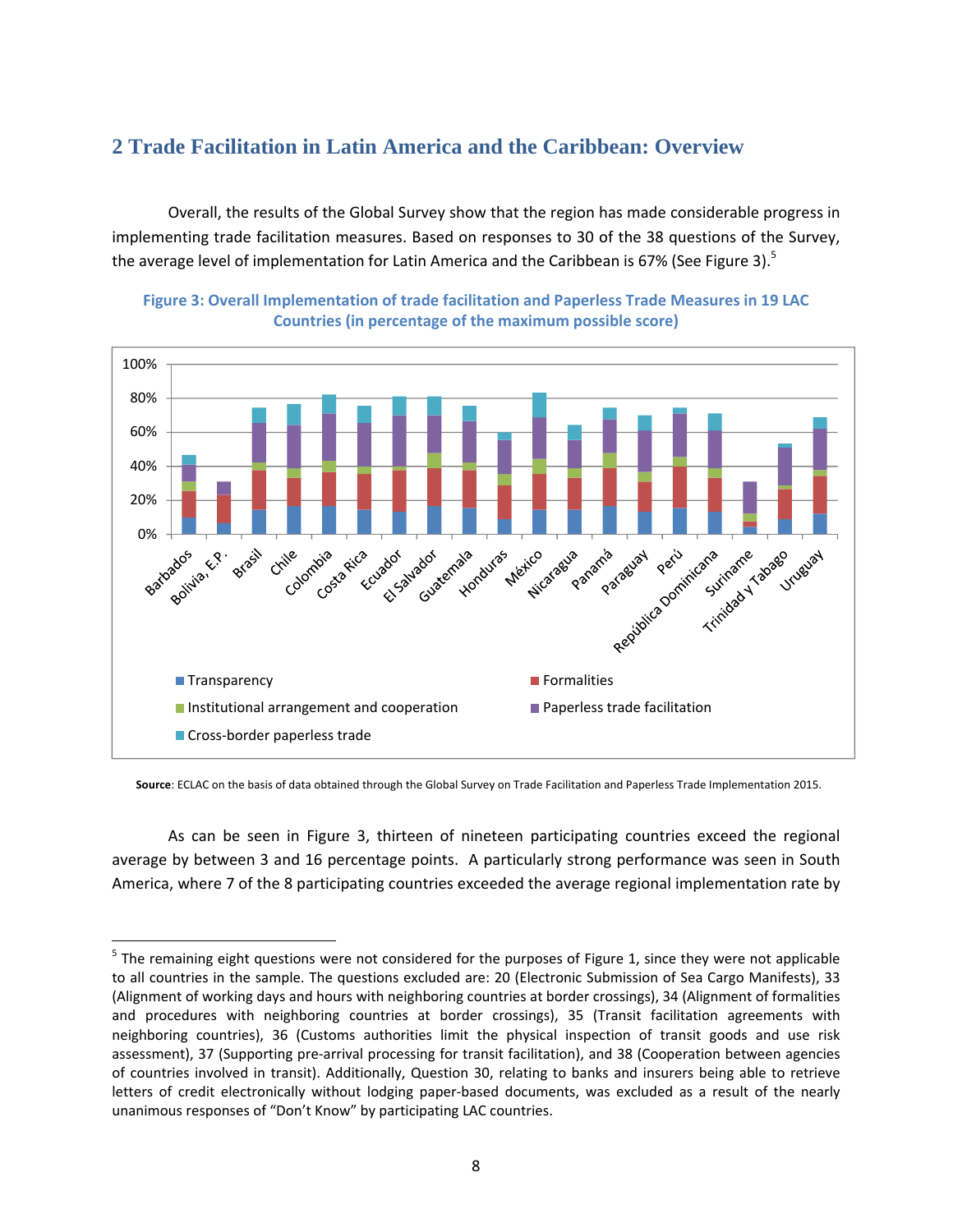## 2 Trade Facilitation in Latin America and the Caribbean: Overview

Overall, the results of the Global Survey show that the region has made considerable progress in implementing trade facilitation measures. Based on responses to 30 of the 38 questions of the Survey, the average level of implementation for Latin America and the Caribbean is 67% (See Figure 3).[5]

**Figure 3: Overall Implementation of trade facilitation and Paperless Trade Measures in 19 LAC Countries (in percentage of the maximum possible score)**

**Source**: ECLAC on the basis of data obtained through the Global Survey on Trade Facilitation and Paperless Trade Implementation 2015.

As can be seen in Figure 3, thirteen of nineteen participating countries exceed the regional average by between 3 and 16 percentage points. A particularly strong performance was seen in South America, where 7 of the 8 participating countries exceeded the average regional implementation rate by

[5] The remaining eight questions were not considered for the purposes of Figure 1, since they were not applicable to all countries in the sample. The questions excluded are: 20 (Electronic Submission of Sea Cargo Manifests), 33 (Alignment of working days and hours with neighboring countries at border crossings), 34 (Alignment of formalities and procedures with neighboring countries at border crossings), 35 (Transit facilitation agreements with neighboring countries), 36 (Customs authorities limit the physical inspection of transit goods and use risk assessment), 37 (Supporting pre-arrival processing for transit facilitation), and 38 (Cooperation between agencies of countries involved in transit). Additionally, Question 30, relating to banks and insurers being able to retrieve letters of credit electronically without lodging paper-based documents, was excluded as a result of the nearly unanimous responses of "Don't Know" by participating LAC countries.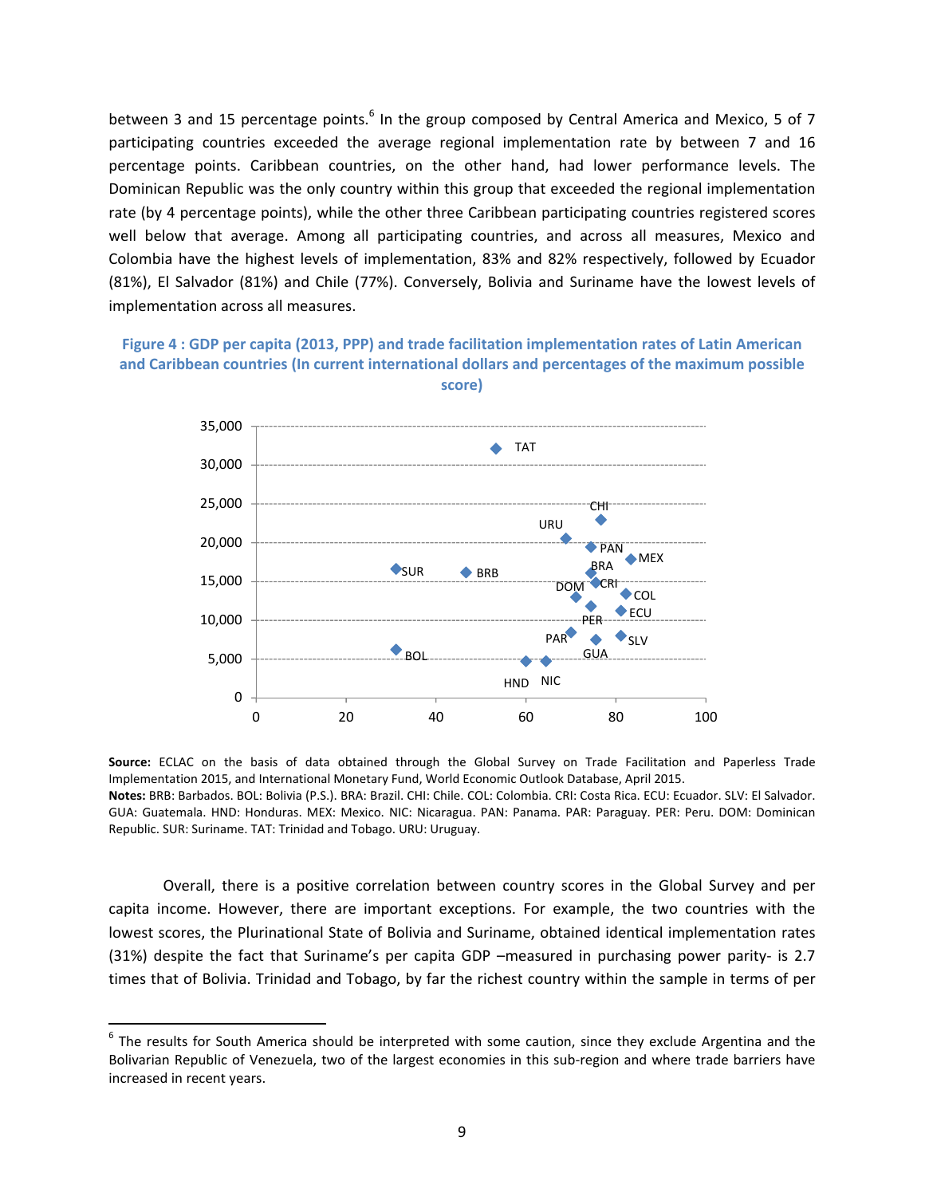between 3 and 15 percentage points.[6] In the group composed by Central America and Mexico, 5 of 7 participating countries exceeded the average regional implementation rate by between 7 and 16 percentage points. Caribbean countries, on the other hand, had lower performance levels. The Dominican Republic was the only country within this group that exceeded the regional implementation rate (by 4 percentage points), while the other three Caribbean participating countries registered scores well below that average. Among all participating countries, and across all measures, Mexico and Colombia have the highest levels of implementation, 83% and 82% respectively, followed by Ecuador (81%), El Salvador (81%) and Chile (77%). Conversely, Bolivia and Suriname have the lowest levels of implementation across all measures.

**Figure 4 : GDP per capita (2013, PPP) and trade facilitation implementation rates of Latin American and Caribbean countries (In current international dollars and percentages of the maximum possible score)**

**Source:** ECLAC on the basis of data obtained through the Global Survey on Trade Facilitation and Paperless Trade Implementation 2015, and International Monetary Fund, World Economic Outlook Database, April 2015.
**Notes:** BRB: Barbados. BOL: Bolivia (P.S.). BRA: Brazil. CHI: Chile. COL: Colombia. CRI: Costa Rica. ECU: Ecuador. SLV: El Salvador. GUA: Guatemala. HND: Honduras. MEX: Mexico. NIC: Nicaragua. PAN: Panama. PAR: Paraguay. PER: Peru. DOM: Dominican Republic. SUR: Suriname. TAT: Trinidad and Tobago. URU: Uruguay.

Overall, there is a positive correlation between country scores in the Global Survey and per capita income. However, there are important exceptions. For example, the two countries with the lowest scores, the Plurinational State of Bolivia and Suriname, obtained identical implementation rates (31%) despite the fact that Suriname's per capita GDP –measured in purchasing power parity- is 2.7 times that of Bolivia. Trinidad and Tobago, by far the richest country within the sample in terms of per

[6] The results for South America should be interpreted with some caution, since they exclude Argentina and the Bolivarian Republic of Venezuela, two of the largest economies in this sub-region and where trade barriers have increased in recent years.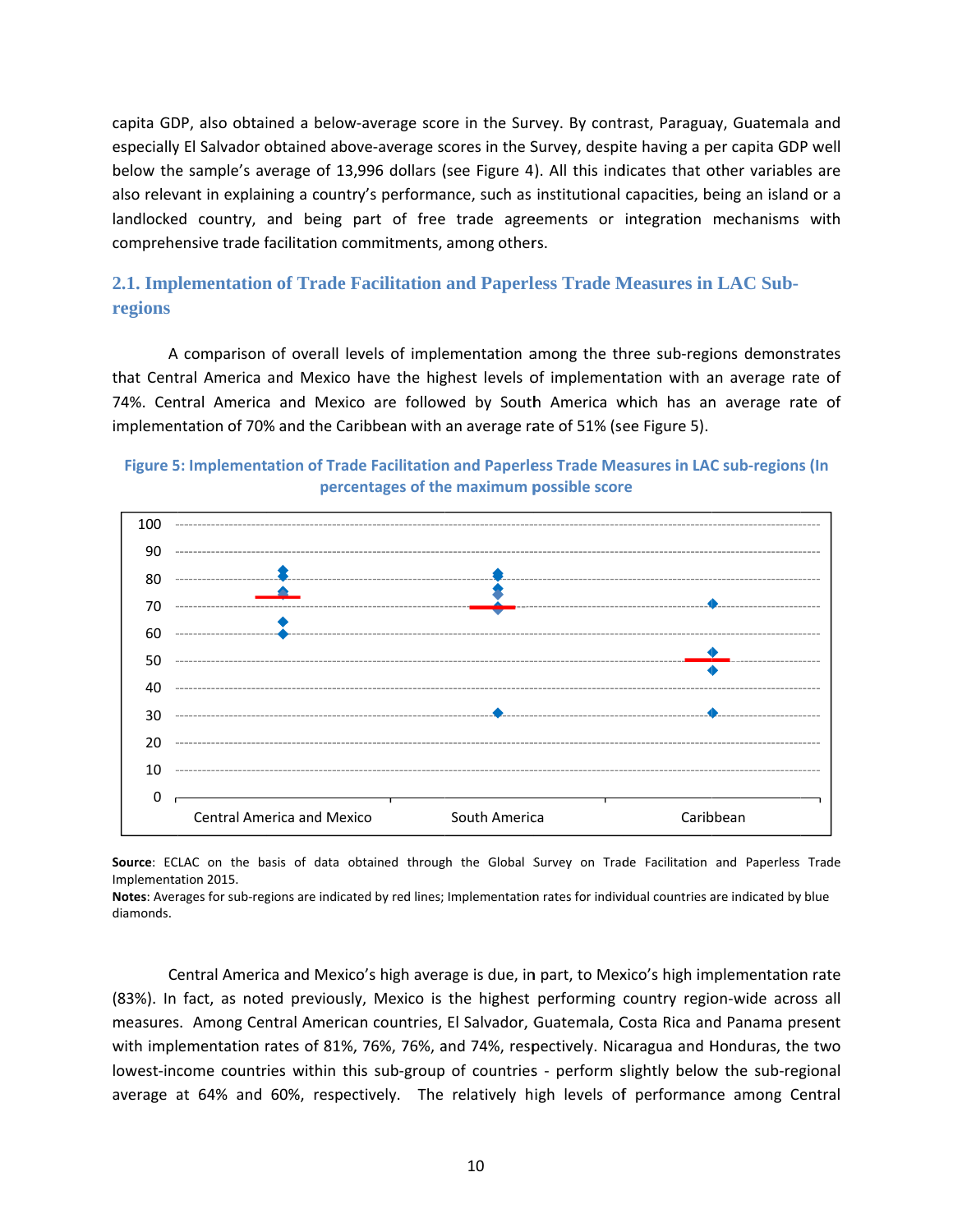capita GDP, also obtained a below-average score in the Survey. By contrast, Paraguay, Guatemala and especially El Salvador obtained above-average scores in the Survey, despite having a per capita GDP well below the sample's average of 13,996 dollars (see Figure 4). All this indicates that other variables are also relevant in explaining a country's performance, such as institutional capacities, being an island or a landlocked country, and being part of free trade agreements or integration mechanisms with comprehensive trade facilitation commitments, among others.

## 2.1. Implementation of Trade Facilitation and Paperless Trade Measures in LAC Sub-regions

A comparison of overall levels of implementation among the three sub-regions demonstrates that Central America and Mexico have the highest levels of implementation with an average rate of 74%. Central America and Mexico are followed by South America which has an average rate of implementation of 70% and the Caribbean with an average rate of 51% (see Figure 5).

**Figure 5: Implementation of Trade Facilitation and Paperless Trade Measures in LAC sub-regions (In percentages of the maximum possible score**

**Source**: ECLAC on the basis of data obtained through the Global Survey on Trade Facilitation and Paperless Trade Implementation 2015.
**Notes**: Averages for sub-regions are indicated by red lines; Implementation rates for individual countries are indicated by blue diamonds.

Central America and Mexico's high average is due, in part, to Mexico's high implementation rate (83%). In fact, as noted previously, Mexico is the highest performing country region-wide across all measures. Among Central American countries, El Salvador, Guatemala, Costa Rica and Panama present with implementation rates of 81%, 76%, 76%, and 74%, respectively. Nicaragua and Honduras, the two lowest-income countries within this sub-group of countries - perform slightly below the sub-regional average at 64% and 60%, respectively. The relatively high levels of performance among Central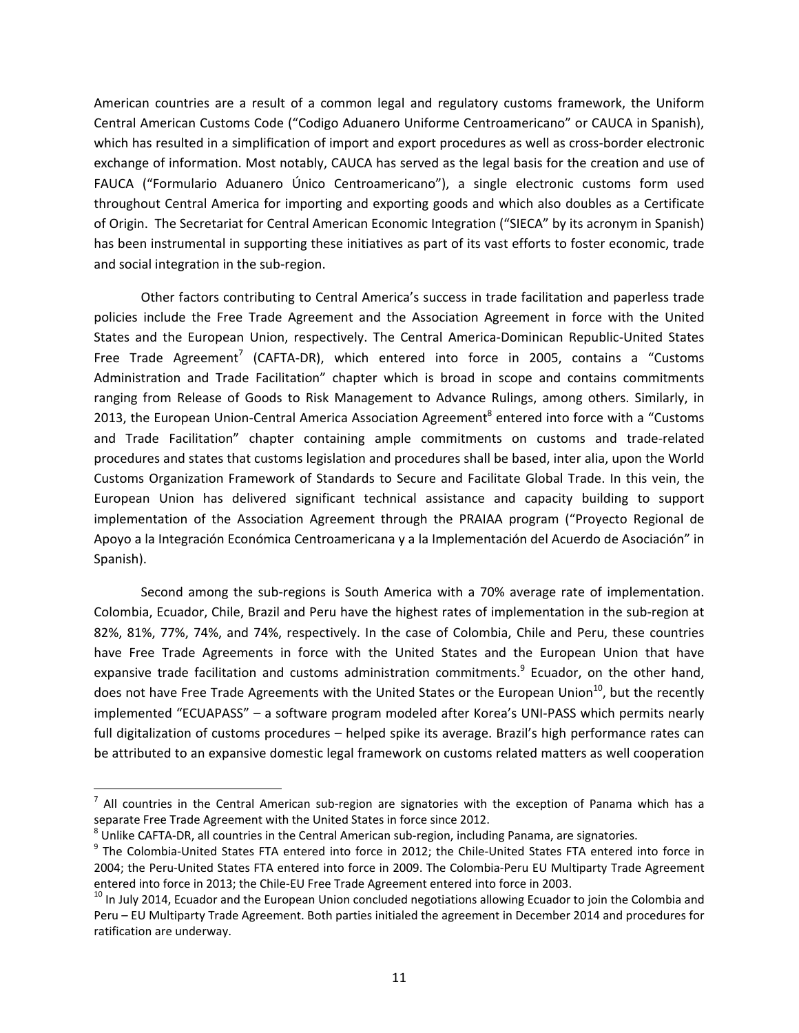American countries are a result of a common legal and regulatory customs framework, the Uniform Central American Customs Code ("Codigo Aduanero Uniforme Centroamericano" or CAUCA in Spanish), which has resulted in a simplification of import and export procedures as well as cross-border electronic exchange of information. Most notably, CAUCA has served as the legal basis for the creation and use of FAUCA ("Formulario Aduanero Único Centroamericano"), a single electronic customs form used throughout Central America for importing and exporting goods and which also doubles as a Certificate of Origin. The Secretariat for Central American Economic Integration ("SIECA" by its acronym in Spanish) has been instrumental in supporting these initiatives as part of its vast efforts to foster economic, trade and social integration in the sub-region.

Other factors contributing to Central America's success in trade facilitation and paperless trade policies include the Free Trade Agreement and the Association Agreement in force with the United States and the European Union, respectively. The Central America-Dominican Republic-United States Free Trade Agreement[7] (CAFTA-DR), which entered into force in 2005, contains a "Customs Administration and Trade Facilitation" chapter which is broad in scope and contains commitments ranging from Release of Goods to Risk Management to Advance Rulings, among others. Similarly, in 2013, the European Union-Central America Association Agreement[8] entered into force with a "Customs and Trade Facilitation" chapter containing ample commitments on customs and trade-related procedures and states that customs legislation and procedures shall be based, inter alia, upon the World Customs Organization Framework of Standards to Secure and Facilitate Global Trade. In this vein, the European Union has delivered significant technical assistance and capacity building to support implementation of the Association Agreement through the PRAIAA program ("Proyecto Regional de Apoyo a la Integración Económica Centroamericana y a la Implementación del Acuerdo de Asociación" in Spanish).

Second among the sub-regions is South America with a 70% average rate of implementation. Colombia, Ecuador, Chile, Brazil and Peru have the highest rates of implementation in the sub-region at 82%, 81%, 77%, 74%, and 74%, respectively. In the case of Colombia, Chile and Peru, these countries have Free Trade Agreements in force with the United States and the European Union that have expansive trade facilitation and customs administration commitments.[9] Ecuador, on the other hand, does not have Free Trade Agreements with the United States or the European Union[10], but the recently implemented "ECUAPASS" – a software program modeled after Korea's UNI-PASS which permits nearly full digitalization of customs procedures – helped spike its average. Brazil's high performance rates can be attributed to an expansive domestic legal framework on customs related matters as well cooperation

---

[7] All countries in the Central American sub-region are signatories with the exception of Panama which has a separate Free Trade Agreement with the United States in force since 2012.

[8] Unlike CAFTA-DR, all countries in the Central American sub-region, including Panama, are signatories.

[9] The Colombia-United States FTA entered into force in 2012; the Chile-United States FTA entered into force in 2004; the Peru-United States FTA entered into force in 2009. The Colombia-Peru EU Multiparty Trade Agreement entered into force in 2013; the Chile-EU Free Trade Agreement entered into force in 2003.

[10] In July 2014, Ecuador and the European Union concluded negotiations allowing Ecuador to join the Colombia and Peru – EU Multiparty Trade Agreement. Both parties initialed the agreement in December 2014 and procedures for ratification are underway.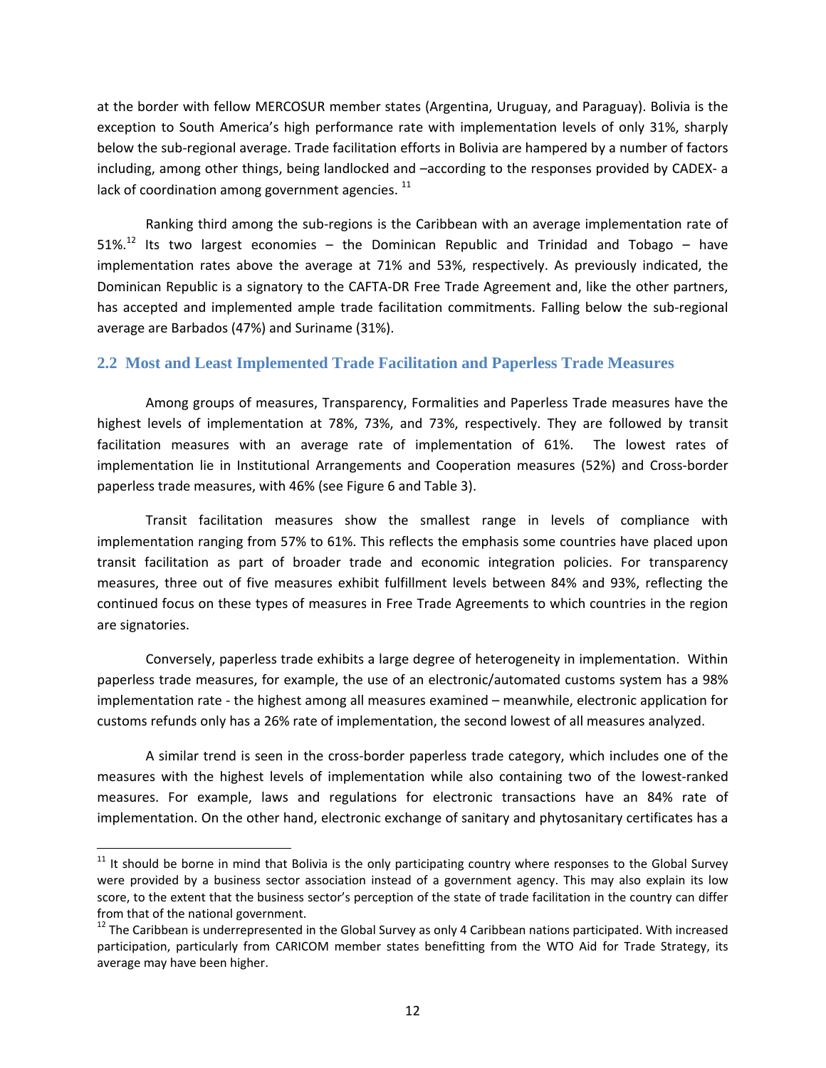at the border with fellow MERCOSUR member states (Argentina, Uruguay, and Paraguay). Bolivia is the exception to South America's high performance rate with implementation levels of only 31%, sharply below the sub-regional average. Trade facilitation efforts in Bolivia are hampered by a number of factors including, among other things, being landlocked and –according to the responses provided by CADEX- a lack of coordination among government agencies. [11]

Ranking third among the sub-regions is the Caribbean with an average implementation rate of 51%.[12] Its two largest economies – the Dominican Republic and Trinidad and Tobago – have implementation rates above the average at 71% and 53%, respectively. As previously indicated, the Dominican Republic is a signatory to the CAFTA-DR Free Trade Agreement and, like the other partners, has accepted and implemented ample trade facilitation commitments. Falling below the sub-regional average are Barbados (47%) and Suriname (31%).

## 2.2 Most and Least Implemented Trade Facilitation and Paperless Trade Measures

Among groups of measures, Transparency, Formalities and Paperless Trade measures have the highest levels of implementation at 78%, 73%, and 73%, respectively. They are followed by transit facilitation measures with an average rate of implementation of 61%. The lowest rates of implementation lie in Institutional Arrangements and Cooperation measures (52%) and Cross-border paperless trade measures, with 46% (see Figure 6 and Table 3).

Transit facilitation measures show the smallest range in levels of compliance with implementation ranging from 57% to 61%. This reflects the emphasis some countries have placed upon transit facilitation as part of broader trade and economic integration policies. For transparency measures, three out of five measures exhibit fulfillment levels between 84% and 93%, reflecting the continued focus on these types of measures in Free Trade Agreements to which countries in the region are signatories.

Conversely, paperless trade exhibits a large degree of heterogeneity in implementation. Within paperless trade measures, for example, the use of an electronic/automated customs system has a 98% implementation rate - the highest among all measures examined – meanwhile, electronic application for customs refunds only has a 26% rate of implementation, the second lowest of all measures analyzed.

A similar trend is seen in the cross-border paperless trade category, which includes one of the measures with the highest levels of implementation while also containing two of the lowest-ranked measures. For example, laws and regulations for electronic transactions have an 84% rate of implementation. On the other hand, electronic exchange of sanitary and phytosanitary certificates has a

---

[11] It should be borne in mind that Bolivia is the only participating country where responses to the Global Survey were provided by a business sector association instead of a government agency. This may also explain its low score, to the extent that the business sector's perception of the state of trade facilitation in the country can differ from that of the national government.

[12] The Caribbean is underrepresented in the Global Survey as only 4 Caribbean nations participated. With increased participation, particularly from CARICOM member states benefitting from the WTO Aid for Trade Strategy, its average may have been higher.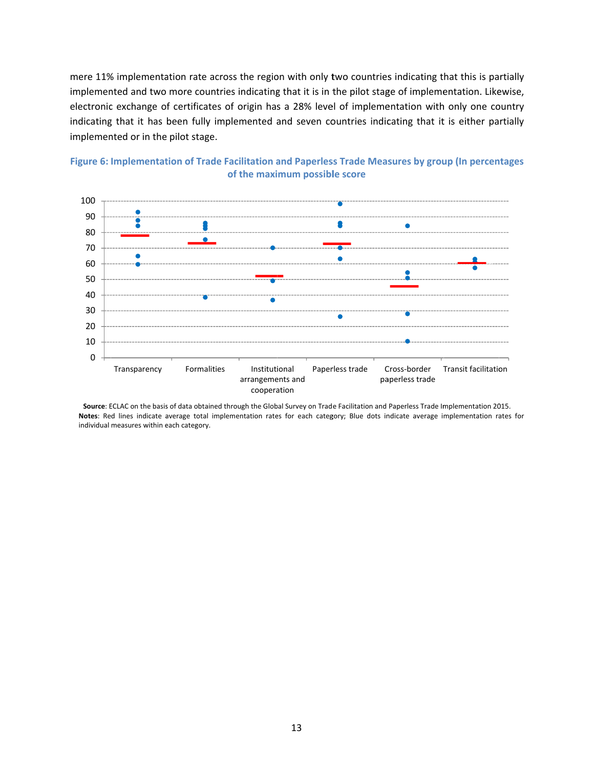mere 11% implementation rate across the region with only two countries indicating that this is partially implemented and two more countries indicating that it is in the pilot stage of implementation. Likewise, electronic exchange of certificates of origin has a 28% level of implementation with only one country indicating that it has been fully implemented and seven countries indicating that it is either partially implemented or in the pilot stage.

**Figure 6: Implementation of Trade Facilitation and Paperless Trade Measures by group (In percentages of the maximum possible score**

**Source**: ECLAC on the basis of data obtained through the Global Survey on Trade Facilitation and Paperless Trade Implementation 2015.
**Notes**: Red lines indicate average total implementation rates for each category; Blue dots indicate average implementation rates for individual measures within each category.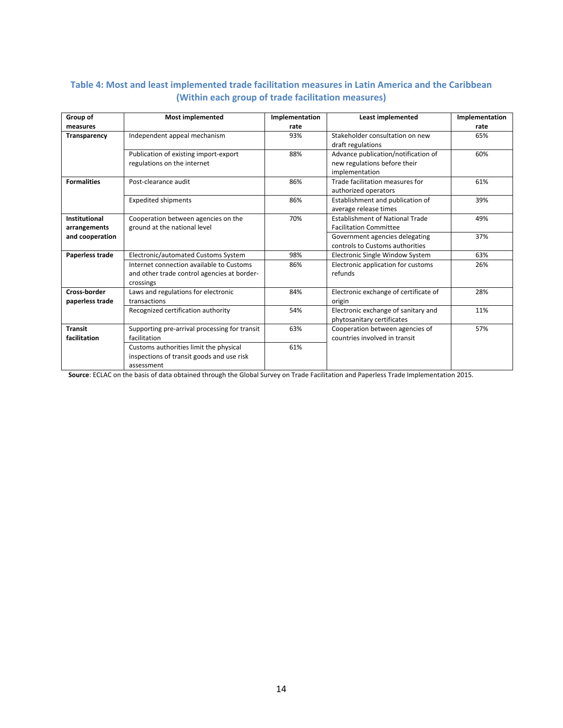### Table 4: Most and least implemented trade facilitation measures in Latin America and the Caribbean (Within each group of trade facilitation measures)

| Group of measures | Most implemented | Implementation rate | Least implemented | Implementation rate |
|---|---|---|---|---|
| **Transparency** | Independent appeal mechanism | 93% | Stakeholder consultation on new draft regulations | 65% |
| | Publication of existing import-export regulations on the internet | 88% | Advance publication/notification of new regulations before their implementation | 60% |
| **Formalities** | Post-clearance audit | 86% | Trade facilitation measures for authorized operators | 61% |
| | Expedited shipments | 86% | Establishment and publication of average release times | 39% |
| **Institutional arrangements and cooperation** | Cooperation between agencies on the ground at the national level | 70% | Establishment of National Trade Facilitation Committee | 49% |
| | | | Government agencies delegating controls to Customs authorities | 37% |
| **Paperless trade** | Electronic/automated Customs System | 98% | Electronic Single Window System | 63% |
| | Internet connection available to Customs and other trade control agencies at border-crossings | 86% | Electronic application for customs refunds | 26% |
| **Cross-border paperless trade** | Laws and regulations for electronic transactions | 84% | Electronic exchange of certificate of origin | 28% |
| | Recognized certification authority | 54% | Electronic exchange of sanitary and phytosanitary certificates | 11% |
| **Transit facilitation** | Supporting pre-arrival processing for transit facilitation | 63% | Cooperation between agencies of countries involved in transit | 57% |
| | Customs authorities limit the physical inspections of transit goods and use risk assessment | 61% | | |

**Source**: ECLAC on the basis of data obtained through the Global Survey on Trade Facilitation and Paperless Trade Implementation 2015.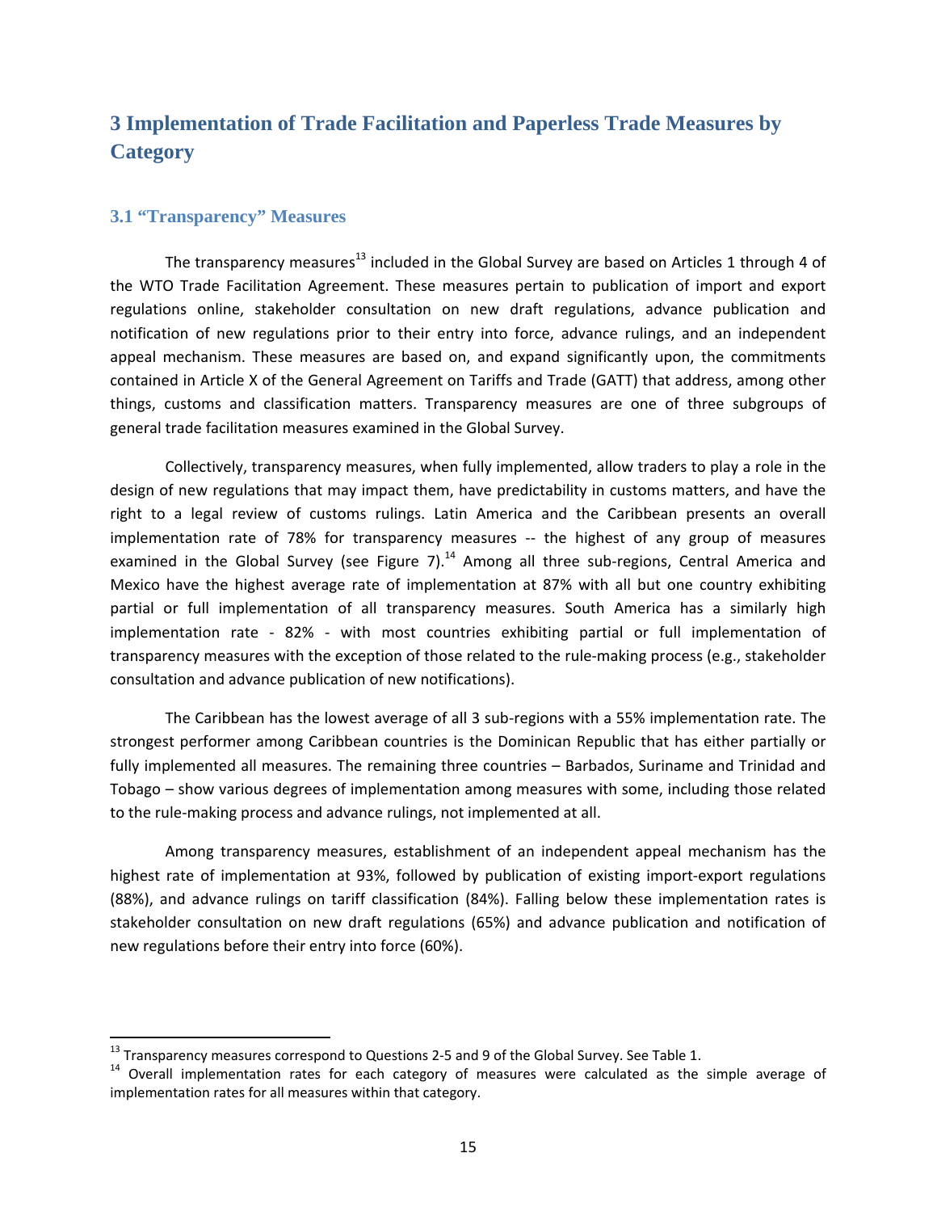# 3 Implementation of Trade Facilitation and Paperless Trade Measures by Category

## 3.1 "Transparency" Measures

The transparency measures[13] included in the Global Survey are based on Articles 1 through 4 of the WTO Trade Facilitation Agreement. These measures pertain to publication of import and export regulations online, stakeholder consultation on new draft regulations, advance publication and notification of new regulations prior to their entry into force, advance rulings, and an independent appeal mechanism. These measures are based on, and expand significantly upon, the commitments contained in Article X of the General Agreement on Tariffs and Trade (GATT) that address, among other things, customs and classification matters. Transparency measures are one of three subgroups of general trade facilitation measures examined in the Global Survey.

Collectively, transparency measures, when fully implemented, allow traders to play a role in the design of new regulations that may impact them, have predictability in customs matters, and have the right to a legal review of customs rulings. Latin America and the Caribbean presents an overall implementation rate of 78% for transparency measures -- the highest of any group of measures examined in the Global Survey (see Figure 7).[14] Among all three sub-regions, Central America and Mexico have the highest average rate of implementation at 87% with all but one country exhibiting partial or full implementation of all transparency measures. South America has a similarly high implementation rate - 82% - with most countries exhibiting partial or full implementation of transparency measures with the exception of those related to the rule-making process (e.g., stakeholder consultation and advance publication of new notifications).

The Caribbean has the lowest average of all 3 sub-regions with a 55% implementation rate. The strongest performer among Caribbean countries is the Dominican Republic that has either partially or fully implemented all measures. The remaining three countries – Barbados, Suriname and Trinidad and Tobago – show various degrees of implementation among measures with some, including those related to the rule-making process and advance rulings, not implemented at all.

Among transparency measures, establishment of an independent appeal mechanism has the highest rate of implementation at 93%, followed by publication of existing import-export regulations (88%), and advance rulings on tariff classification (84%). Falling below these implementation rates is stakeholder consultation on new draft regulations (65%) and advance publication and notification of new regulations before their entry into force (60%).

---

[13] Transparency measures correspond to Questions 2-5 and 9 of the Global Survey. See Table 1.

[14] Overall implementation rates for each category of measures were calculated as the simple average of implementation rates for all measures within that category.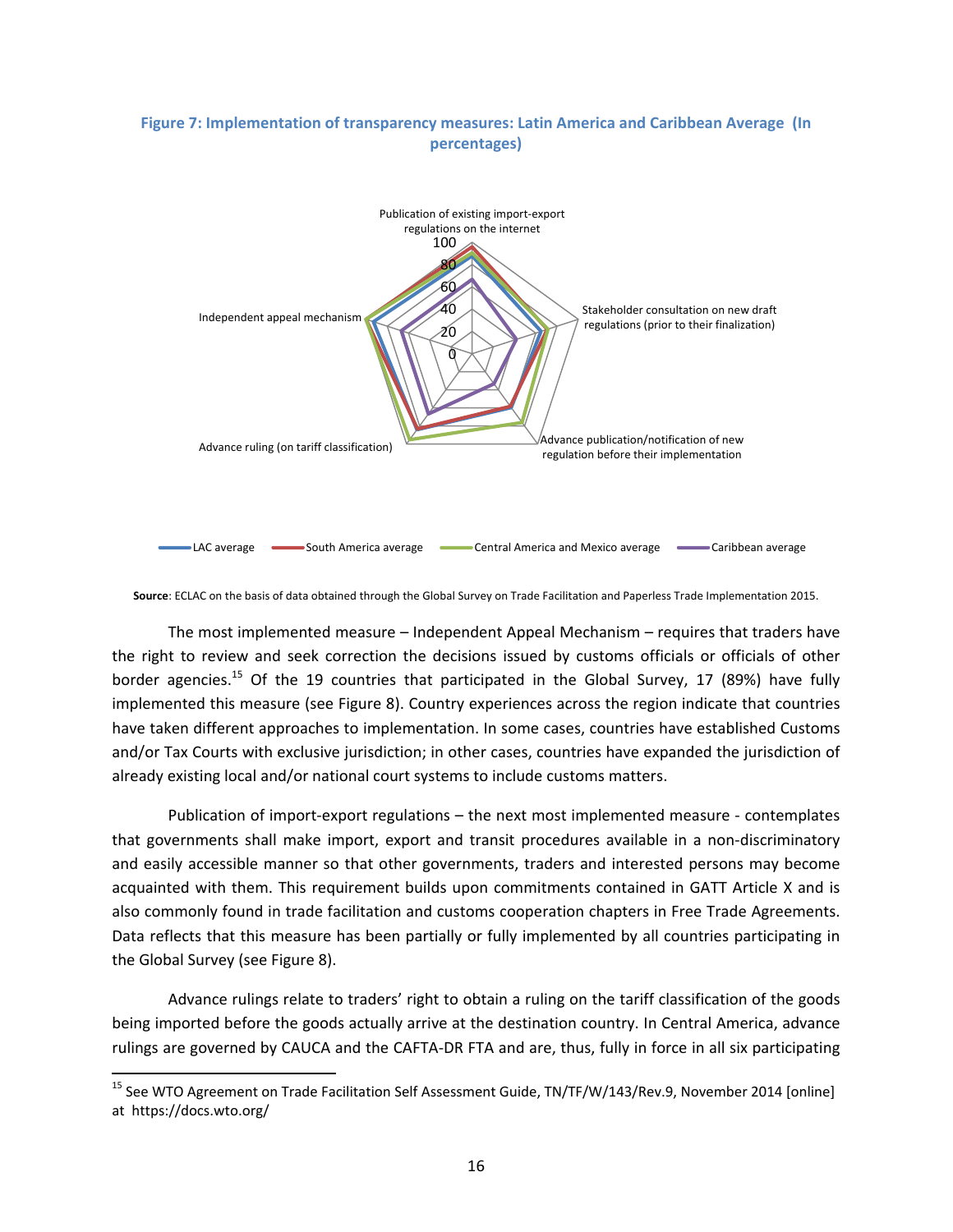**Figure 7: Implementation of transparency measures: Latin America and Caribbean Average (In percentages)**

Publication of existing import-export regulations on the internet

Stakeholder consultation on new draft regulations (prior to their finalization)

Advance publication/notification of new regulation before their implementation

Advance ruling (on tariff classification)

Independent appeal mechanism

LAC average | South America average | Central America and Mexico average | Caribbean average

**Source**: ECLAC on the basis of data obtained through the Global Survey on Trade Facilitation and Paperless Trade Implementation 2015.

The most implemented measure – Independent Appeal Mechanism – requires that traders have the right to review and seek correction the decisions issued by customs officials or officials of other border agencies.[15] Of the 19 countries that participated in the Global Survey, 17 (89%) have fully implemented this measure (see Figure 8). Country experiences across the region indicate that countries have taken different approaches to implementation. In some cases, countries have established Customs and/or Tax Courts with exclusive jurisdiction; in other cases, countries have expanded the jurisdiction of already existing local and/or national court systems to include customs matters.

Publication of import-export regulations – the next most implemented measure - contemplates that governments shall make import, export and transit procedures available in a non-discriminatory and easily accessible manner so that other governments, traders and interested persons may become acquainted with them. This requirement builds upon commitments contained in GATT Article X and is also commonly found in trade facilitation and customs cooperation chapters in Free Trade Agreements. Data reflects that this measure has been partially or fully implemented by all countries participating in the Global Survey (see Figure 8).

Advance rulings relate to traders' right to obtain a ruling on the tariff classification of the goods being imported before the goods actually arrive at the destination country. In Central America, advance rulings are governed by CAUCA and the CAFTA-DR FTA and are, thus, fully in force in all six participating

[15] See WTO Agreement on Trade Facilitation Self Assessment Guide, TN/TF/W/143/Rev.9, November 2014 [online] at https://docs.wto.org/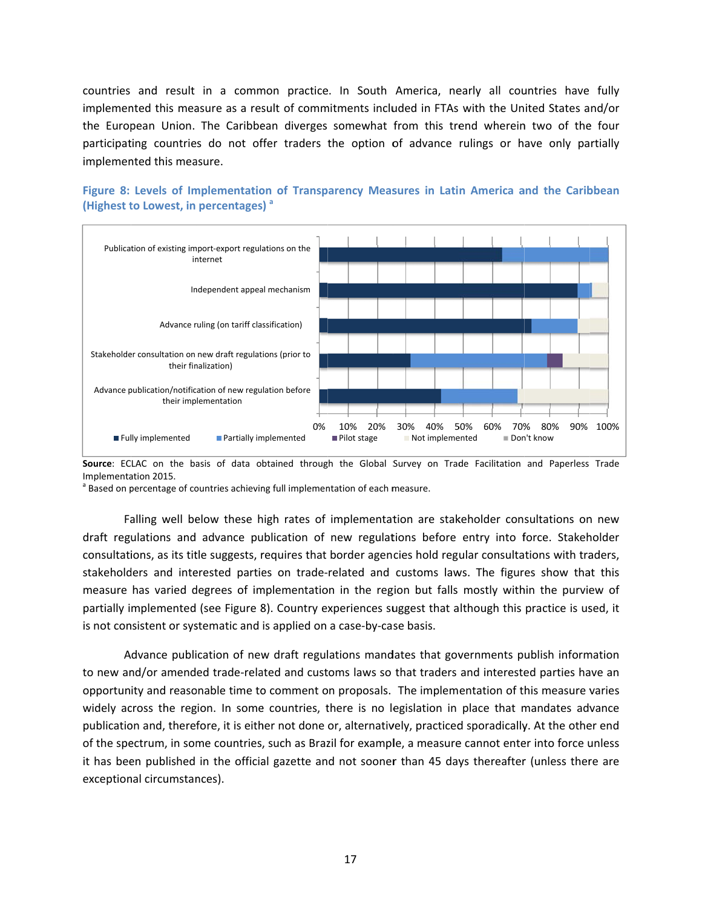countries and result in a common practice. In South America, nearly all countries have fully implemented this measure as a result of commitments included in FTAs with the United States and/or the European Union. The Caribbean diverges somewhat from this trend wherein two of the four participating countries do not offer traders the option of advance rulings or have only partially implemented this measure.

**Figure 8: Levels of Implementation of Transparency Measures in Latin America and the Caribbean (Highest to Lowest, in percentages) [a]**

Publication of existing import-export regulations on the internet

Independent appeal mechanism

Advance ruling (on tariff classification)

Stakeholder consultation on new draft regulations (prior to their finalization)

Advance publication/notification of new regulation before their implementation

0% 10% 20% 30% 40% 50% 60% 70% 80% 90% 100%

■ Fully implemented ■ Partially implemented ■ Pilot stage ■ Not implemented ■ Don't know

**Source**: ECLAC on the basis of data obtained through the Global Survey on Trade Facilitation and Paperless Trade Implementation 2015.

[a] Based on percentage of countries achieving full implementation of each measure.

Falling well below these high rates of implementation are stakeholder consultations on new draft regulations and advance publication of new regulations before entry into force. Stakeholder consultations, as its title suggests, requires that border agencies hold regular consultations with traders, stakeholders and interested parties on trade-related and customs laws. The figures show that this measure has varied degrees of implementation in the region but falls mostly within the purview of partially implemented (see Figure 8). Country experiences suggest that although this practice is used, it is not consistent or systematic and is applied on a case-by-case basis.

Advance publication of new draft regulations mandates that governments publish information to new and/or amended trade-related and customs laws so that traders and interested parties have an opportunity and reasonable time to comment on proposals. The implementation of this measure varies widely across the region. In some countries, there is no legislation in place that mandates advance publication and, therefore, it is either not done or, alternatively, practiced sporadically. At the other end of the spectrum, in some countries, such as Brazil for example, a measure cannot enter into force unless it has been published in the official gazette and not sooner than 45 days thereafter (unless there are exceptional circumstances).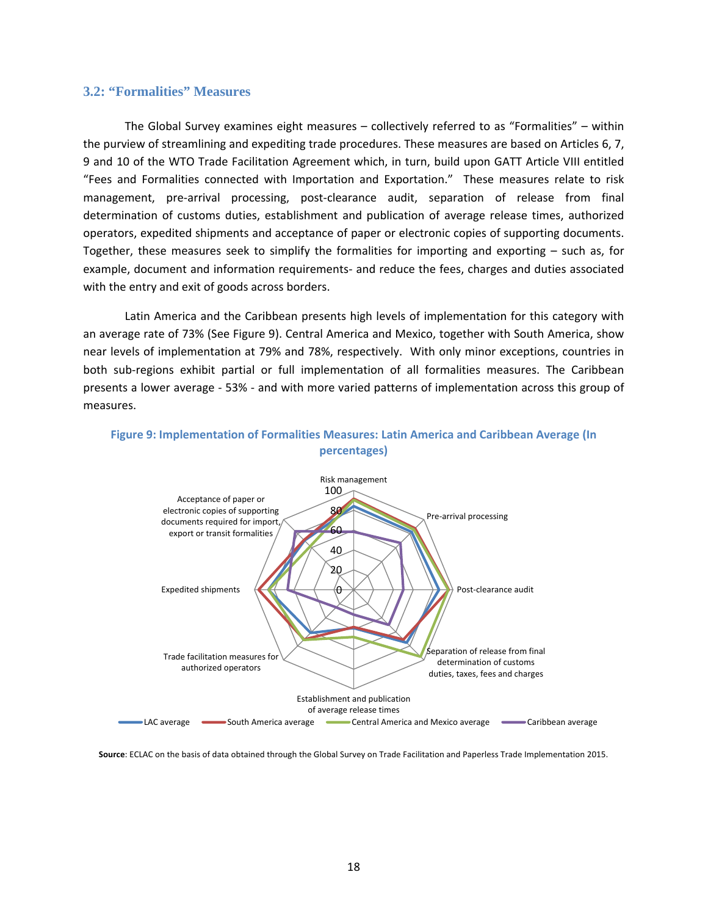### 3.2: "Formalities" Measures

The Global Survey examines eight measures – collectively referred to as "Formalities" – within the purview of streamlining and expediting trade procedures. These measures are based on Articles 6, 7, 9 and 10 of the WTO Trade Facilitation Agreement which, in turn, build upon GATT Article VIII entitled "Fees and Formalities connected with Importation and Exportation." These measures relate to risk management, pre-arrival processing, post-clearance audit, separation of release from final determination of customs duties, establishment and publication of average release times, authorized operators, expedited shipments and acceptance of paper or electronic copies of supporting documents. Together, these measures seek to simplify the formalities for importing and exporting – such as, for example, document and information requirements- and reduce the fees, charges and duties associated with the entry and exit of goods across borders.

Latin America and the Caribbean presents high levels of implementation for this category with an average rate of 73% (See Figure 9). Central America and Mexico, together with South America, show near levels of implementation at 79% and 78%, respectively. With only minor exceptions, countries in both sub-regions exhibit partial or full implementation of all formalities measures. The Caribbean presents a lower average - 53% - and with more varied patterns of implementation across this group of measures.

**Figure 9: Implementation of Formalities Measures: Latin America and Caribbean Average (In percentages)**

**Source**: ECLAC on the basis of data obtained through the Global Survey on Trade Facilitation and Paperless Trade Implementation 2015.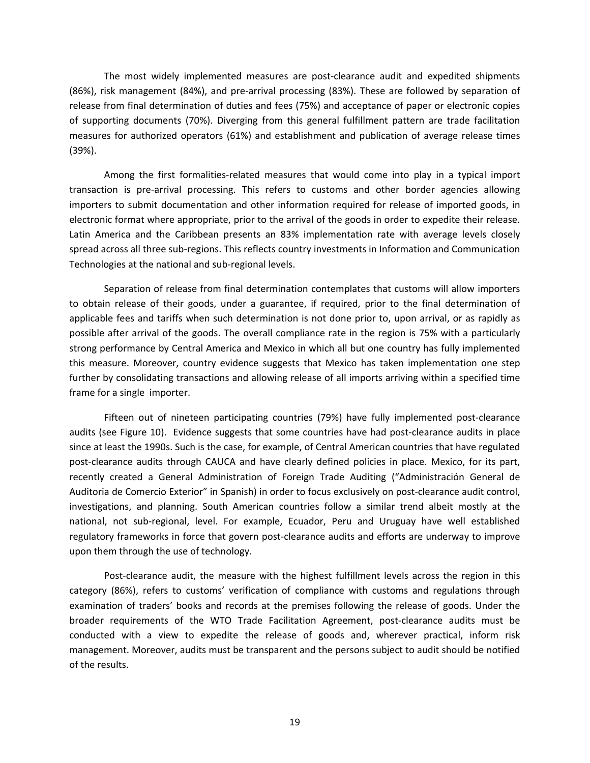The most widely implemented measures are post-clearance audit and expedited shipments (86%), risk management (84%), and pre-arrival processing (83%). These are followed by separation of release from final determination of duties and fees (75%) and acceptance of paper or electronic copies of supporting documents (70%). Diverging from this general fulfillment pattern are trade facilitation measures for authorized operators (61%) and establishment and publication of average release times (39%).

Among the first formalities-related measures that would come into play in a typical import transaction is pre-arrival processing. This refers to customs and other border agencies allowing importers to submit documentation and other information required for release of imported goods, in electronic format where appropriate, prior to the arrival of the goods in order to expedite their release. Latin America and the Caribbean presents an 83% implementation rate with average levels closely spread across all three sub-regions. This reflects country investments in Information and Communication Technologies at the national and sub-regional levels.

Separation of release from final determination contemplates that customs will allow importers to obtain release of their goods, under a guarantee, if required, prior to the final determination of applicable fees and tariffs when such determination is not done prior to, upon arrival, or as rapidly as possible after arrival of the goods. The overall compliance rate in the region is 75% with a particularly strong performance by Central America and Mexico in which all but one country has fully implemented this measure. Moreover, country evidence suggests that Mexico has taken implementation one step further by consolidating transactions and allowing release of all imports arriving within a specified time frame for a single importer.

Fifteen out of nineteen participating countries (79%) have fully implemented post-clearance audits (see Figure 10). Evidence suggests that some countries have had post-clearance audits in place since at least the 1990s. Such is the case, for example, of Central American countries that have regulated post-clearance audits through CAUCA and have clearly defined policies in place. Mexico, for its part, recently created a General Administration of Foreign Trade Auditing ("Administración General de Auditoria de Comercio Exterior" in Spanish) in order to focus exclusively on post-clearance audit control, investigations, and planning. South American countries follow a similar trend albeit mostly at the national, not sub-regional, level. For example, Ecuador, Peru and Uruguay have well established regulatory frameworks in force that govern post-clearance audits and efforts are underway to improve upon them through the use of technology.

Post-clearance audit, the measure with the highest fulfillment levels across the region in this category (86%), refers to customs' verification of compliance with customs and regulations through examination of traders' books and records at the premises following the release of goods. Under the broader requirements of the WTO Trade Facilitation Agreement, post-clearance audits must be conducted with a view to expedite the release of goods and, wherever practical, inform risk management. Moreover, audits must be transparent and the persons subject to audit should be notified of the results.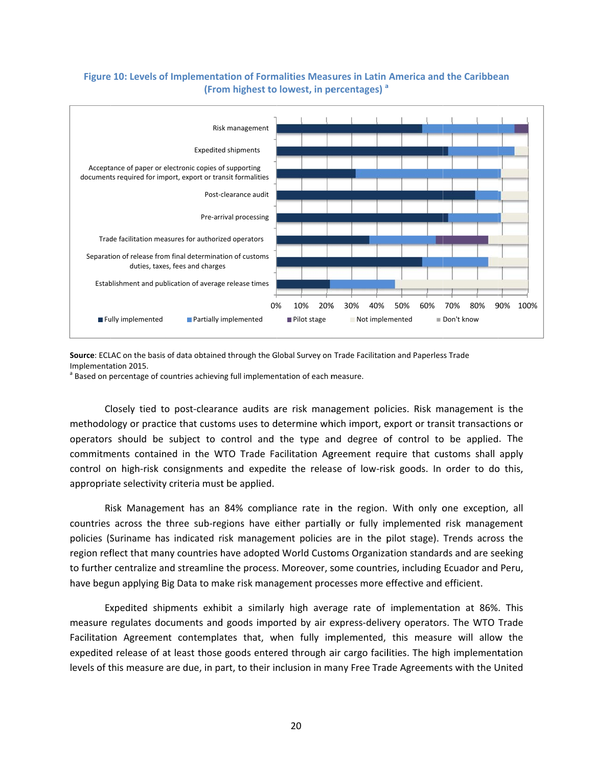**Figure 10: Levels of Implementation of Formalities Measures in Latin America and the Caribbean (From highest to lowest, in percentages) [a]**

**Source**: ECLAC on the basis of data obtained through the Global Survey on Trade Facilitation and Paperless Trade Implementation 2015.

[a] Based on percentage of countries achieving full implementation of each measure.

Closely tied to post-clearance audits are risk management policies. Risk management is the methodology or practice that customs uses to determine which import, export or transit transactions or operators should be subject to control and the type and degree of control to be applied. The commitments contained in the WTO Trade Facilitation Agreement require that customs shall apply control on high-risk consignments and expedite the release of low-risk goods. In order to do this, appropriate selectivity criteria must be applied.

Risk Management has an 84% compliance rate in the region. With only one exception, all countries across the three sub-regions have either partially or fully implemented risk management policies (Suriname has indicated risk management policies are in the pilot stage). Trends across the region reflect that many countries have adopted World Customs Organization standards and are seeking to further centralize and streamline the process. Moreover, some countries, including Ecuador and Peru, have begun applying Big Data to make risk management processes more effective and efficient.

Expedited shipments exhibit a similarly high average rate of implementation at 86%. This measure regulates documents and goods imported by air express-delivery operators. The WTO Trade Facilitation Agreement contemplates that, when fully implemented, this measure will allow the expedited release of at least those goods entered through air cargo facilities. The high implementation levels of this measure are due, in part, to their inclusion in many Free Trade Agreements with the United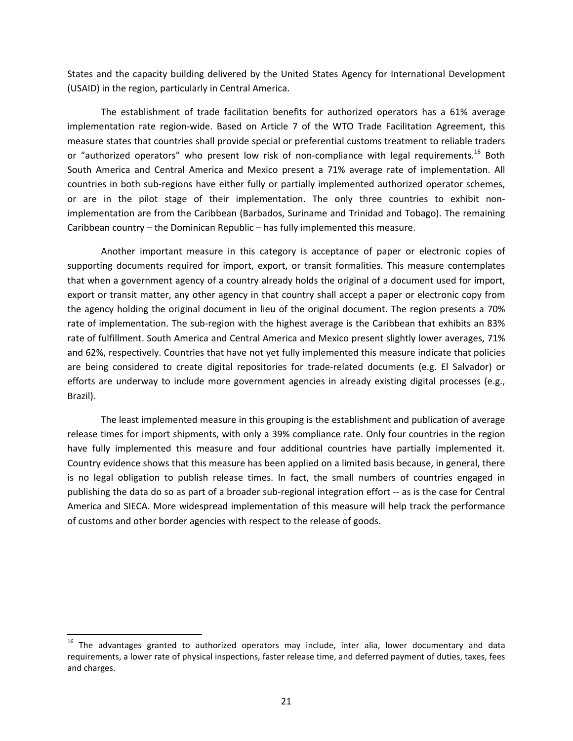States and the capacity building delivered by the United States Agency for International Development (USAID) in the region, particularly in Central America.

The establishment of trade facilitation benefits for authorized operators has a 61% average implementation rate region-wide. Based on Article 7 of the WTO Trade Facilitation Agreement, this measure states that countries shall provide special or preferential customs treatment to reliable traders or "authorized operators" who present low risk of non-compliance with legal requirements.[16] Both South America and Central America and Mexico present a 71% average rate of implementation. All countries in both sub-regions have either fully or partially implemented authorized operator schemes, or are in the pilot stage of their implementation. The only three countries to exhibit non-implementation are from the Caribbean (Barbados, Suriname and Trinidad and Tobago). The remaining Caribbean country – the Dominican Republic – has fully implemented this measure.

Another important measure in this category is acceptance of paper or electronic copies of supporting documents required for import, export, or transit formalities. This measure contemplates that when a government agency of a country already holds the original of a document used for import, export or transit matter, any other agency in that country shall accept a paper or electronic copy from the agency holding the original document in lieu of the original document. The region presents a 70% rate of implementation. The sub-region with the highest average is the Caribbean that exhibits an 83% rate of fulfillment. South America and Central America and Mexico present slightly lower averages, 71% and 62%, respectively. Countries that have not yet fully implemented this measure indicate that policies are being considered to create digital repositories for trade-related documents (e.g. El Salvador) or efforts are underway to include more government agencies in already existing digital processes (e.g., Brazil).

The least implemented measure in this grouping is the establishment and publication of average release times for import shipments, with only a 39% compliance rate. Only four countries in the region have fully implemented this measure and four additional countries have partially implemented it. Country evidence shows that this measure has been applied on a limited basis because, in general, there is no legal obligation to publish release times. In fact, the small numbers of countries engaged in publishing the data do so as part of a broader sub-regional integration effort -- as is the case for Central America and SIECA. More widespread implementation of this measure will help track the performance of customs and other border agencies with respect to the release of goods.

---

[16] The advantages granted to authorized operators may include, inter alia, lower documentary and data requirements, a lower rate of physical inspections, faster release time, and deferred payment of duties, taxes, fees and charges.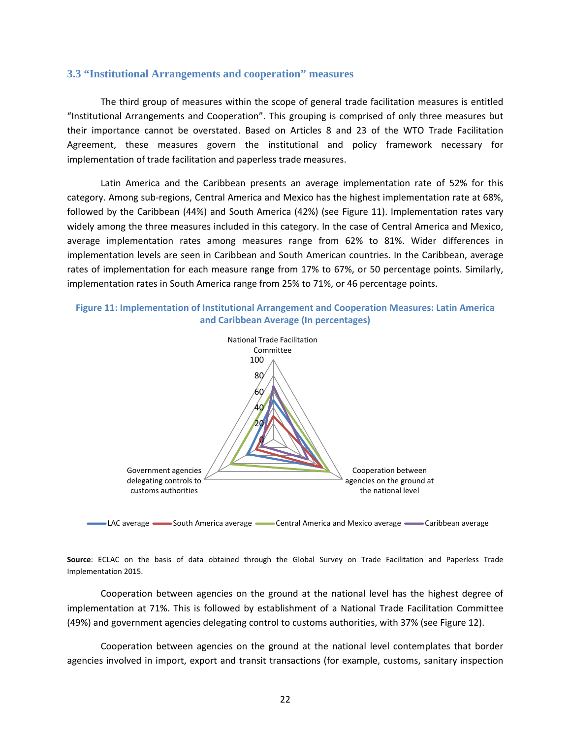### 3.3 "Institutional Arrangements and cooperation" measures

The third group of measures within the scope of general trade facilitation measures is entitled "Institutional Arrangements and Cooperation". This grouping is comprised of only three measures but their importance cannot be overstated. Based on Articles 8 and 23 of the WTO Trade Facilitation Agreement, these measures govern the institutional and policy framework necessary for implementation of trade facilitation and paperless trade measures.

Latin America and the Caribbean presents an average implementation rate of 52% for this category. Among sub-regions, Central America and Mexico has the highest implementation rate at 68%, followed by the Caribbean (44%) and South America (42%) (see Figure 11). Implementation rates vary widely among the three measures included in this category. In the case of Central America and Mexico, average implementation rates among measures range from 62% to 81%. Wider differences in implementation levels are seen in Caribbean and South American countries. In the Caribbean, average rates of implementation for each measure range from 17% to 67%, or 50 percentage points. Similarly, implementation rates in South America range from 25% to 71%, or 46 percentage points.

**Figure 11: Implementation of Institutional Arrangement and Cooperation Measures: Latin America and Caribbean Average (In percentages)**

National Trade Facilitation Committee

100
80
60
40
20
0

Government agencies delegating controls to customs authorities

Cooperation between agencies on the ground at the national level

LAC average — South America average — Central America and Mexico average — Caribbean average

**Source**: ECLAC on the basis of data obtained through the Global Survey on Trade Facilitation and Paperless Trade Implementation 2015.

Cooperation between agencies on the ground at the national level has the highest degree of implementation at 71%. This is followed by establishment of a National Trade Facilitation Committee (49%) and government agencies delegating control to customs authorities, with 37% (see Figure 12).

Cooperation between agencies on the ground at the national level contemplates that border agencies involved in import, export and transit transactions (for example, customs, sanitary inspection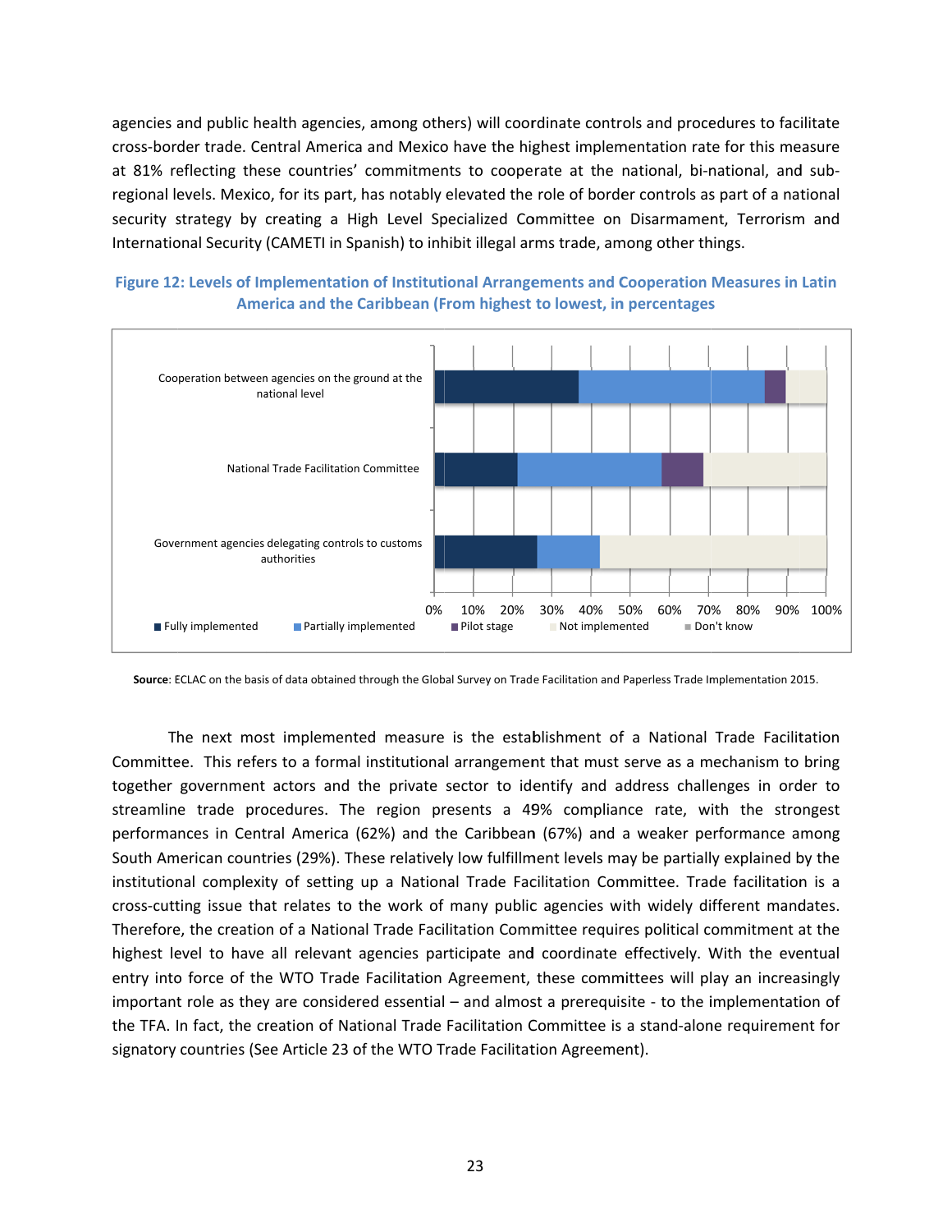agencies and public health agencies, among others) will coordinate controls and procedures to facilitate cross-border trade. Central America and Mexico have the highest implementation rate for this measure at 81% reflecting these countries' commitments to cooperate at the national, bi-national, and sub-regional levels. Mexico, for its part, has notably elevated the role of border controls as part of a national security strategy by creating a High Level Specialized Committee on Disarmament, Terrorism and International Security (CAMETI in Spanish) to inhibit illegal arms trade, among other things.

**Figure 12: Levels of Implementation of Institutional Arrangements and Cooperation Measures in Latin America and the Caribbean (From highest to lowest, in percentages**

**Source**: ECLAC on the basis of data obtained through the Global Survey on Trade Facilitation and Paperless Trade Implementation 2015.

The next most implemented measure is the establishment of a National Trade Facilitation Committee. This refers to a formal institutional arrangement that must serve as a mechanism to bring together government actors and the private sector to identify and address challenges in order to streamline trade procedures. The region presents a 49% compliance rate, with the strongest performances in Central America (62%) and the Caribbean (67%) and a weaker performance among South American countries (29%). These relatively low fulfillment levels may be partially explained by the institutional complexity of setting up a National Trade Facilitation Committee. Trade facilitation is a cross-cutting issue that relates to the work of many public agencies with widely different mandates. Therefore, the creation of a National Trade Facilitation Committee requires political commitment at the highest level to have all relevant agencies participate and coordinate effectively. With the eventual entry into force of the WTO Trade Facilitation Agreement, these committees will play an increasingly important role as they are considered essential – and almost a prerequisite - to the implementation of the TFA. In fact, the creation of National Trade Facilitation Committee is a stand-alone requirement for signatory countries (See Article 23 of the WTO Trade Facilitation Agreement).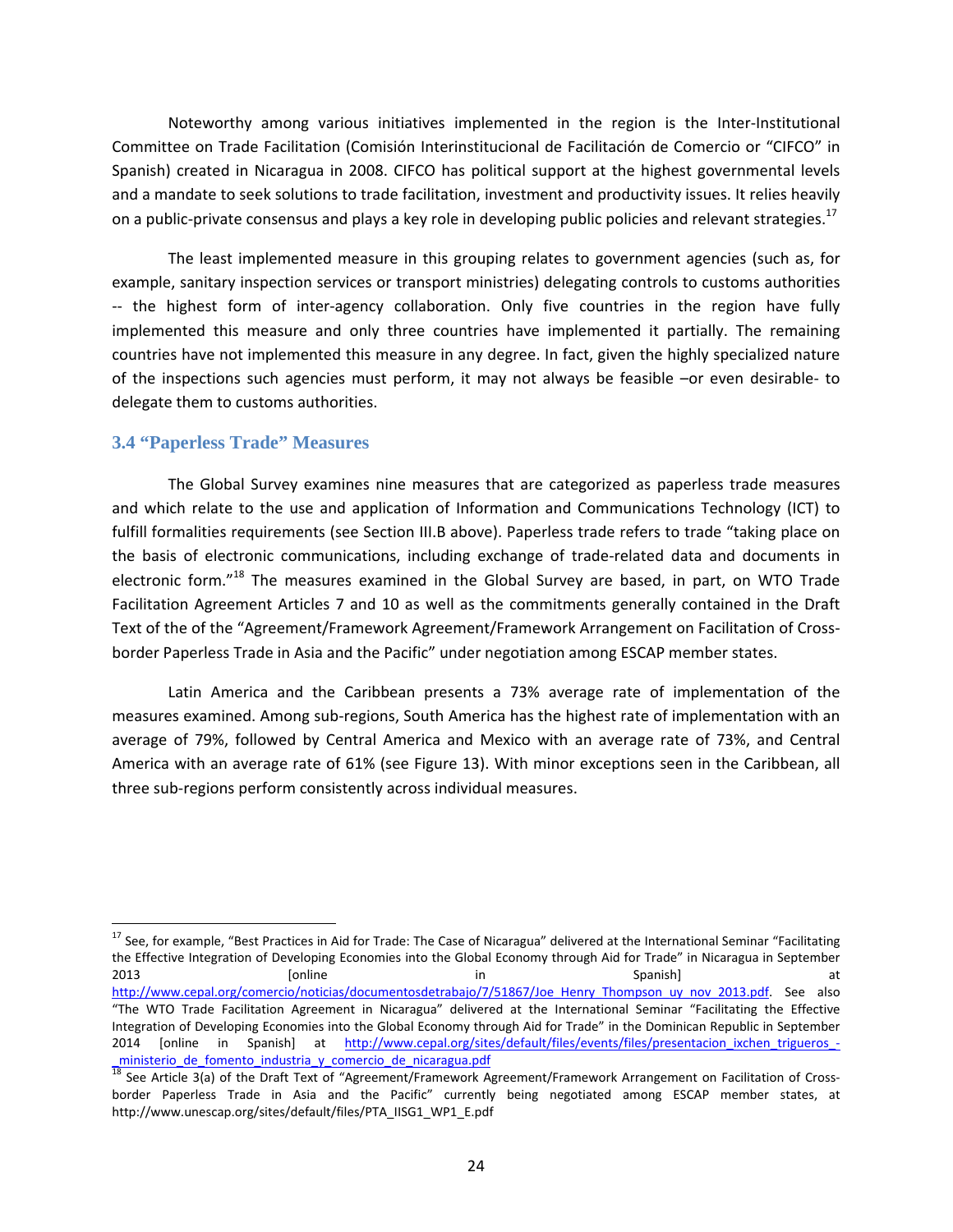Noteworthy among various initiatives implemented in the region is the Inter-Institutional Committee on Trade Facilitation (Comisión Interinstitucional de Facilitación de Comercio or "CIFCO" in Spanish) created in Nicaragua in 2008. CIFCO has political support at the highest governmental levels and a mandate to seek solutions to trade facilitation, investment and productivity issues. It relies heavily on a public-private consensus and plays a key role in developing public policies and relevant strategies.[17]

The least implemented measure in this grouping relates to government agencies (such as, for example, sanitary inspection services or transport ministries) delegating controls to customs authorities -- the highest form of inter-agency collaboration. Only five countries in the region have fully implemented this measure and only three countries have implemented it partially. The remaining countries have not implemented this measure in any degree. In fact, given the highly specialized nature of the inspections such agencies must perform, it may not always be feasible –or even desirable- to delegate them to customs authorities.

### 3.4 "Paperless Trade" Measures

The Global Survey examines nine measures that are categorized as paperless trade measures and which relate to the use and application of Information and Communications Technology (ICT) to fulfill formalities requirements (see Section III.B above). Paperless trade refers to trade "taking place on the basis of electronic communications, including exchange of trade-related data and documents in electronic form."[18] The measures examined in the Global Survey are based, in part, on WTO Trade Facilitation Agreement Articles 7 and 10 as well as the commitments generally contained in the Draft Text of the of the "Agreement/Framework Agreement/Framework Arrangement on Facilitation of Cross-border Paperless Trade in Asia and the Pacific" under negotiation among ESCAP member states.

Latin America and the Caribbean presents a 73% average rate of implementation of the measures examined. Among sub-regions, South America has the highest rate of implementation with an average of 79%, followed by Central America and Mexico with an average rate of 73%, and Central America with an average rate of 61% (see Figure 13). With minor exceptions seen in the Caribbean, all three sub-regions perform consistently across individual measures.

---

[17] See, for example, "Best Practices in Aid for Trade: The Case of Nicaragua" delivered at the International Seminar "Facilitating the Effective Integration of Developing Economies into the Global Economy through Aid for Trade" in Nicaragua in September 2013 [online in Spanish] at http://www.cepal.org/comercio/noticias/documentosdetrabajo/7/51867/Joe_Henry_Thompson_uy_nov_2013.pdf. See also "The WTO Trade Facilitation Agreement in Nicaragua" delivered at the International Seminar "Facilitating the Effective Integration of Developing Economies into the Global Economy through Aid for Trade" in the Dominican Republic in September 2014 [online in Spanish] at http://www.cepal.org/sites/default/files/events/files/presentacion_ixchen_trigueros_-_ministerio_de_fomento_industria_y_comercio_de_nicaragua.pdf

[18] See Article 3(a) of the Draft Text of "Agreement/Framework Agreement/Framework Arrangement on Facilitation of Cross-border Paperless Trade in Asia and the Pacific" currently being negotiated among ESCAP member states, at http://www.unescap.org/sites/default/files/PTA_IISG1_WP1_E.pdf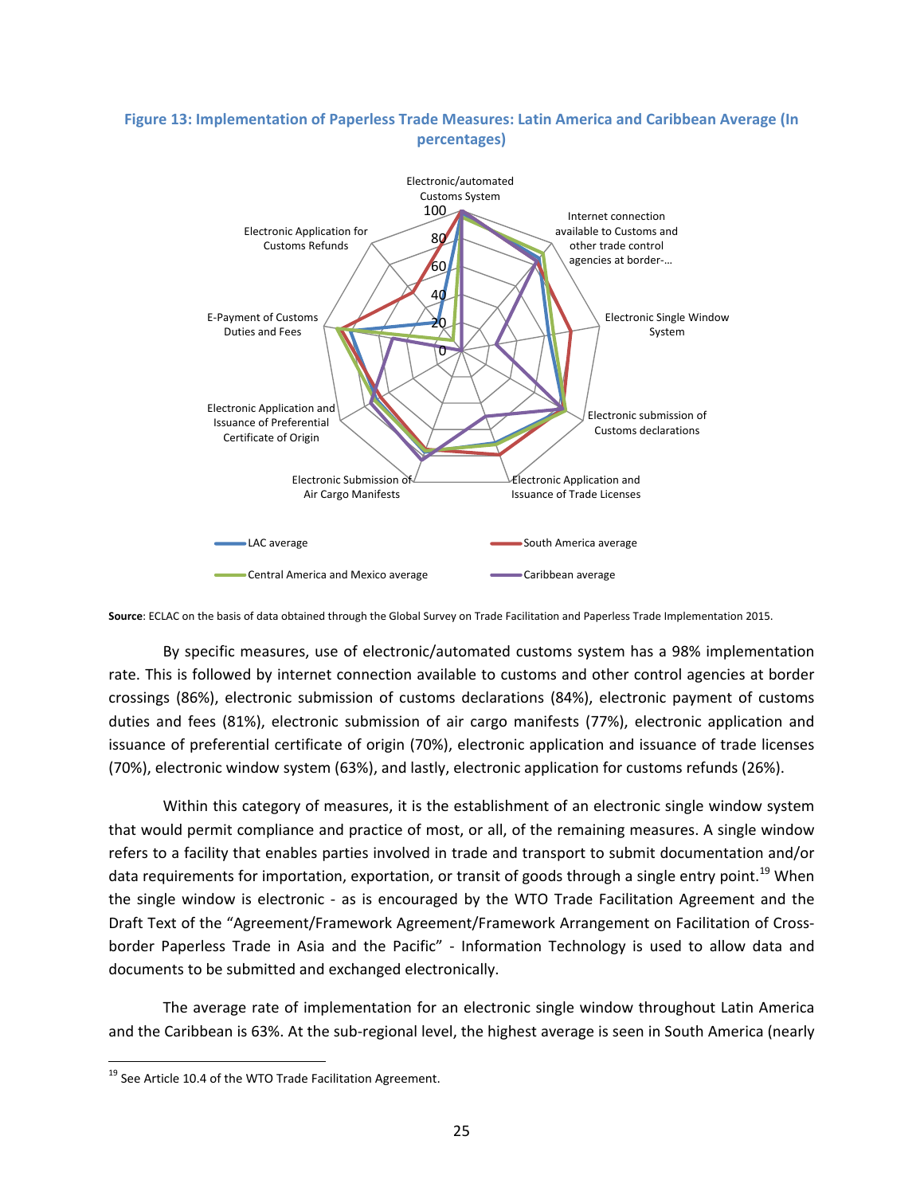**Figure 13: Implementation of Paperless Trade Measures: Latin America and Caribbean Average (In percentages)**

**Source**: ECLAC on the basis of data obtained through the Global Survey on Trade Facilitation and Paperless Trade Implementation 2015.

By specific measures, use of electronic/automated customs system has a 98% implementation rate. This is followed by internet connection available to customs and other control agencies at border crossings (86%), electronic submission of customs declarations (84%), electronic payment of customs duties and fees (81%), electronic submission of air cargo manifests (77%), electronic application and issuance of preferential certificate of origin (70%), electronic application and issuance of trade licenses (70%), electronic window system (63%), and lastly, electronic application for customs refunds (26%).

Within this category of measures, it is the establishment of an electronic single window system that would permit compliance and practice of most, or all, of the remaining measures. A single window refers to a facility that enables parties involved in trade and transport to submit documentation and/or data requirements for importation, exportation, or transit of goods through a single entry point.[19] When the single window is electronic - as is encouraged by the WTO Trade Facilitation Agreement and the Draft Text of the "Agreement/Framework Agreement/Framework Arrangement on Facilitation of Cross-border Paperless Trade in Asia and the Pacific" - Information Technology is used to allow data and documents to be submitted and exchanged electronically.

The average rate of implementation for an electronic single window throughout Latin America and the Caribbean is 63%. At the sub-regional level, the highest average is seen in South America (nearly

[19] See Article 10.4 of the WTO Trade Facilitation Agreement.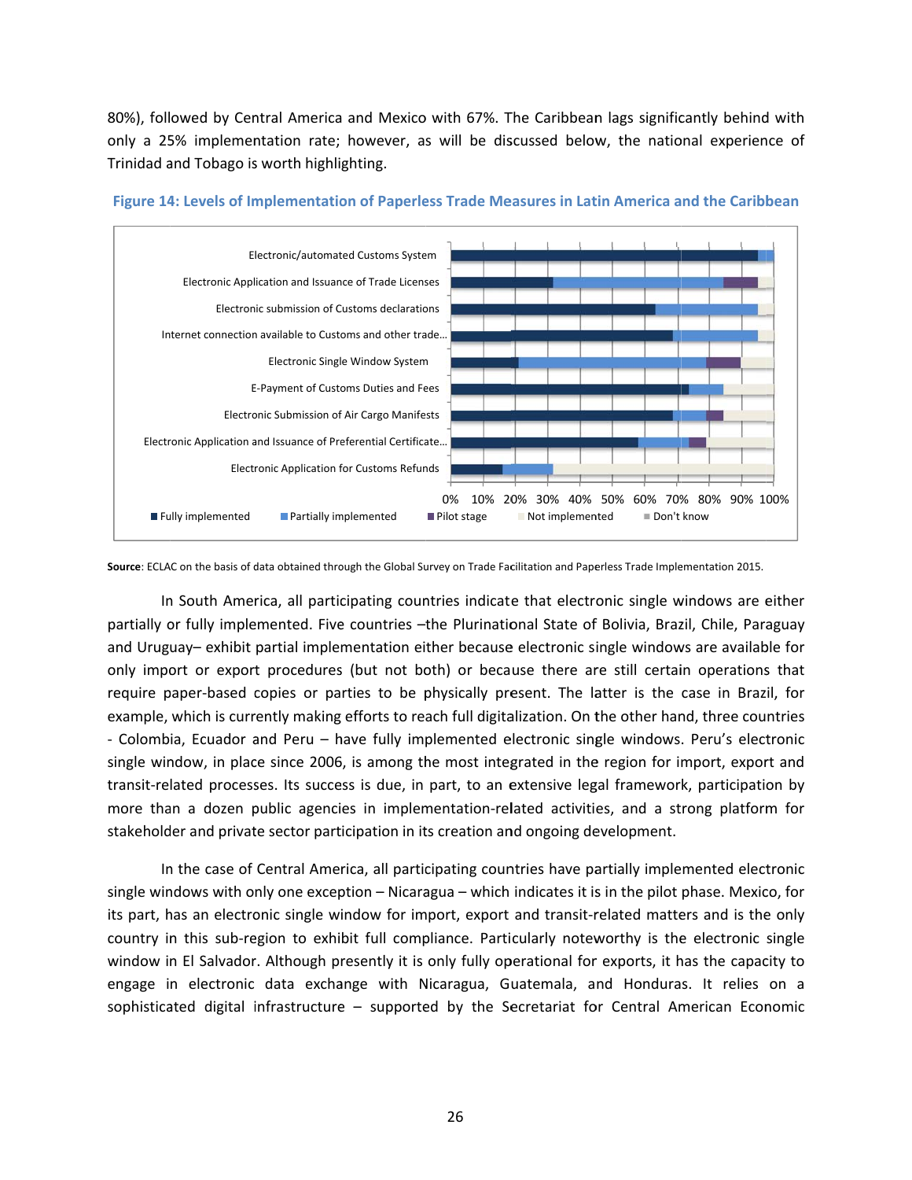80%), followed by Central America and Mexico with 67%. The Caribbean lags significantly behind with only a 25% implementation rate; however, as will be discussed below, the national experience of Trinidad and Tobago is worth highlighting.

**Figure 14: Levels of Implementation of Paperless Trade Measures in Latin America and the Caribbean**

**Source**: ECLAC on the basis of data obtained through the Global Survey on Trade Facilitation and Paperless Trade Implementation 2015.

In South America, all participating countries indicate that electronic single windows are either partially or fully implemented. Five countries –the Plurinational State of Bolivia, Brazil, Chile, Paraguay and Uruguay– exhibit partial implementation either because electronic single windows are available for only import or export procedures (but not both) or because there are still certain operations that require paper-based copies or parties to be physically present. The latter is the case in Brazil, for example, which is currently making efforts to reach full digitalization. On the other hand, three countries - Colombia, Ecuador and Peru – have fully implemented electronic single windows. Peru's electronic single window, in place since 2006, is among the most integrated in the region for import, export and transit-related processes. Its success is due, in part, to an extensive legal framework, participation by more than a dozen public agencies in implementation-related activities, and a strong platform for stakeholder and private sector participation in its creation and ongoing development.

In the case of Central America, all participating countries have partially implemented electronic single windows with only one exception – Nicaragua – which indicates it is in the pilot phase. Mexico, for its part, has an electronic single window for import, export and transit-related matters and is the only country in this sub-region to exhibit full compliance. Particularly noteworthy is the electronic single window in El Salvador. Although presently it is only fully operational for exports, it has the capacity to engage in electronic data exchange with Nicaragua, Guatemala, and Honduras. It relies on a sophisticated digital infrastructure – supported by the Secretariat for Central American Economic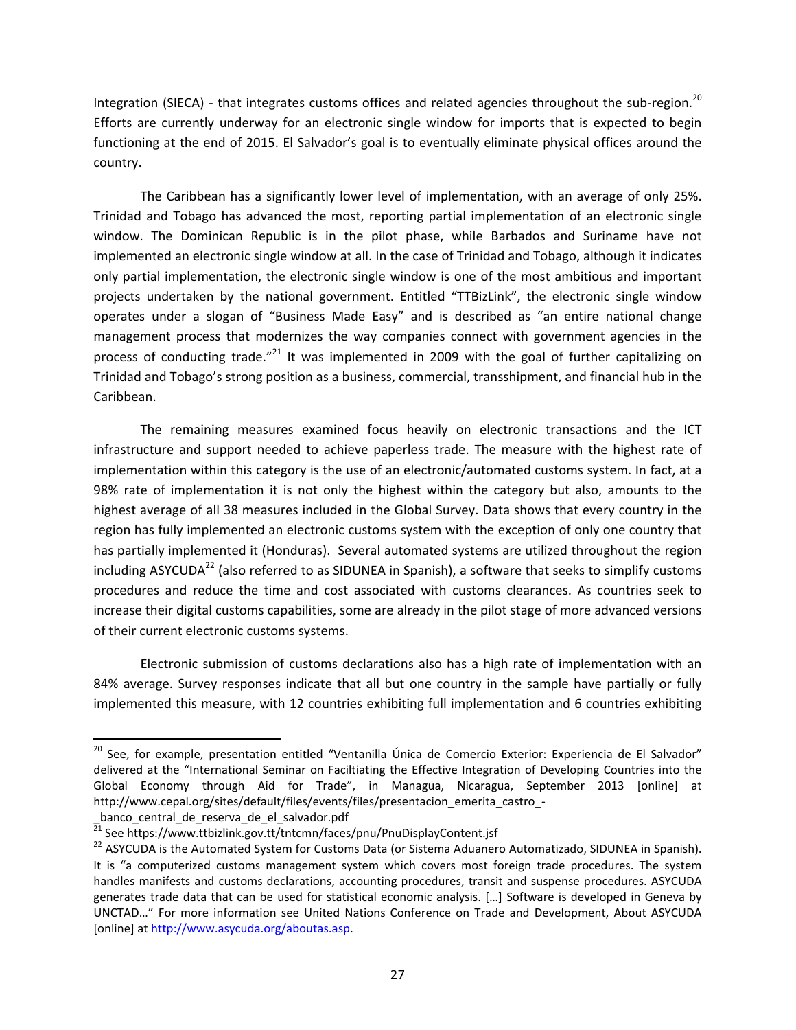Integration (SIECA) - that integrates customs offices and related agencies throughout the sub-region.[20] Efforts are currently underway for an electronic single window for imports that is expected to begin functioning at the end of 2015. El Salvador's goal is to eventually eliminate physical offices around the country.

The Caribbean has a significantly lower level of implementation, with an average of only 25%. Trinidad and Tobago has advanced the most, reporting partial implementation of an electronic single window. The Dominican Republic is in the pilot phase, while Barbados and Suriname have not implemented an electronic single window at all. In the case of Trinidad and Tobago, although it indicates only partial implementation, the electronic single window is one of the most ambitious and important projects undertaken by the national government. Entitled "TTBizLink", the electronic single window operates under a slogan of "Business Made Easy" and is described as "an entire national change management process that modernizes the way companies connect with government agencies in the process of conducting trade."[21] It was implemented in 2009 with the goal of further capitalizing on Trinidad and Tobago's strong position as a business, commercial, transshipment, and financial hub in the Caribbean.

The remaining measures examined focus heavily on electronic transactions and the ICT infrastructure and support needed to achieve paperless trade. The measure with the highest rate of implementation within this category is the use of an electronic/automated customs system. In fact, at a 98% rate of implementation it is not only the highest within the category but also, amounts to the highest average of all 38 measures included in the Global Survey. Data shows that every country in the region has fully implemented an electronic customs system with the exception of only one country that has partially implemented it (Honduras). Several automated systems are utilized throughout the region including ASYCUDA[22] (also referred to as SIDUNEA in Spanish), a software that seeks to simplify customs procedures and reduce the time and cost associated with customs clearances. As countries seek to increase their digital customs capabilities, some are already in the pilot stage of more advanced versions of their current electronic customs systems.

Electronic submission of customs declarations also has a high rate of implementation with an 84% average. Survey responses indicate that all but one country in the sample have partially or fully implemented this measure, with 12 countries exhibiting full implementation and 6 countries exhibiting

---

[20] See, for example, presentation entitled "Ventanilla Única de Comercio Exterior: Experiencia de El Salvador" delivered at the "International Seminar on Faciltiating the Effective Integration of Developing Countries into the Global Economy through Aid for Trade", in Managua, Nicaragua, September 2013 [online] at http://www.cepal.org/sites/default/files/events/files/presentacion_emerita_castro_-_banco_central_de_reserva_de_el_salvador.pdf

[21] See https://www.ttbizlink.gov.tt/tntcmn/faces/pnu/PnuDisplayContent.jsf

[22] ASYCUDA is the Automated System for Customs Data (or Sistema Aduanero Automatizado, SIDUNEA in Spanish). It is "a computerized customs management system which covers most foreign trade procedures. The system handles manifests and customs declarations, accounting procedures, transit and suspense procedures. ASYCUDA generates trade data that can be used for statistical economic analysis. […] Software is developed in Geneva by UNCTAD…" For more information see United Nations Conference on Trade and Development, About ASYCUDA [online] at http://www.asycuda.org/aboutas.asp.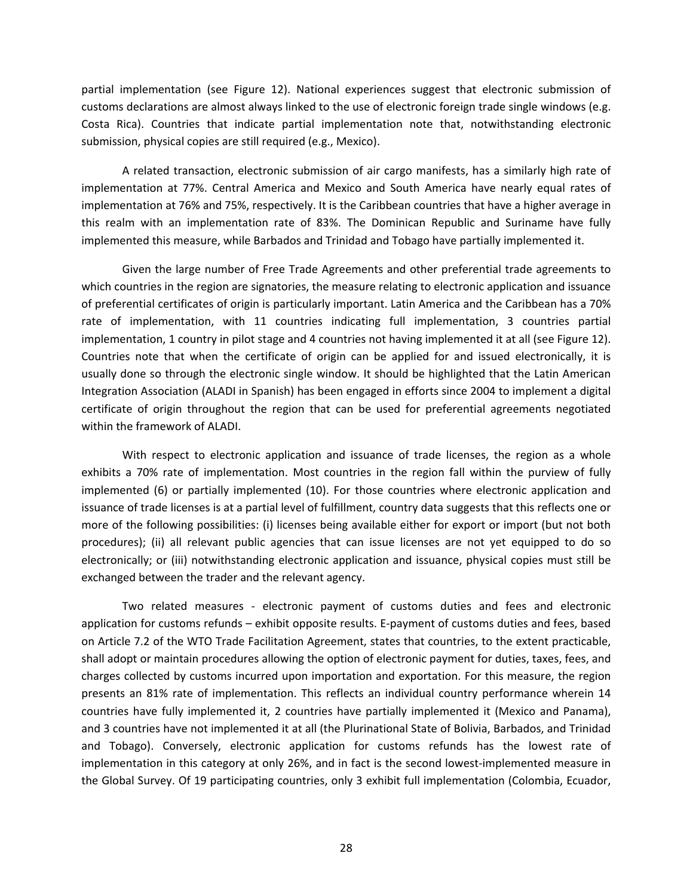partial implementation (see Figure 12). National experiences suggest that electronic submission of customs declarations are almost always linked to the use of electronic foreign trade single windows (e.g. Costa Rica). Countries that indicate partial implementation note that, notwithstanding electronic submission, physical copies are still required (e.g., Mexico).

A related transaction, electronic submission of air cargo manifests, has a similarly high rate of implementation at 77%. Central America and Mexico and South America have nearly equal rates of implementation at 76% and 75%, respectively. It is the Caribbean countries that have a higher average in this realm with an implementation rate of 83%. The Dominican Republic and Suriname have fully implemented this measure, while Barbados and Trinidad and Tobago have partially implemented it.

Given the large number of Free Trade Agreements and other preferential trade agreements to which countries in the region are signatories, the measure relating to electronic application and issuance of preferential certificates of origin is particularly important. Latin America and the Caribbean has a 70% rate of implementation, with 11 countries indicating full implementation, 3 countries partial implementation, 1 country in pilot stage and 4 countries not having implemented it at all (see Figure 12). Countries note that when the certificate of origin can be applied for and issued electronically, it is usually done so through the electronic single window. It should be highlighted that the Latin American Integration Association (ALADI in Spanish) has been engaged in efforts since 2004 to implement a digital certificate of origin throughout the region that can be used for preferential agreements negotiated within the framework of ALADI.

With respect to electronic application and issuance of trade licenses, the region as a whole exhibits a 70% rate of implementation. Most countries in the region fall within the purview of fully implemented (6) or partially implemented (10). For those countries where electronic application and issuance of trade licenses is at a partial level of fulfillment, country data suggests that this reflects one or more of the following possibilities: (i) licenses being available either for export or import (but not both procedures); (ii) all relevant public agencies that can issue licenses are not yet equipped to do so electronically; or (iii) notwithstanding electronic application and issuance, physical copies must still be exchanged between the trader and the relevant agency.

Two related measures - electronic payment of customs duties and fees and electronic application for customs refunds – exhibit opposite results. E-payment of customs duties and fees, based on Article 7.2 of the WTO Trade Facilitation Agreement, states that countries, to the extent practicable, shall adopt or maintain procedures allowing the option of electronic payment for duties, taxes, fees, and charges collected by customs incurred upon importation and exportation. For this measure, the region presents an 81% rate of implementation. This reflects an individual country performance wherein 14 countries have fully implemented it, 2 countries have partially implemented it (Mexico and Panama), and 3 countries have not implemented it at all (the Plurinational State of Bolivia, Barbados, and Trinidad and Tobago). Conversely, electronic application for customs refunds has the lowest rate of implementation in this category at only 26%, and in fact is the second lowest-implemented measure in the Global Survey. Of 19 participating countries, only 3 exhibit full implementation (Colombia, Ecuador,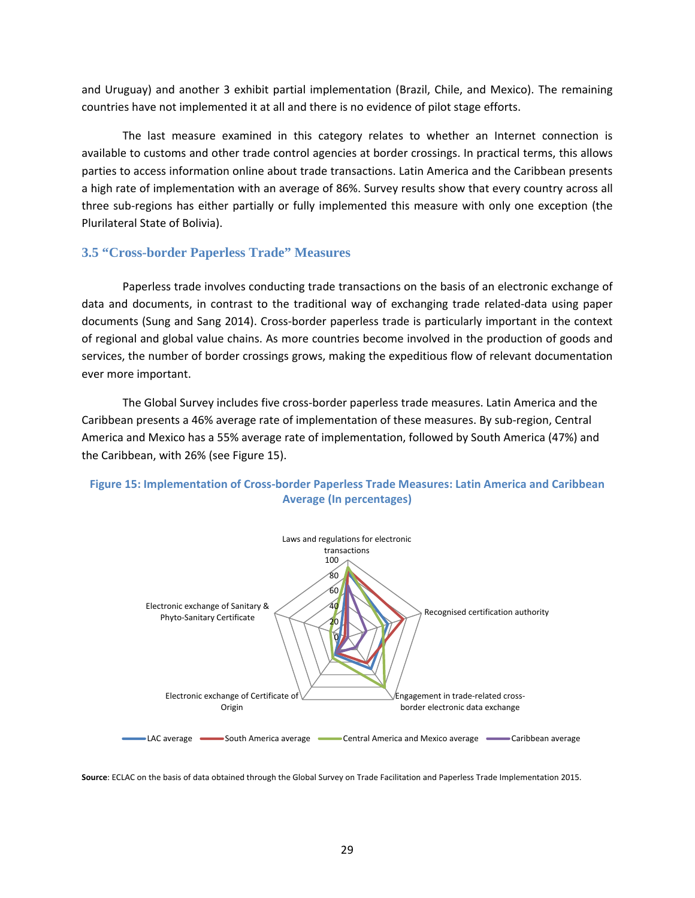and Uruguay) and another 3 exhibit partial implementation (Brazil, Chile, and Mexico). The remaining countries have not implemented it at all and there is no evidence of pilot stage efforts.

The last measure examined in this category relates to whether an Internet connection is available to customs and other trade control agencies at border crossings. In practical terms, this allows parties to access information online about trade transactions. Latin America and the Caribbean presents a high rate of implementation with an average of 86%. Survey results show that every country across all three sub-regions has either partially or fully implemented this measure with only one exception (the Plurilateral State of Bolivia).

### 3.5 "Cross-border Paperless Trade" Measures

Paperless trade involves conducting trade transactions on the basis of an electronic exchange of data and documents, in contrast to the traditional way of exchanging trade related-data using paper documents (Sung and Sang 2014). Cross-border paperless trade is particularly important in the context of regional and global value chains. As more countries become involved in the production of goods and services, the number of border crossings grows, making the expeditious flow of relevant documentation ever more important.

The Global Survey includes five cross-border paperless trade measures. Latin America and the Caribbean presents a 46% average rate of implementation of these measures. By sub-region, Central America and Mexico has a 55% average rate of implementation, followed by South America (47%) and the Caribbean, with 26% (see Figure 15).

**Figure 15: Implementation of Cross-border Paperless Trade Measures: Latin America and Caribbean Average (In percentages)**

Laws and regulations for electronic transactions; Recognised certification authority; Engagement in trade-related cross-border electronic data exchange; Electronic exchange of Certificate of Origin; Electronic exchange of Sanitary & Phyto-Sanitary Certificate

Legend: LAC average; South America average; Central America and Mexico average; Caribbean average

**Source**: ECLAC on the basis of data obtained through the Global Survey on Trade Facilitation and Paperless Trade Implementation 2015.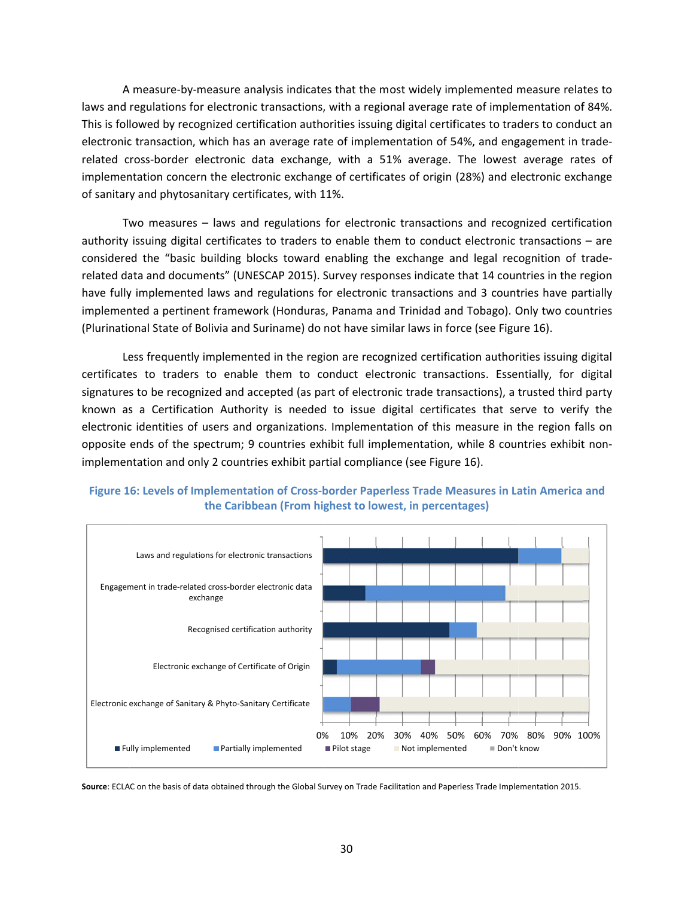A measure-by-measure analysis indicates that the most widely implemented measure relates to laws and regulations for electronic transactions, with a regional average rate of implementation of 84%. This is followed by recognized certification authorities issuing digital certificates to traders to conduct an electronic transaction, which has an average rate of implementation of 54%, and engagement in trade-related cross-border electronic data exchange, with a 51% average. The lowest average rates of implementation concern the electronic exchange of certificates of origin (28%) and electronic exchange of sanitary and phytosanitary certificates, with 11%.

Two measures – laws and regulations for electronic transactions and recognized certification authority issuing digital certificates to traders to enable them to conduct electronic transactions – are considered the "basic building blocks toward enabling the exchange and legal recognition of trade-related data and documents" (UNESCAP 2015). Survey responses indicate that 14 countries in the region have fully implemented laws and regulations for electronic transactions and 3 countries have partially implemented a pertinent framework (Honduras, Panama and Trinidad and Tobago). Only two countries (Plurinational State of Bolivia and Suriname) do not have similar laws in force (see Figure 16).

Less frequently implemented in the region are recognized certification authorities issuing digital certificates to traders to enable them to conduct electronic transactions. Essentially, for digital signatures to be recognized and accepted (as part of electronic trade transactions), a trusted third party known as a Certification Authority is needed to issue digital certificates that serve to verify the electronic identities of users and organizations. Implementation of this measure in the region falls on opposite ends of the spectrum; 9 countries exhibit full implementation, while 8 countries exhibit non-implementation and only 2 countries exhibit partial compliance (see Figure 16).

**Figure 16: Levels of Implementation of Cross-border Paperless Trade Measures in Latin America and the Caribbean (From highest to lowest, in percentages)**

| Measure | Fully implemented | Partially implemented | Pilot stage | Not implemented | Don't know |
|---|---|---|---|---|---|
| Laws and regulations for electronic transactions | ~74% | ~16% | | ~10% | |
| Engagement in trade-related cross-border electronic data exchange | ~16% | ~53% | | ~32% | |
| Recognised certification authority | ~47% | ~11% | | ~42% | |
| Electronic exchange of Certificate of Origin | ~5% | ~32% | ~5% | ~58% | |
| Electronic exchange of Sanitary & Phyto-Sanitary Certificate | | ~11% | ~11% | ~79% | |

**Source**: ECLAC on the basis of data obtained through the Global Survey on Trade Facilitation and Paperless Trade Implementation 2015.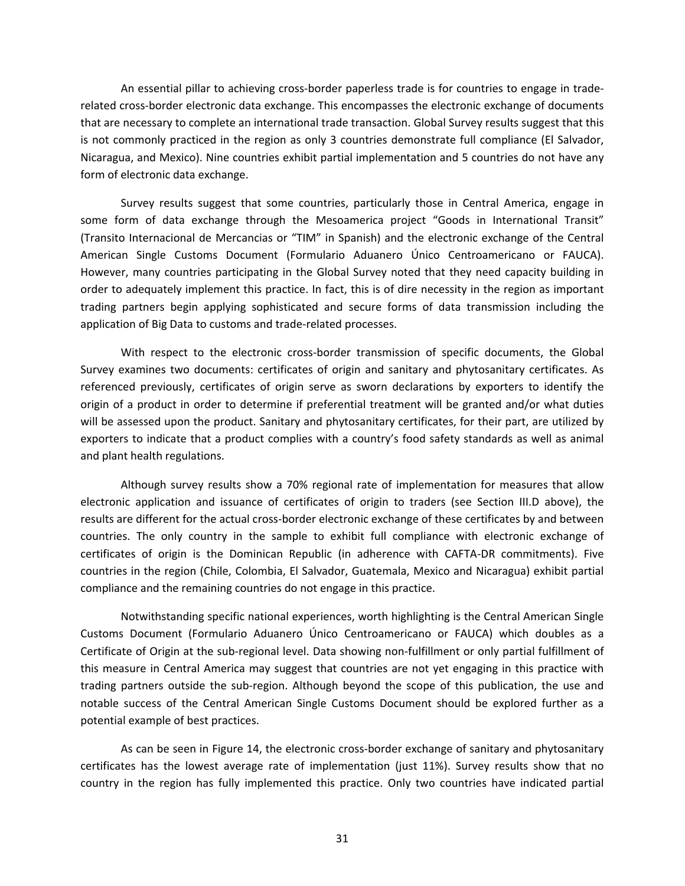An essential pillar to achieving cross-border paperless trade is for countries to engage in trade-related cross-border electronic data exchange. This encompasses the electronic exchange of documents that are necessary to complete an international trade transaction. Global Survey results suggest that this is not commonly practiced in the region as only 3 countries demonstrate full compliance (El Salvador, Nicaragua, and Mexico). Nine countries exhibit partial implementation and 5 countries do not have any form of electronic data exchange.

Survey results suggest that some countries, particularly those in Central America, engage in some form of data exchange through the Mesoamerica project "Goods in International Transit" (Transito Internacional de Mercancias or "TIM" in Spanish) and the electronic exchange of the Central American Single Customs Document (Formulario Aduanero Único Centroamericano or FAUCA). However, many countries participating in the Global Survey noted that they need capacity building in order to adequately implement this practice. In fact, this is of dire necessity in the region as important trading partners begin applying sophisticated and secure forms of data transmission including the application of Big Data to customs and trade-related processes.

With respect to the electronic cross-border transmission of specific documents, the Global Survey examines two documents: certificates of origin and sanitary and phytosanitary certificates. As referenced previously, certificates of origin serve as sworn declarations by exporters to identify the origin of a product in order to determine if preferential treatment will be granted and/or what duties will be assessed upon the product. Sanitary and phytosanitary certificates, for their part, are utilized by exporters to indicate that a product complies with a country's food safety standards as well as animal and plant health regulations.

Although survey results show a 70% regional rate of implementation for measures that allow electronic application and issuance of certificates of origin to traders (see Section III.D above), the results are different for the actual cross-border electronic exchange of these certificates by and between countries. The only country in the sample to exhibit full compliance with electronic exchange of certificates of origin is the Dominican Republic (in adherence with CAFTA-DR commitments). Five countries in the region (Chile, Colombia, El Salvador, Guatemala, Mexico and Nicaragua) exhibit partial compliance and the remaining countries do not engage in this practice.

Notwithstanding specific national experiences, worth highlighting is the Central American Single Customs Document (Formulario Aduanero Único Centroamericano or FAUCA) which doubles as a Certificate of Origin at the sub-regional level. Data showing non-fulfillment or only partial fulfillment of this measure in Central America may suggest that countries are not yet engaging in this practice with trading partners outside the sub-region. Although beyond the scope of this publication, the use and notable success of the Central American Single Customs Document should be explored further as a potential example of best practices.

As can be seen in Figure 14, the electronic cross-border exchange of sanitary and phytosanitary certificates has the lowest average rate of implementation (just 11%). Survey results show that no country in the region has fully implemented this practice. Only two countries have indicated partial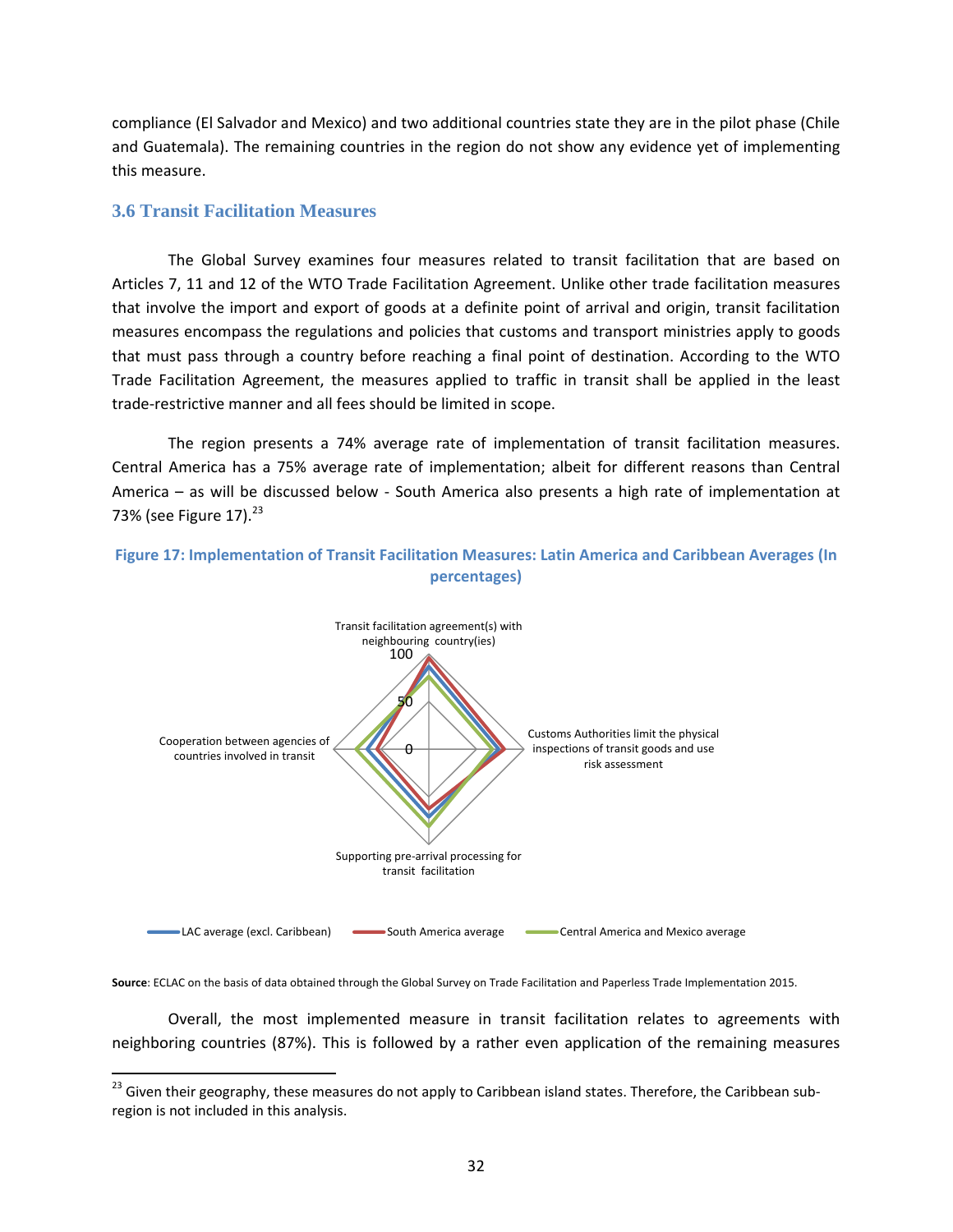compliance (El Salvador and Mexico) and two additional countries state they are in the pilot phase (Chile and Guatemala). The remaining countries in the region do not show any evidence yet of implementing this measure.

### 3.6 Transit Facilitation Measures

The Global Survey examines four measures related to transit facilitation that are based on Articles 7, 11 and 12 of the WTO Trade Facilitation Agreement. Unlike other trade facilitation measures that involve the import and export of goods at a definite point of arrival and origin, transit facilitation measures encompass the regulations and policies that customs and transport ministries apply to goods that must pass through a country before reaching a final point of destination. According to the WTO Trade Facilitation Agreement, the measures applied to traffic in transit shall be applied in the least trade-restrictive manner and all fees should be limited in scope.

The region presents a 74% average rate of implementation of transit facilitation measures. Central America has a 75% average rate of implementation; albeit for different reasons than Central America – as will be discussed below - South America also presents a high rate of implementation at 73% (see Figure 17).[23]

**Figure 17: Implementation of Transit Facilitation Measures: Latin America and Caribbean Averages (In percentages)**

Transit facilitation agreement(s) with neighbouring country(ies)

100

50

0

Customs Authorities limit the physical inspections of transit goods and use risk assessment

Supporting pre-arrival processing for transit facilitation

Cooperation between agencies of countries involved in transit

LAC average (excl. Caribbean) — South America average — Central America and Mexico average

**Source**: ECLAC on the basis of data obtained through the Global Survey on Trade Facilitation and Paperless Trade Implementation 2015.

Overall, the most implemented measure in transit facilitation relates to agreements with neighboring countries (87%). This is followed by a rather even application of the remaining measures

[23] Given their geography, these measures do not apply to Caribbean island states. Therefore, the Caribbean sub-region is not included in this analysis.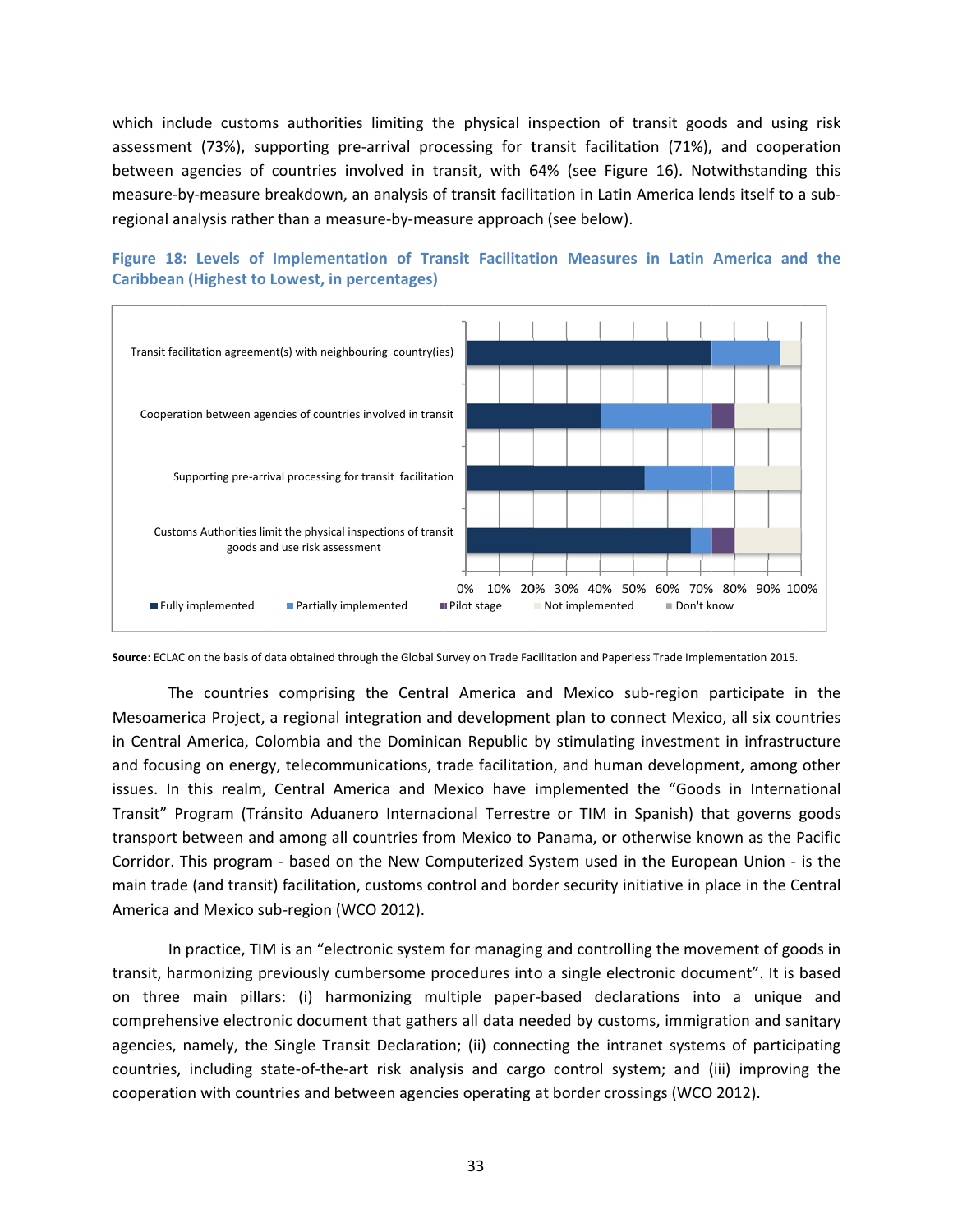which include customs authorities limiting the physical inspection of transit goods and using risk assessment (73%), supporting pre-arrival processing for transit facilitation (71%), and cooperation between agencies of countries involved in transit, with 64% (see Figure 16). Notwithstanding this measure-by-measure breakdown, an analysis of transit facilitation in Latin America lends itself to a sub-regional analysis rather than a measure-by-measure approach (see below).

**Figure 18: Levels of Implementation of Transit Facilitation Measures in Latin America and the Caribbean (Highest to Lowest, in percentages)**

Transit facilitation agreement(s) with neighbouring country(ies)

Cooperation between agencies of countries involved in transit

Supporting pre-arrival processing for transit facilitation

Customs Authorities limit the physical inspections of transit goods and use risk assessment

0% 10% 20% 30% 40% 50% 60% 70% 80% 90% 100%

Fully implemented | Partially implemented | Pilot stage | Not implemented | Don't know

**Source**: ECLAC on the basis of data obtained through the Global Survey on Trade Facilitation and Paperless Trade Implementation 2015.

The countries comprising the Central America and Mexico sub-region participate in the Mesoamerica Project, a regional integration and development plan to connect Mexico, all six countries in Central America, Colombia and the Dominican Republic by stimulating investment in infrastructure and focusing on energy, telecommunications, trade facilitation, and human development, among other issues. In this realm, Central America and Mexico have implemented the "Goods in International Transit" Program (Tránsito Aduanero Internacional Terrestre or TIM in Spanish) that governs goods transport between and among all countries from Mexico to Panama, or otherwise known as the Pacific Corridor. This program - based on the New Computerized System used in the European Union - is the main trade (and transit) facilitation, customs control and border security initiative in place in the Central America and Mexico sub-region (WCO 2012).

In practice, TIM is an "electronic system for managing and controlling the movement of goods in transit, harmonizing previously cumbersome procedures into a single electronic document". It is based on three main pillars: (i) harmonizing multiple paper-based declarations into a unique and comprehensive electronic document that gathers all data needed by customs, immigration and sanitary agencies, namely, the Single Transit Declaration; (ii) connecting the intranet systems of participating countries, including state-of-the-art risk analysis and cargo control system; and (iii) improving the cooperation with countries and between agencies operating at border crossings (WCO 2012).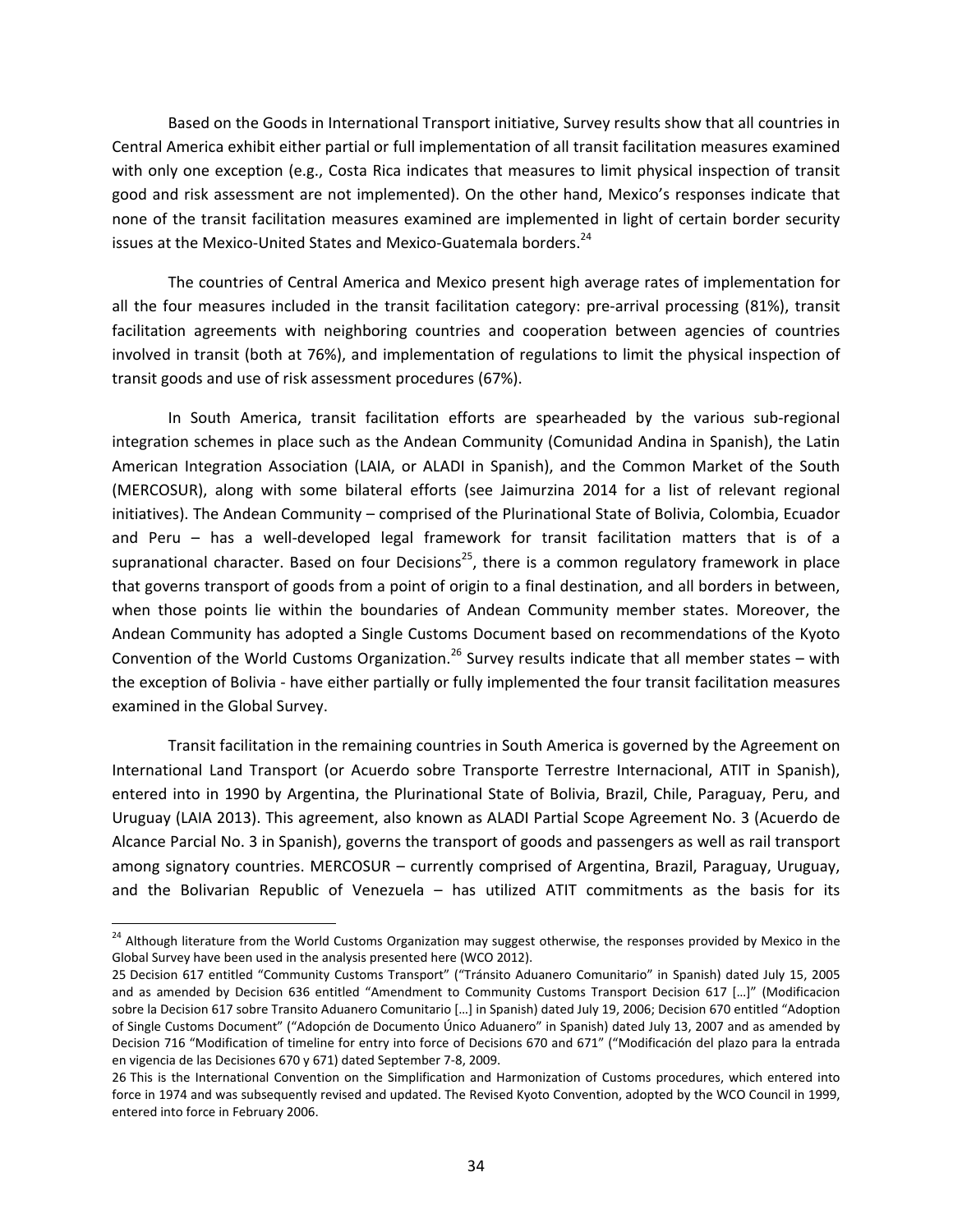Based on the Goods in International Transport initiative, Survey results show that all countries in Central America exhibit either partial or full implementation of all transit facilitation measures examined with only one exception (e.g., Costa Rica indicates that measures to limit physical inspection of transit good and risk assessment are not implemented). On the other hand, Mexico's responses indicate that none of the transit facilitation measures examined are implemented in light of certain border security issues at the Mexico-United States and Mexico-Guatemala borders.[24]

The countries of Central America and Mexico present high average rates of implementation for all the four measures included in the transit facilitation category: pre-arrival processing (81%), transit facilitation agreements with neighboring countries and cooperation between agencies of countries involved in transit (both at 76%), and implementation of regulations to limit the physical inspection of transit goods and use of risk assessment procedures (67%).

In South America, transit facilitation efforts are spearheaded by the various sub-regional integration schemes in place such as the Andean Community (Comunidad Andina in Spanish), the Latin American Integration Association (LAIA, or ALADI in Spanish), and the Common Market of the South (MERCOSUR), along with some bilateral efforts (see Jaimurzina 2014 for a list of relevant regional initiatives). The Andean Community – comprised of the Plurinational State of Bolivia, Colombia, Ecuador and Peru – has a well-developed legal framework for transit facilitation matters that is of a supranational character. Based on four Decisions[25], there is a common regulatory framework in place that governs transport of goods from a point of origin to a final destination, and all borders in between, when those points lie within the boundaries of Andean Community member states. Moreover, the Andean Community has adopted a Single Customs Document based on recommendations of the Kyoto Convention of the World Customs Organization.[26] Survey results indicate that all member states – with the exception of Bolivia - have either partially or fully implemented the four transit facilitation measures examined in the Global Survey.

Transit facilitation in the remaining countries in South America is governed by the Agreement on International Land Transport (or Acuerdo sobre Transporte Terrestre Internacional, ATIT in Spanish), entered into in 1990 by Argentina, the Plurinational State of Bolivia, Brazil, Chile, Paraguay, Peru, and Uruguay (LAIA 2013). This agreement, also known as ALADI Partial Scope Agreement No. 3 (Acuerdo de Alcance Parcial No. 3 in Spanish), governs the transport of goods and passengers as well as rail transport among signatory countries. MERCOSUR – currently comprised of Argentina, Brazil, Paraguay, Uruguay, and the Bolivarian Republic of Venezuela – has utilized ATIT commitments as the basis for its

---

[24] Although literature from the World Customs Organization may suggest otherwise, the responses provided by Mexico in the Global Survey have been used in the analysis presented here (WCO 2012).

25 Decision 617 entitled "Community Customs Transport" ("Tránsito Aduanero Comunitario" in Spanish) dated July 15, 2005 and as amended by Decision 636 entitled "Amendment to Community Customs Transport Decision 617 […]" (Modificacion sobre la Decision 617 sobre Transito Aduanero Comunitario […] in Spanish) dated July 19, 2006; Decision 670 entitled "Adoption of Single Customs Document" ("Adopción de Documento Único Aduanero" in Spanish) dated July 13, 2007 and as amended by Decision 716 "Modification of timeline for entry into force of Decisions 670 and 671" ("Modificación del plazo para la entrada en vigencia de las Decisiones 670 y 671) dated September 7-8, 2009.

26 This is the International Convention on the Simplification and Harmonization of Customs procedures, which entered into force in 1974 and was subsequently revised and updated. The Revised Kyoto Convention, adopted by the WCO Council in 1999, entered into force in February 2006.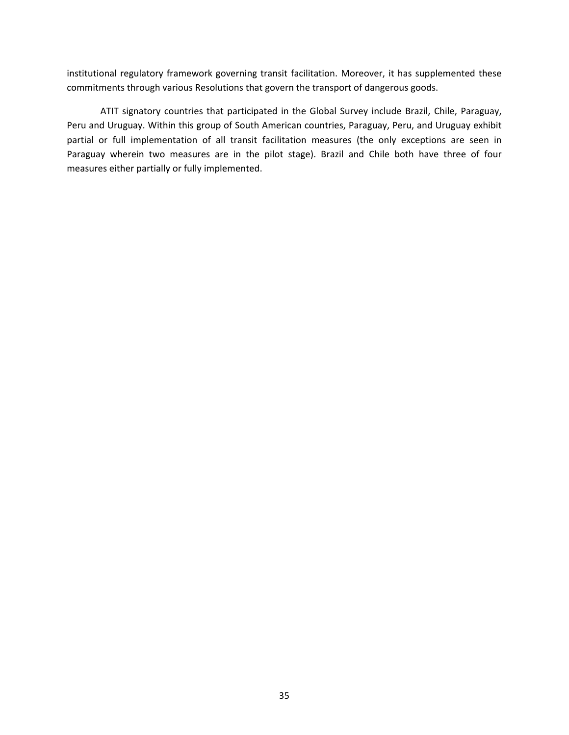institutional regulatory framework governing transit facilitation. Moreover, it has supplemented these commitments through various Resolutions that govern the transport of dangerous goods.

ATIT signatory countries that participated in the Global Survey include Brazil, Chile, Paraguay, Peru and Uruguay. Within this group of South American countries, Paraguay, Peru, and Uruguay exhibit partial or full implementation of all transit facilitation measures (the only exceptions are seen in Paraguay wherein two measures are in the pilot stage). Brazil and Chile both have three of four measures either partially or fully implemented.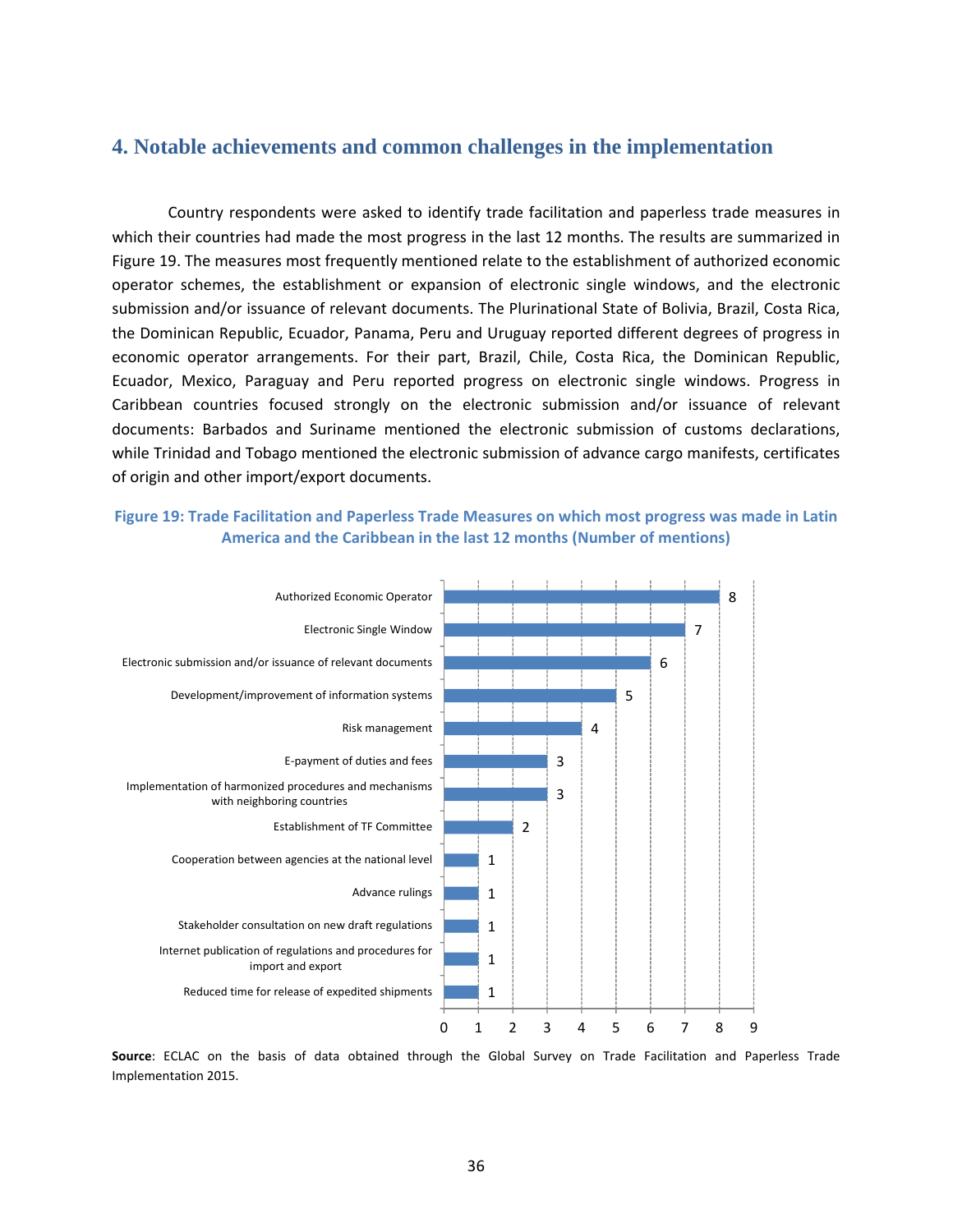## 4. Notable achievements and common challenges in the implementation

Country respondents were asked to identify trade facilitation and paperless trade measures in which their countries had made the most progress in the last 12 months. The results are summarized in Figure 19. The measures most frequently mentioned relate to the establishment of authorized economic operator schemes, the establishment or expansion of electronic single windows, and the electronic submission and/or issuance of relevant documents. The Plurinational State of Bolivia, Brazil, Costa Rica, the Dominican Republic, Ecuador, Panama, Peru and Uruguay reported different degrees of progress in economic operator arrangements. For their part, Brazil, Chile, Costa Rica, the Dominican Republic, Ecuador, Mexico, Paraguay and Peru reported progress on electronic single windows. Progress in Caribbean countries focused strongly on the electronic submission and/or issuance of relevant documents: Barbados and Suriname mentioned the electronic submission of customs declarations, while Trinidad and Tobago mentioned the electronic submission of advance cargo manifests, certificates of origin and other import/export documents.

**Figure 19: Trade Facilitation and Paperless Trade Measures on which most progress was made in Latin America and the Caribbean in the last 12 months (Number of mentions)**

| Measure | Number of mentions |
|---|---|
| Authorized Economic Operator | 8 |
| Electronic Single Window | 7 |
| Electronic submission and/or issuance of relevant documents | 6 |
| Development/improvement of information systems | 5 |
| Risk management | 4 |
| E-payment of duties and fees | 3 |
| Implementation of harmonized procedures and mechanisms with neighboring countries | 3 |
| Establishment of TF Committee | 2 |
| Cooperation between agencies at the national level | 1 |
| Advance rulings | 1 |
| Stakeholder consultation on new draft regulations | 1 |
| Internet publication of regulations and procedures for import and export | 1 |
| Reduced time for release of expedited shipments | 1 |

**Source**: ECLAC on the basis of data obtained through the Global Survey on Trade Facilitation and Paperless Trade Implementation 2015.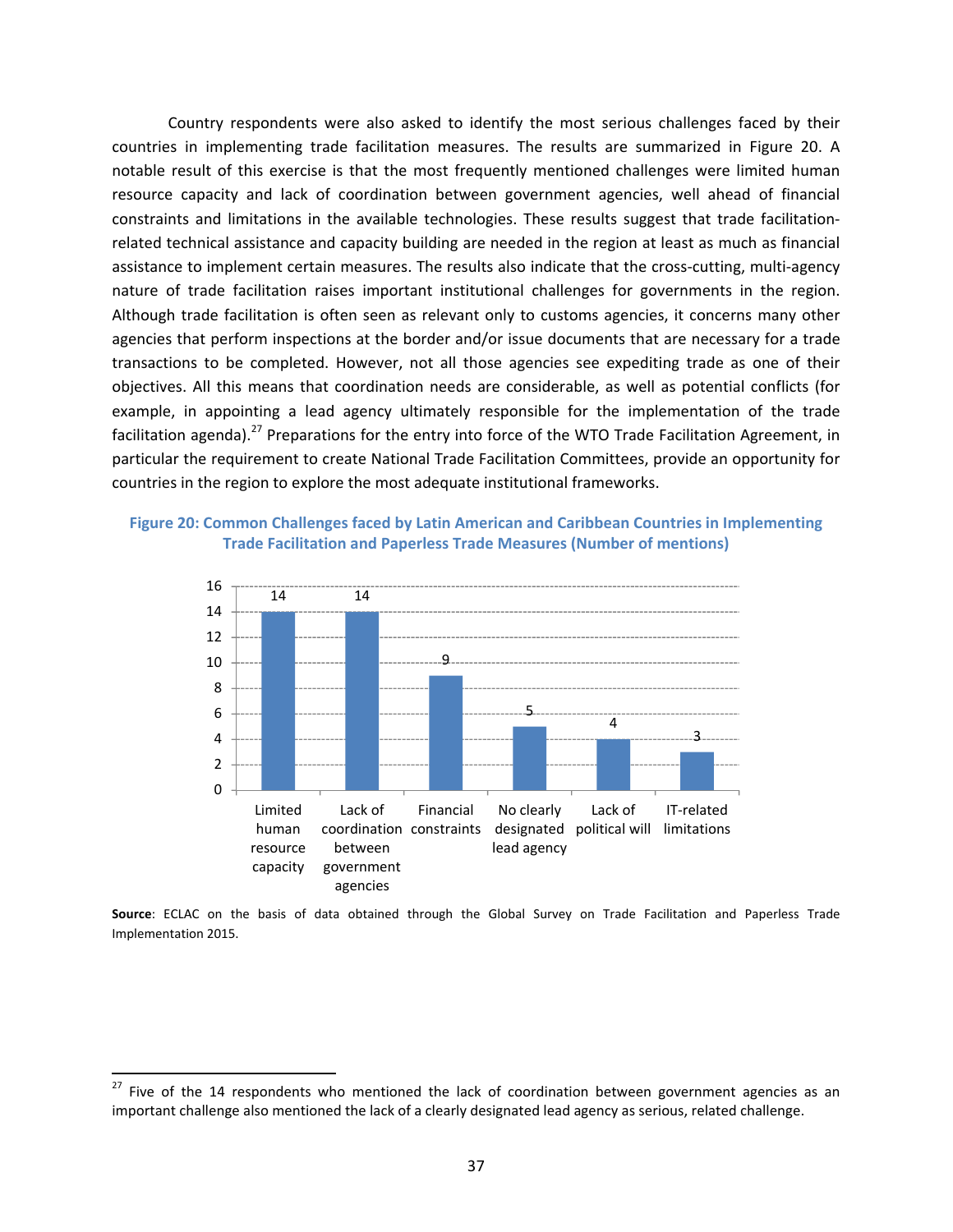Country respondents were also asked to identify the most serious challenges faced by their countries in implementing trade facilitation measures. The results are summarized in Figure 20. A notable result of this exercise is that the most frequently mentioned challenges were limited human resource capacity and lack of coordination between government agencies, well ahead of financial constraints and limitations in the available technologies. These results suggest that trade facilitation-related technical assistance and capacity building are needed in the region at least as much as financial assistance to implement certain measures. The results also indicate that the cross-cutting, multi-agency nature of trade facilitation raises important institutional challenges for governments in the region. Although trade facilitation is often seen as relevant only to customs agencies, it concerns many other agencies that perform inspections at the border and/or issue documents that are necessary for a trade transactions to be completed. However, not all those agencies see expediting trade as one of their objectives. All this means that coordination needs are considerable, as well as potential conflicts (for example, in appointing a lead agency ultimately responsible for the implementation of the trade facilitation agenda).[27] Preparations for the entry into force of the WTO Trade Facilitation Agreement, in particular the requirement to create National Trade Facilitation Committees, provide an opportunity for countries in the region to explore the most adequate institutional frameworks.

**Figure 20: Common Challenges faced by Latin American and Caribbean Countries in Implementing Trade Facilitation and Paperless Trade Measures (Number of mentions)**

| Challenge | Number of mentions |
| --- | --- |
| Limited human resource capacity | 14 |
| Lack of coordination between government agencies | 14 |
| Financial constraints | 9 |
| No clearly designated lead agency | 5 |
| Lack of political will | 4 |
| IT-related limitations | 3 |

**Source**: ECLAC on the basis of data obtained through the Global Survey on Trade Facilitation and Paperless Trade Implementation 2015.

---

[27] Five of the 14 respondents who mentioned the lack of coordination between government agencies as an important challenge also mentioned the lack of a clearly designated lead agency as serious, related challenge.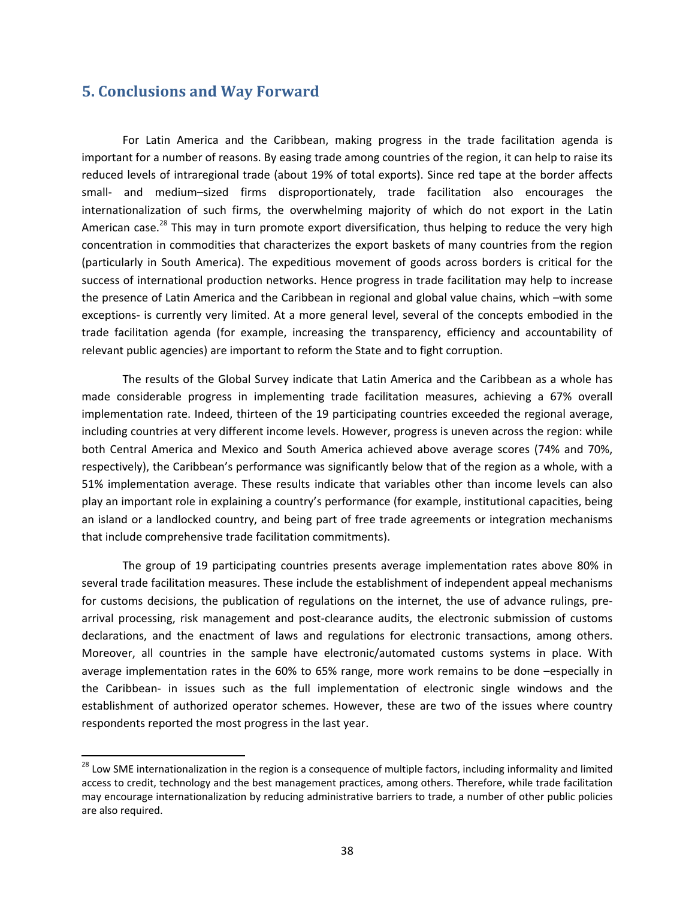## 5. Conclusions and Way Forward

For Latin America and the Caribbean, making progress in the trade facilitation agenda is important for a number of reasons. By easing trade among countries of the region, it can help to raise its reduced levels of intraregional trade (about 19% of total exports). Since red tape at the border affects small- and medium–sized firms disproportionately, trade facilitation also encourages the internationalization of such firms, the overwhelming majority of which do not export in the Latin American case.[28] This may in turn promote export diversification, thus helping to reduce the very high concentration in commodities that characterizes the export baskets of many countries from the region (particularly in South America). The expeditious movement of goods across borders is critical for the success of international production networks. Hence progress in trade facilitation may help to increase the presence of Latin America and the Caribbean in regional and global value chains, which –with some exceptions- is currently very limited. At a more general level, several of the concepts embodied in the trade facilitation agenda (for example, increasing the transparency, efficiency and accountability of relevant public agencies) are important to reform the State and to fight corruption.

The results of the Global Survey indicate that Latin America and the Caribbean as a whole has made considerable progress in implementing trade facilitation measures, achieving a 67% overall implementation rate. Indeed, thirteen of the 19 participating countries exceeded the regional average, including countries at very different income levels. However, progress is uneven across the region: while both Central America and Mexico and South America achieved above average scores (74% and 70%, respectively), the Caribbean's performance was significantly below that of the region as a whole, with a 51% implementation average. These results indicate that variables other than income levels can also play an important role in explaining a country's performance (for example, institutional capacities, being an island or a landlocked country, and being part of free trade agreements or integration mechanisms that include comprehensive trade facilitation commitments).

The group of 19 participating countries presents average implementation rates above 80% in several trade facilitation measures. These include the establishment of independent appeal mechanisms for customs decisions, the publication of regulations on the internet, the use of advance rulings, pre-arrival processing, risk management and post-clearance audits, the electronic submission of customs declarations, and the enactment of laws and regulations for electronic transactions, among others. Moreover, all countries in the sample have electronic/automated customs systems in place. With average implementation rates in the 60% to 65% range, more work remains to be done –especially in the Caribbean- in issues such as the full implementation of electronic single windows and the establishment of authorized operator schemes. However, these are two of the issues where country respondents reported the most progress in the last year.

[28] Low SME internationalization in the region is a consequence of multiple factors, including informality and limited access to credit, technology and the best management practices, among others. Therefore, while trade facilitation may encourage internationalization by reducing administrative barriers to trade, a number of other public policies are also required.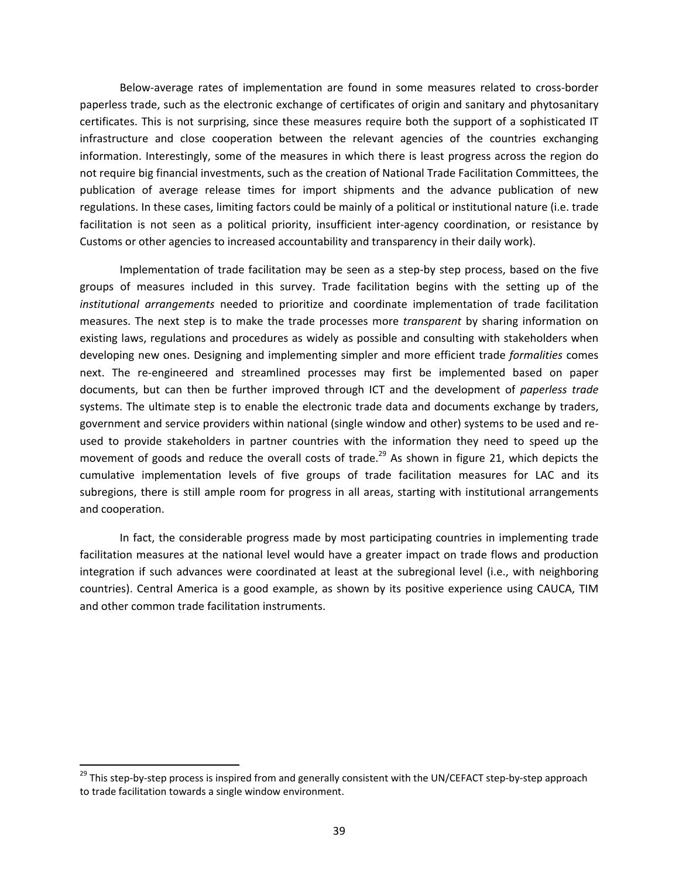Below-average rates of implementation are found in some measures related to cross-border paperless trade, such as the electronic exchange of certificates of origin and sanitary and phytosanitary certificates. This is not surprising, since these measures require both the support of a sophisticated IT infrastructure and close cooperation between the relevant agencies of the countries exchanging information. Interestingly, some of the measures in which there is least progress across the region do not require big financial investments, such as the creation of National Trade Facilitation Committees, the publication of average release times for import shipments and the advance publication of new regulations. In these cases, limiting factors could be mainly of a political or institutional nature (i.e. trade facilitation is not seen as a political priority, insufficient inter-agency coordination, or resistance by Customs or other agencies to increased accountability and transparency in their daily work).

Implementation of trade facilitation may be seen as a step-by step process, based on the five groups of measures included in this survey. Trade facilitation begins with the setting up of the *institutional arrangements* needed to prioritize and coordinate implementation of trade facilitation measures. The next step is to make the trade processes more *transparent* by sharing information on existing laws, regulations and procedures as widely as possible and consulting with stakeholders when developing new ones. Designing and implementing simpler and more efficient trade *formalities* comes next. The re-engineered and streamlined processes may first be implemented based on paper documents, but can then be further improved through ICT and the development of *paperless trade* systems. The ultimate step is to enable the electronic trade data and documents exchange by traders, government and service providers within national (single window and other) systems to be used and re-used to provide stakeholders in partner countries with the information they need to speed up the movement of goods and reduce the overall costs of trade.[29] As shown in figure 21, which depicts the cumulative implementation levels of five groups of trade facilitation measures for LAC and its subregions, there is still ample room for progress in all areas, starting with institutional arrangements and cooperation.

In fact, the considerable progress made by most participating countries in implementing trade facilitation measures at the national level would have a greater impact on trade flows and production integration if such advances were coordinated at least at the subregional level (i.e., with neighboring countries). Central America is a good example, as shown by its positive experience using CAUCA, TIM and other common trade facilitation instruments.

---

[29] This step-by-step process is inspired from and generally consistent with the UN/CEFACT step-by-step approach to trade facilitation towards a single window environment.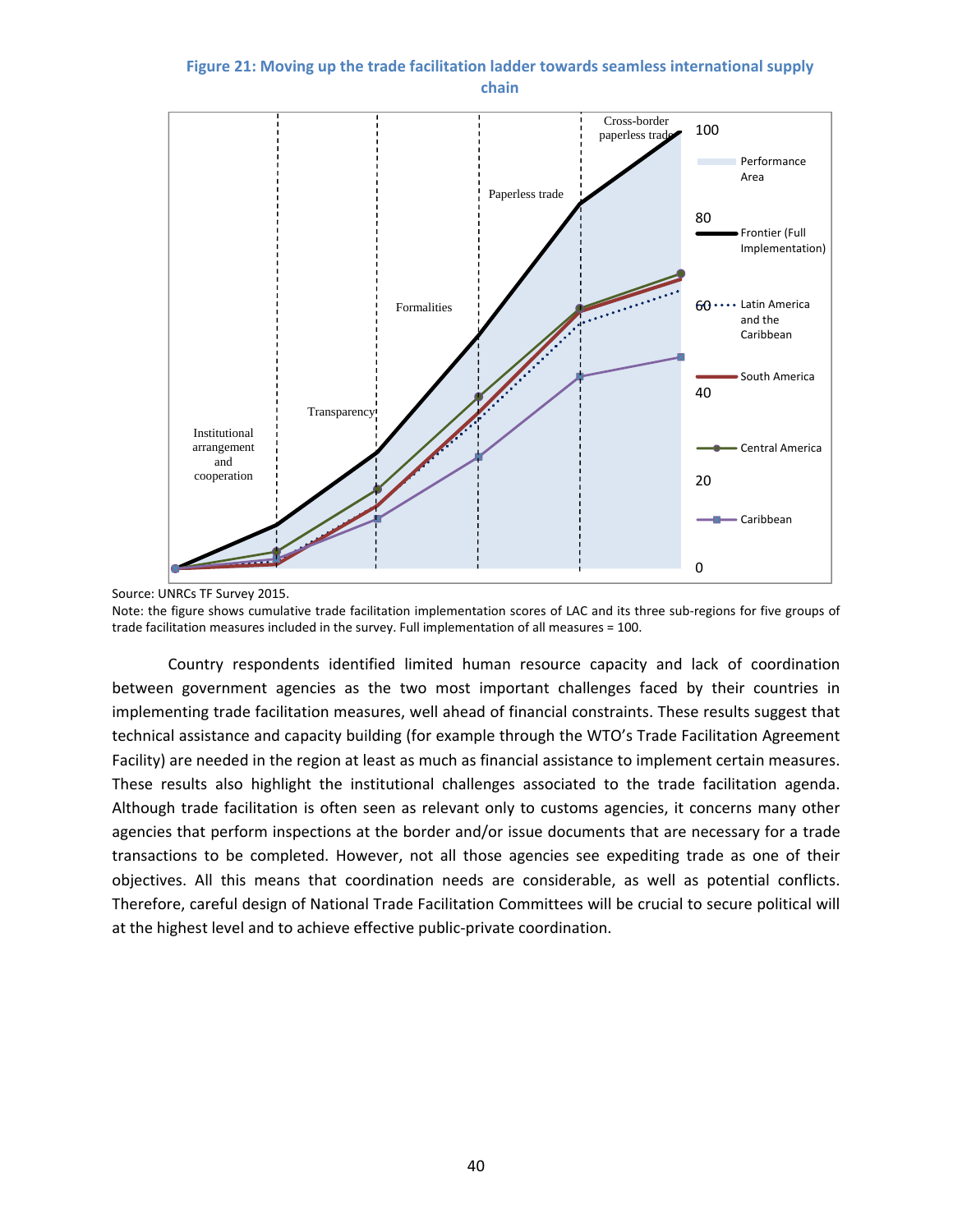**Figure 21: Moving up the trade facilitation ladder towards seamless international supply chain**

Source: UNRCs TF Survey 2015.

Note: the figure shows cumulative trade facilitation implementation scores of LAC and its three sub-regions for five groups of trade facilitation measures included in the survey. Full implementation of all measures = 100.

Country respondents identified limited human resource capacity and lack of coordination between government agencies as the two most important challenges faced by their countries in implementing trade facilitation measures, well ahead of financial constraints. These results suggest that technical assistance and capacity building (for example through the WTO's Trade Facilitation Agreement Facility) are needed in the region at least as much as financial assistance to implement certain measures. These results also highlight the institutional challenges associated to the trade facilitation agenda. Although trade facilitation is often seen as relevant only to customs agencies, it concerns many other agencies that perform inspections at the border and/or issue documents that are necessary for a trade transactions to be completed. However, not all those agencies see expediting trade as one of their objectives. All this means that coordination needs are considerable, as well as potential conflicts. Therefore, careful design of National Trade Facilitation Committees will be crucial to secure political will at the highest level and to achieve effective public-private coordination.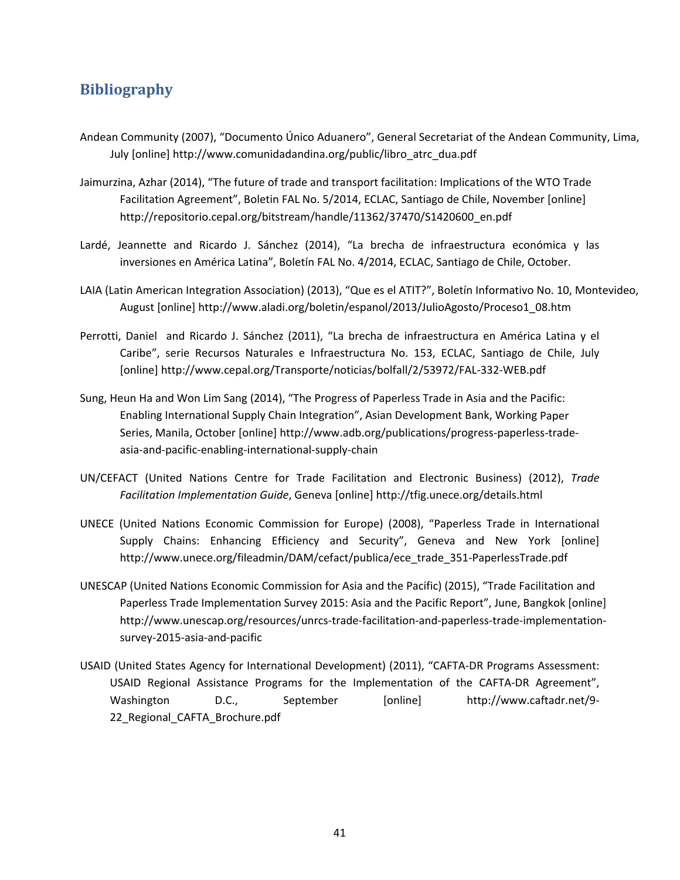## Bibliography

Andean Community (2007), "Documento Único Aduanero", General Secretariat of the Andean Community, Lima, July [online] http://www.comunidadandina.org/public/libro_atrc_dua.pdf

Jaimurzina, Azhar (2014), "The future of trade and transport facilitation: Implications of the WTO Trade Facilitation Agreement", Boletin FAL No. 5/2014, ECLAC, Santiago de Chile, November [online] http://repositorio.cepal.org/bitstream/handle/11362/37470/S1420600_en.pdf

Lardé, Jeannette and Ricardo J. Sánchez (2014), "La brecha de infraestructura económica y las inversiones en América Latina", Boletín FAL No. 4/2014, ECLAC, Santiago de Chile, October.

LAIA (Latin American Integration Association) (2013), "Que es el ATIT?", Boletín Informativo No. 10, Montevideo, August [online] http://www.aladi.org/boletin/espanol/2013/JulioAgosto/Proceso1_08.htm

Perrotti, Daniel and Ricardo J. Sánchez (2011), "La brecha de infraestructura en América Latina y el Caribe", serie Recursos Naturales e Infraestructura No. 153, ECLAC, Santiago de Chile, July [online] http://www.cepal.org/Transporte/noticias/bolfall/2/53972/FAL-332-WEB.pdf

Sung, Heun Ha and Won Lim Sang (2014), "The Progress of Paperless Trade in Asia and the Pacific: Enabling International Supply Chain Integration", Asian Development Bank, Working Paper Series, Manila, October [online] http://www.adb.org/publications/progress-paperless-trade-asia-and-pacific-enabling-international-supply-chain

UN/CEFACT (United Nations Centre for Trade Facilitation and Electronic Business) (2012), *Trade Facilitation Implementation Guide*, Geneva [online] http://tfig.unece.org/details.html

UNECE (United Nations Economic Commission for Europe) (2008), "Paperless Trade in International Supply Chains: Enhancing Efficiency and Security", Geneva and New York [online] http://www.unece.org/fileadmin/DAM/cefact/publica/ece_trade_351-PaperlessTrade.pdf

UNESCAP (United Nations Economic Commission for Asia and the Pacific) (2015), "Trade Facilitation and Paperless Trade Implementation Survey 2015: Asia and the Pacific Report", June, Bangkok [online] http://www.unescap.org/resources/unrcs-trade-facilitation-and-paperless-trade-implementation-survey-2015-asia-and-pacific

USAID (United States Agency for International Development) (2011), "CAFTA-DR Programs Assessment: USAID Regional Assistance Programs for the Implementation of the CAFTA-DR Agreement", Washington D.C., September [online] http://www.caftadr.net/9-22_Regional_CAFTA_Brochure.pdf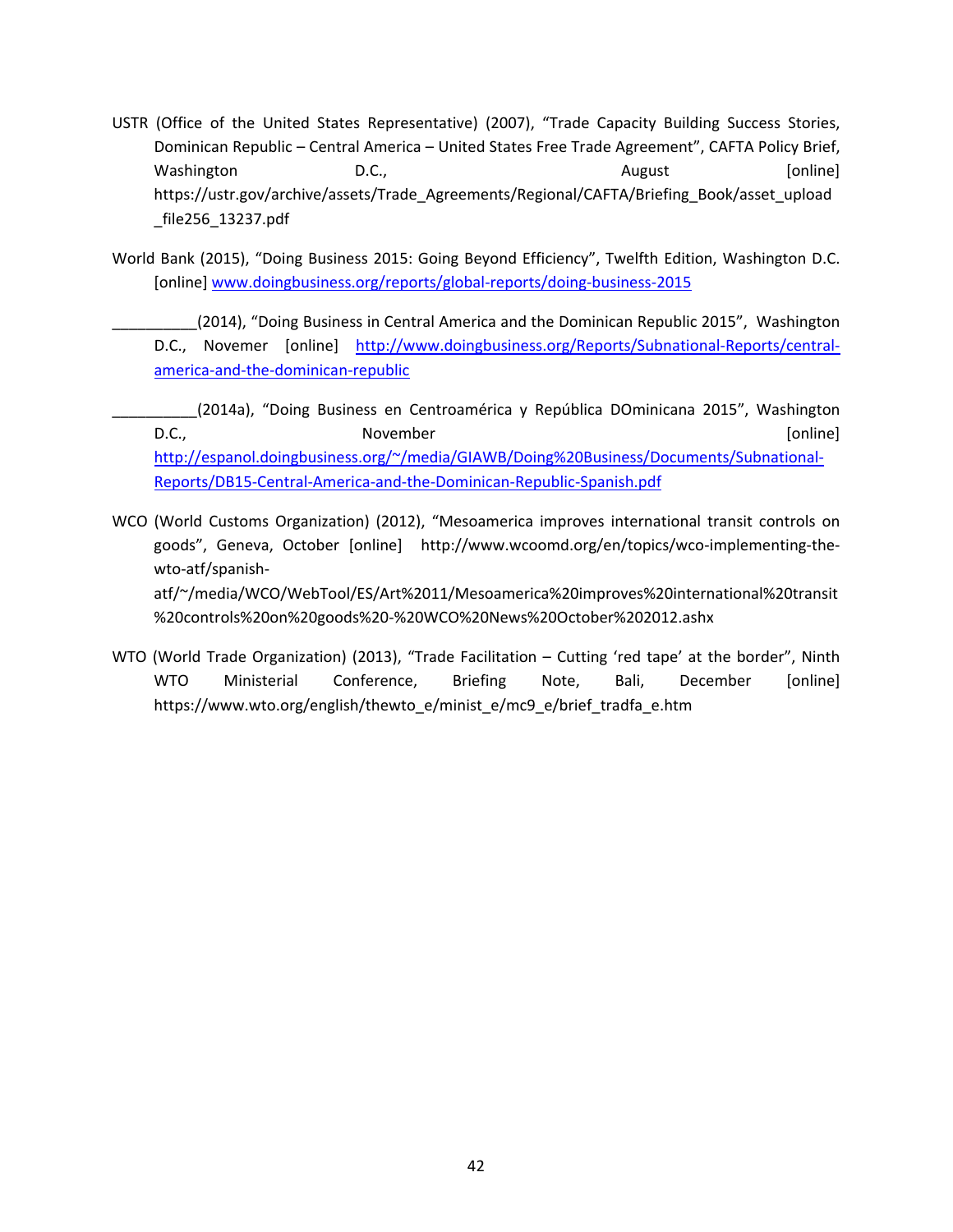USTR (Office of the United States Representative) (2007), "Trade Capacity Building Success Stories, Dominican Republic – Central America – United States Free Trade Agreement", CAFTA Policy Brief, Washington D.C., August [online] https://ustr.gov/archive/assets/Trade_Agreements/Regional/CAFTA/Briefing_Book/asset_upload_file256_13237.pdf

World Bank (2015), "Doing Business 2015: Going Beyond Efficiency", Twelfth Edition, Washington D.C. [online] www.doingbusiness.org/reports/global-reports/doing-business-2015

__________(2014), "Doing Business in Central America and the Dominican Republic 2015", Washington D.C., Novemer [online] http://www.doingbusiness.org/Reports/Subnational-Reports/central-america-and-the-dominican-republic

__________(2014a), "Doing Business en Centroamérica y República DOminicana 2015", Washington D.C., November [online] http://espanol.doingbusiness.org/~/media/GIAWB/Doing%20Business/Documents/Subnational-Reports/DB15-Central-America-and-the-Dominican-Republic-Spanish.pdf

WCO (World Customs Organization) (2012), "Mesoamerica improves international transit controls on goods", Geneva, October [online] http://www.wcoomd.org/en/topics/wco-implementing-the-wto-atf/spanish-atf/~/media/WCO/WebTool/ES/Art%2011/Mesoamerica%20improves%20international%20transit%20controls%20on%20goods%20-%20WCO%20News%20October%202012.ashx

WTO (World Trade Organization) (2013), "Trade Facilitation – Cutting 'red tape' at the border", Ninth WTO Ministerial Conference, Briefing Note, Bali, December [online] https://www.wto.org/english/thewto_e/minist_e/mc9_e/brief_tradfa_e.htm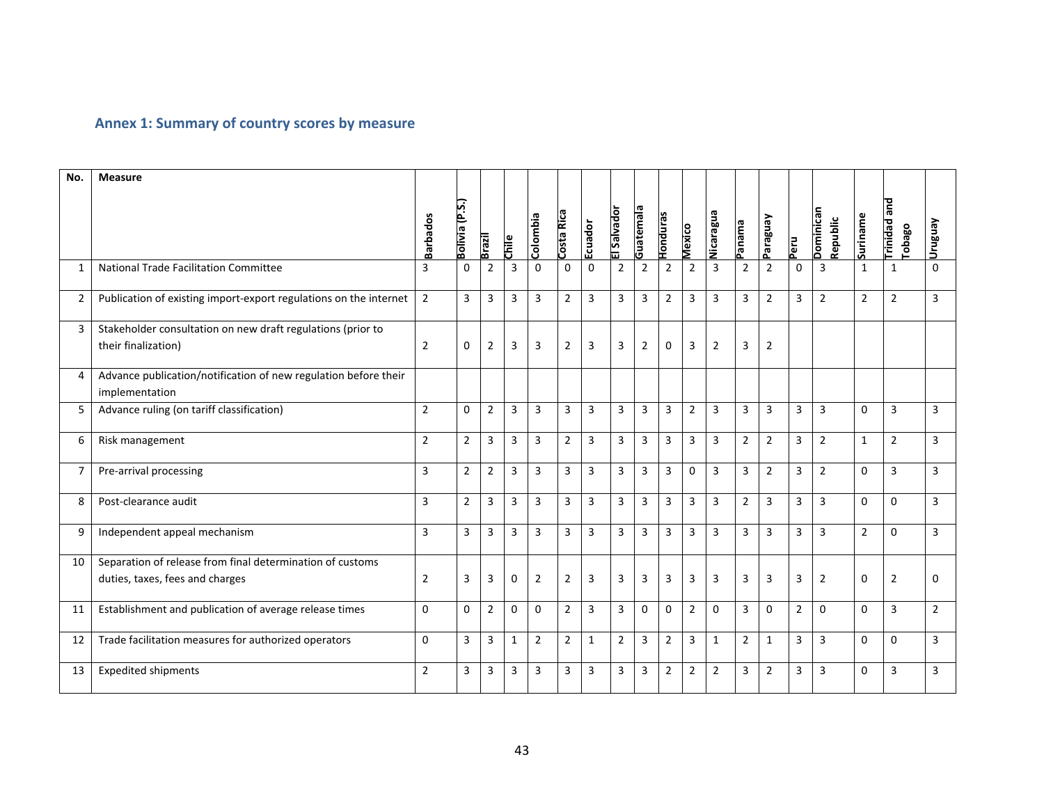## Annex 1: Summary of country scores by measure

| No. | Measure | Barbados | Bolivia (P.S.) | Brazil | Chile | Colombia | Costa Rica | Ecuador | El Salvador | Guatemala | Honduras | Mexico | Nicaragua | Panama | Paraguay | Peru | Dominican Republic | Suriname | Trinidad and Tobago | Uruguay |
|---|---|---|---|---|---|---|---|---|---|---|---|---|---|---|---|---|---|---|---|---|
| 1 | National Trade Facilitation Committee | 3 | 0 | 2 | 3 | 0 | 0 | 0 | 2 | 2 | 2 | 2 | 3 | 2 | 2 | 0 | 3 | 1 | 1 | 0 |
| 2 | Publication of existing import-export regulations on the internet | 2 | 3 | 3 | 3 | 3 | 2 | 3 | 3 | 3 | 2 | 3 | 3 | 3 | 2 | 3 | 2 | 2 | 2 | 3 |
| 3 | Stakeholder consultation on new draft regulations (prior to their finalization) | 2 | 0 | 2 | 3 | 3 | 2 | 3 | 3 | 2 | 0 | 3 | 2 | 3 | 2 | | | | | |
| 4 | Advance publication/notification of new regulation before their implementation | | | | | | | | | | | | | | | | | | | |
| 5 | Advance ruling (on tariff classification) | 2 | 0 | 2 | 3 | 3 | 3 | 3 | 3 | 3 | 3 | 2 | 3 | 3 | 3 | 3 | 3 | 0 | 3 | 3 |
| 6 | Risk management | 2 | 2 | 3 | 3 | 3 | 2 | 3 | 3 | 3 | 3 | 3 | 3 | 2 | 2 | 3 | 2 | 1 | 2 | 3 |
| 7 | Pre-arrival processing | 3 | 2 | 2 | 3 | 3 | 3 | 3 | 3 | 3 | 3 | 0 | 3 | 3 | 2 | 3 | 2 | 0 | 3 | 3 |
| 8 | Post-clearance audit | 3 | 2 | 3 | 3 | 3 | 3 | 3 | 3 | 3 | 3 | 3 | 3 | 2 | 3 | 3 | 3 | 0 | 0 | 3 |
| 9 | Independent appeal mechanism | 3 | 3 | 3 | 3 | 3 | 3 | 3 | 3 | 3 | 3 | 3 | 3 | 3 | 3 | 3 | 3 | 2 | 0 | 3 |
| 10 | Separation of release from final determination of customs duties, taxes, fees and charges | 2 | 3 | 3 | 0 | 2 | 2 | 3 | 3 | 3 | 3 | 3 | 3 | 3 | 3 | 3 | 2 | 0 | 2 | 0 |
| 11 | Establishment and publication of average release times | 0 | 0 | 2 | 0 | 0 | 2 | 3 | 3 | 0 | 0 | 2 | 0 | 3 | 0 | 2 | 0 | 0 | 3 | 2 |
| 12 | Trade facilitation measures for authorized operators | 0 | 3 | 3 | 1 | 2 | 2 | 1 | 2 | 3 | 2 | 3 | 1 | 2 | 1 | 3 | 3 | 0 | 0 | 3 |
| 13 | Expedited shipments | 2 | 3 | 3 | 3 | 3 | 3 | 3 | 3 | 3 | 2 | 2 | 2 | 3 | 2 | 3 | 3 | 0 | 3 | 3 |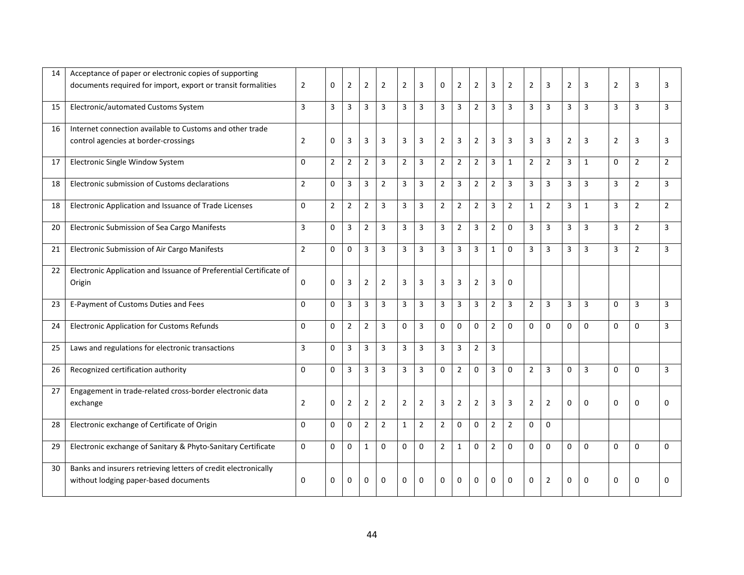| | | | | | | | | | | | | | | | | | | | | |
|---|---|---|---|---|---|---|---|---|---|---|---|---|---|---|---|---|---|---|---|---|
| 14 | Acceptance of paper or electronic copies of supporting documents required for import, export or transit formalities | 2 | 0 | 2 | 2 | 2 | 2 | 3 | 0 | 2 | 2 | 3 | 2 | 2 | 3 | 2 | 3 | 2 | 3 | 3 |
| 15 | Electronic/automated Customs System | 3 | 3 | 3 | 3 | 3 | 3 | 3 | 3 | 3 | 2 | 3 | 3 | 3 | 3 | 3 | 3 | 3 | 3 | 3 |
| 16 | Internet connection available to Customs and other trade control agencies at border-crossings | 2 | 0 | 3 | 3 | 3 | 3 | 3 | 2 | 3 | 2 | 3 | 3 | 3 | 3 | 2 | 3 | 2 | 3 | 3 |
| 17 | Electronic Single Window System | 0 | 2 | 2 | 2 | 3 | 2 | 3 | 2 | 2 | 2 | 3 | 1 | 2 | 2 | 3 | 1 | 0 | 2 | 2 |
| 18 | Electronic submission of Customs declarations | 2 | 0 | 3 | 3 | 2 | 3 | 3 | 2 | 3 | 2 | 2 | 3 | 3 | 3 | 3 | 3 | 3 | 2 | 3 |
| 18 | Electronic Application and Issuance of Trade Licenses | 0 | 2 | 2 | 2 | 3 | 3 | 3 | 2 | 2 | 2 | 3 | 2 | 1 | 2 | 3 | 1 | 3 | 2 | 2 |
| 20 | Electronic Submission of Sea Cargo Manifests | 3 | 0 | 3 | 2 | 3 | 3 | 3 | 3 | 2 | 3 | 2 | 0 | 3 | 3 | 3 | 3 | 3 | 2 | 3 |
| 21 | Electronic Submission of Air Cargo Manifests | 2 | 0 | 0 | 3 | 3 | 3 | 3 | 3 | 3 | 3 | 1 | 0 | 3 | 3 | 3 | 3 | 3 | 2 | 3 |
| 22 | Electronic Application and Issuance of Preferential Certificate of Origin | 0 | 0 | 3 | 2 | 2 | 3 | 3 | 3 | 3 | 2 | 3 | 0 | | | | | | | |
| 23 | E-Payment of Customs Duties and Fees | 0 | 0 | 3 | 3 | 3 | 3 | 3 | 3 | 3 | 3 | 2 | 3 | 2 | 3 | 3 | 3 | 0 | 3 | 3 |
| 24 | Electronic Application for Customs Refunds | 0 | 0 | 2 | 2 | 3 | 0 | 3 | 0 | 0 | 0 | 2 | 0 | 0 | 0 | 0 | 0 | 0 | 0 | 3 |
| 25 | Laws and regulations for electronic transactions | 3 | 0 | 3 | 3 | 3 | 3 | 3 | 3 | 3 | 2 | 3 | | | | | | | | |
| 26 | Recognized certification authority | 0 | 0 | 3 | 3 | 3 | 3 | 3 | 0 | 2 | 0 | 3 | 0 | 2 | 3 | 0 | 3 | 0 | 0 | 3 |
| 27 | Engagement in trade-related cross-border electronic data exchange | 2 | 0 | 2 | 2 | 2 | 2 | 2 | 3 | 2 | 2 | 3 | 3 | 2 | 2 | 0 | 0 | 0 | 0 | 0 |
| 28 | Electronic exchange of Certificate of Origin | 0 | 0 | 0 | 2 | 2 | 1 | 2 | 2 | 0 | 0 | 2 | 2 | 0 | 0 | | | | | |
| 29 | Electronic exchange of Sanitary & Phyto-Sanitary Certificate | 0 | 0 | 0 | 1 | 0 | 0 | 0 | 2 | 1 | 0 | 2 | 0 | 0 | 0 | 0 | 0 | 0 | 0 | 0 |
| 30 | Banks and insurers retrieving letters of credit electronically without lodging paper-based documents | 0 | 0 | 0 | 0 | 0 | 0 | 0 | 0 | 0 | 0 | 0 | 0 | 0 | 2 | 0 | 0 | 0 | 0 | 0 |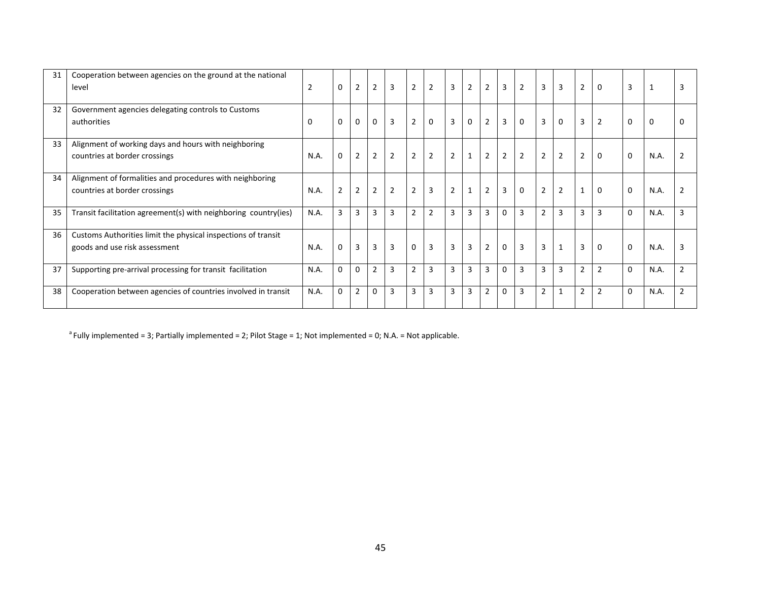| 31 | Cooperation between agencies on the ground at the national level | 2 | 0 | 2 | 2 | 3 | 2 | 2 | 3 | 2 | 2 | 3 | 2 | 3 | 3 | 2 | 0 | 3 | 1 | 3 |
|---|---|---|---|---|---|---|---|---|---|---|---|---|---|---|---|---|---|---|---|---|
| 32 | Government agencies delegating controls to Customs authorities | 0 | 0 | 0 | 0 | 3 | 2 | 0 | 3 | 0 | 2 | 3 | 0 | 3 | 0 | 3 | 2 | 0 | 0 | 0 |
| 33 | Alignment of working days and hours with neighboring countries at border crossings | N.A. | 0 | 2 | 2 | 2 | 2 | 2 | 2 | 1 | 2 | 2 | 2 | 2 | 2 | 2 | 0 | 0 | N.A. | 2 |
| 34 | Alignment of formalities and procedures with neighboring countries at border crossings | N.A. | 2 | 2 | 2 | 2 | 2 | 3 | 2 | 1 | 2 | 3 | 0 | 2 | 2 | 1 | 0 | 0 | N.A. | 2 |
| 35 | Transit facilitation agreement(s) with neighboring country(ies) | N.A. | 3 | 3 | 3 | 3 | 2 | 2 | 3 | 3 | 3 | 0 | 3 | 2 | 3 | 3 | 3 | 0 | N.A. | 3 |
| 36 | Customs Authorities limit the physical inspections of transit goods and use risk assessment | N.A. | 0 | 3 | 3 | 3 | 0 | 3 | 3 | 3 | 2 | 0 | 3 | 3 | 1 | 3 | 0 | 0 | N.A. | 3 |
| 37 | Supporting pre-arrival processing for transit facilitation | N.A. | 0 | 0 | 2 | 3 | 2 | 3 | 3 | 3 | 3 | 0 | 3 | 3 | 3 | 2 | 2 | 0 | N.A. | 2 |
| 38 | Cooperation between agencies of countries involved in transit | N.A. | 0 | 2 | 0 | 3 | 3 | 3 | 3 | 3 | 2 | 0 | 3 | 2 | 1 | 2 | 2 | 0 | N.A. | 2 |

[a] Fully implemented = 3; Partially implemented = 2; Pilot Stage = 1; Not implemented = 0; N.A. = Not applicable.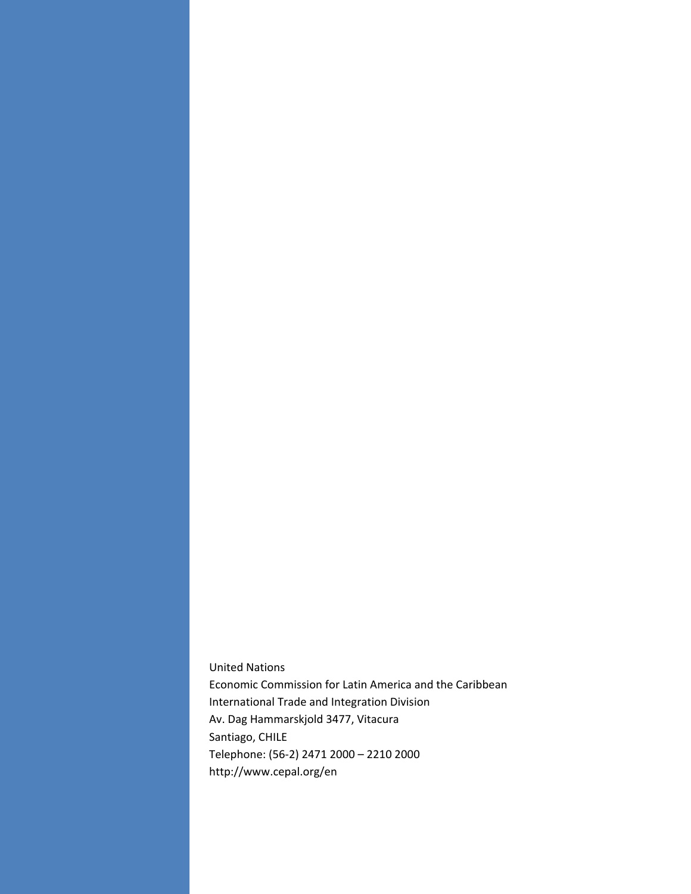United Nations
Economic Commission for Latin America and the Caribbean
International Trade and Integration Division
Av. Dag Hammarskjold 3477, Vitacura
Santiago, CHILE
Telephone: (56-2) 2471 2000 – 2210 2000
http://www.cepal.org/en